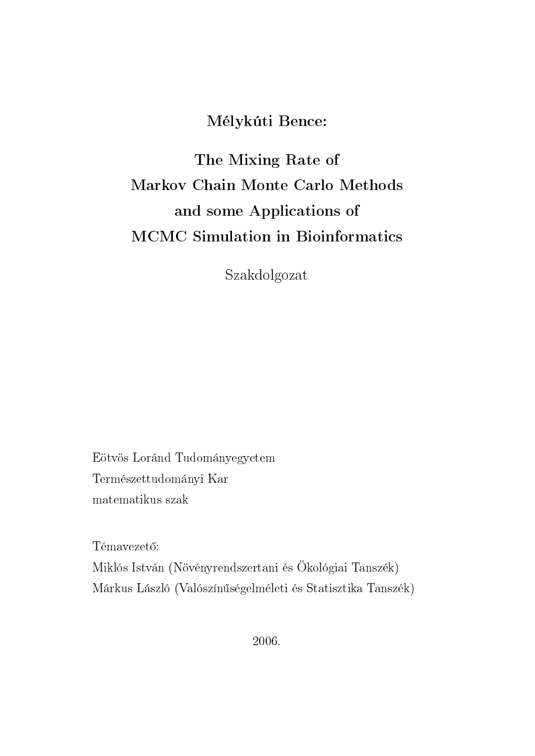**Mélykúti Bence:**

# The Mixing Rate of Markov Chain Monte Carlo Methods and some Applications of MCMC Simulation in Bioinformatics

Szakdolgozat

Eötvös Loránd Tudományegyetem
Természettudományi Kar
matematikus szak

Témavezető:
Miklós István (Növényrendszertani és Ökológiai Tanszék)
Márkus László (Valószínűségelméleti és Statisztika Tanszék)

2006.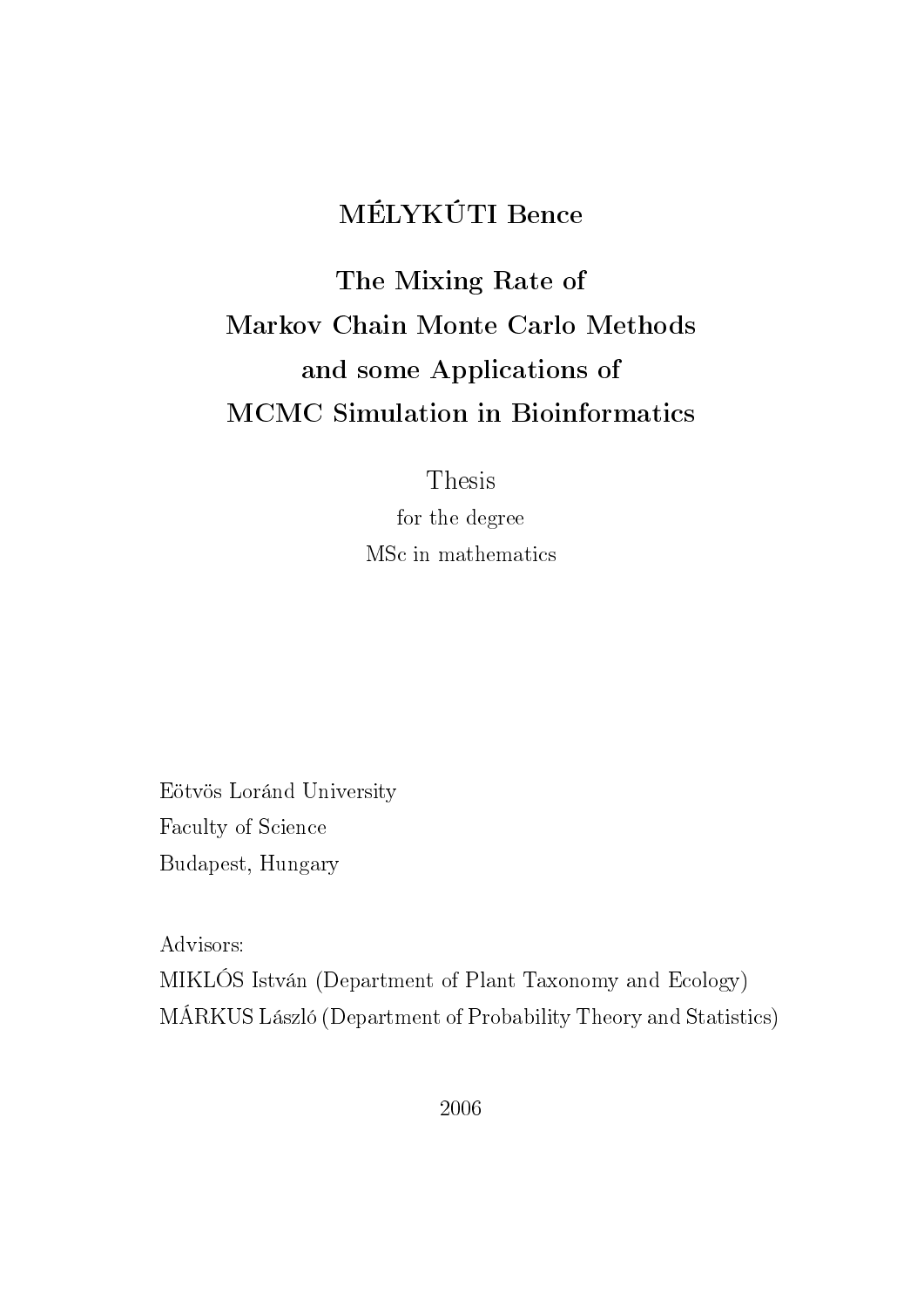**MÉLYKÚTI Bence**

# The Mixing Rate of Markov Chain Monte Carlo Methods and some Applications of MCMC Simulation in Bioinformatics

Thesis

for the degree

MSc in mathematics

Eötvös Loránd University

Faculty of Science

Budapest, Hungary

Advisors:

MIKLÓS István (Department of Plant Taxonomy and Ecology)

MÁRKUS László (Department of Probability Theory and Statistics)

2006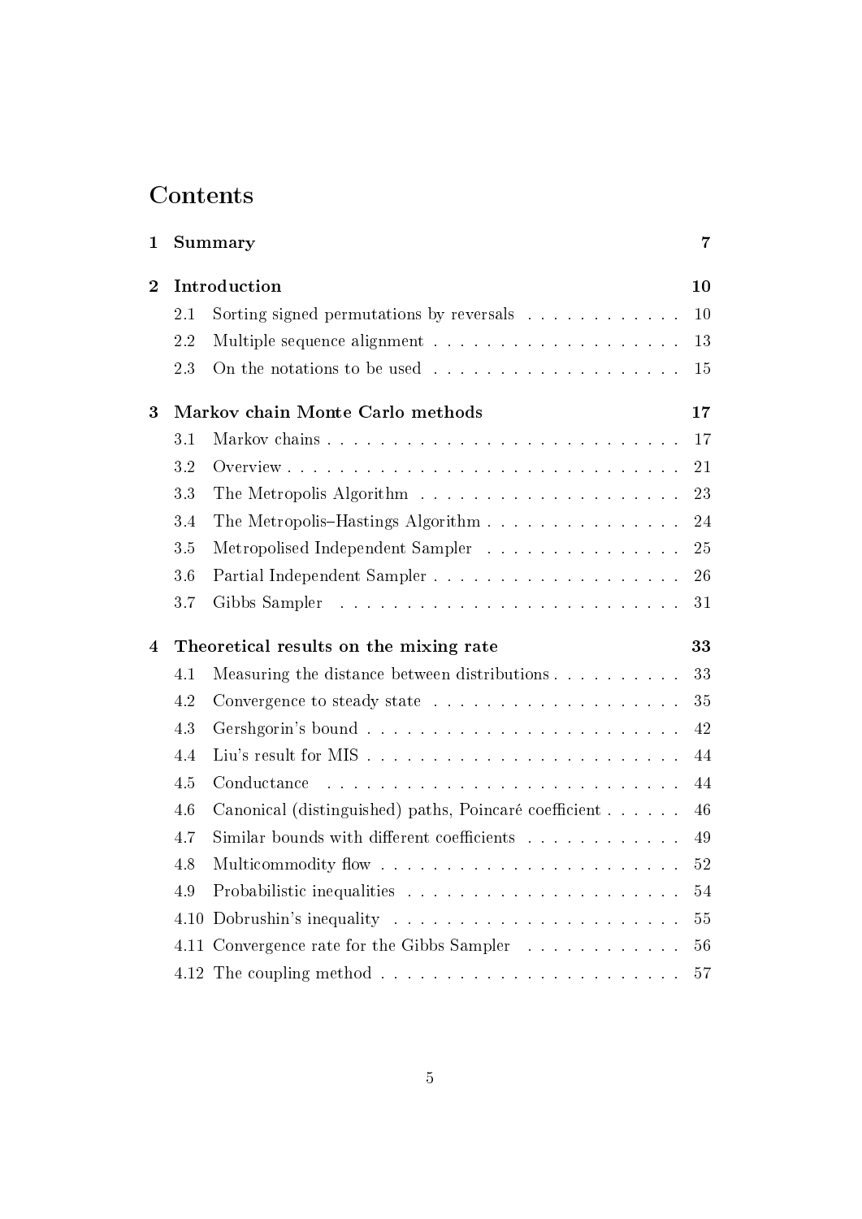# Contents

**1 Summary** — 7

**2 Introduction** — 10

- 2.1 Sorting signed permutations by reversals — 10
- 2.2 Multiple sequence alignment — 13
- 2.3 On the notations to be used — 15

**3 Markov chain Monte Carlo methods** — 17

- 3.1 Markov chains — 17
- 3.2 Overview — 21
- 3.3 The Metropolis Algorithm — 23
- 3.4 The Metropolis–Hastings Algorithm — 24
- 3.5 Metropolised Independent Sampler — 25
- 3.6 Partial Independent Sampler — 26
- 3.7 Gibbs Sampler — 31

**4 Theoretical results on the mixing rate** — 33

- 4.1 Measuring the distance between distributions — 33
- 4.2 Convergence to steady state — 35
- 4.3 Gershgorin's bound — 42
- 4.4 Liu's result for MIS — 44
- 4.5 Conductance — 44
- 4.6 Canonical (distinguished) paths, Poincaré coefficient — 46
- 4.7 Similar bounds with different coefficients — 49
- 4.8 Multicommodity flow — 52
- 4.9 Probabilistic inequalities — 54
- 4.10 Dobrushin's inequality — 55
- 4.11 Convergence rate for the Gibbs Sampler — 56
- 4.12 The coupling method — 57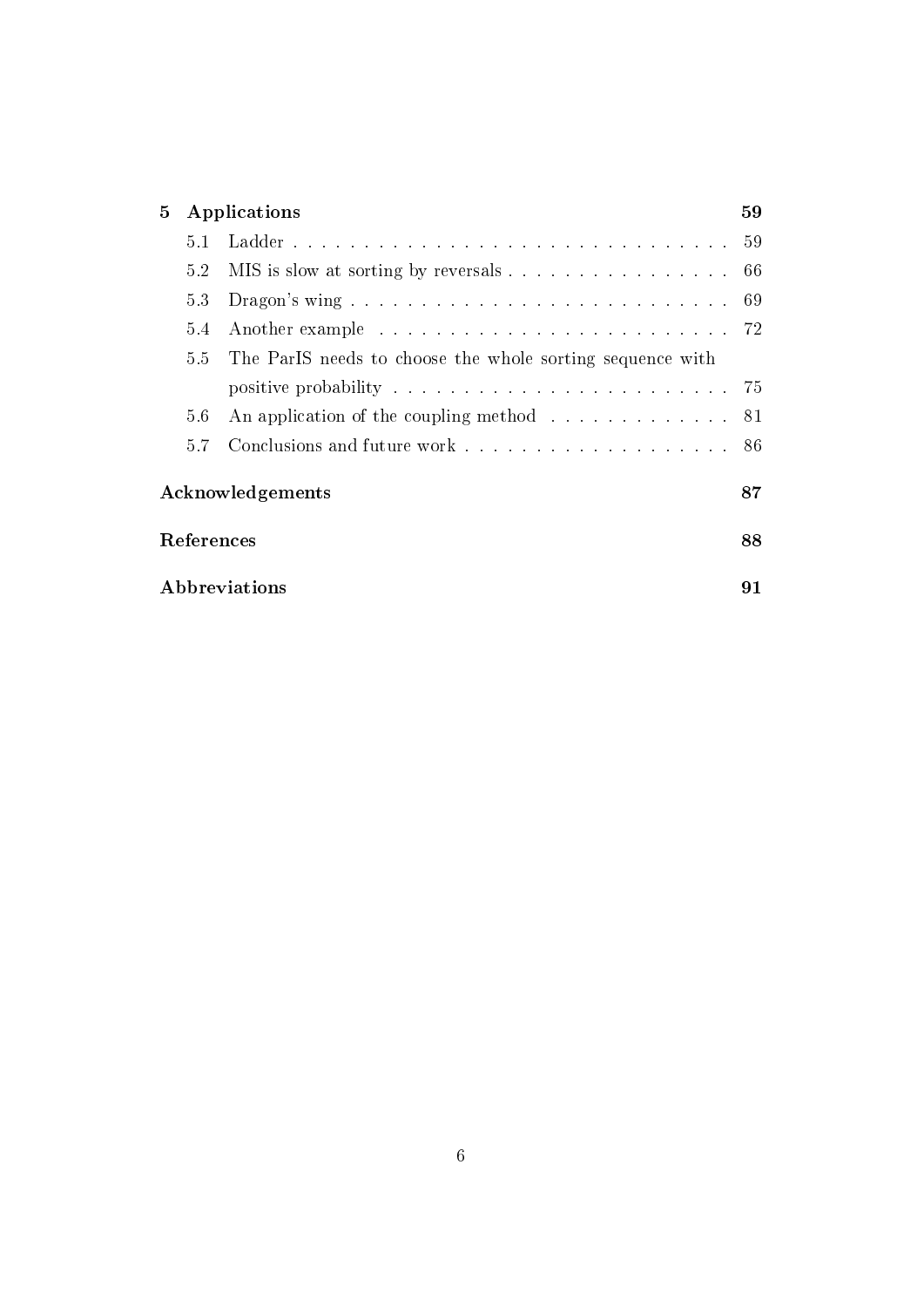**5 Applications** 59

- 5.1 Ladder . . . . . . . . . . . . . . . . . . . . . . . . . . . . . . . 59
- 5.2 MIS is slow at sorting by reversals . . . . . . . . . . . . . . . . 66
- 5.3 Dragon's wing . . . . . . . . . . . . . . . . . . . . . . . . . . . 69
- 5.4 Another example . . . . . . . . . . . . . . . . . . . . . . . . . 72
- 5.5 The ParIS needs to choose the whole sorting sequence with positive probability . . . . . . . . . . . . . . . . . . . . . . . . 75
- 5.6 An application of the coupling method . . . . . . . . . . . . . 81
- 5.7 Conclusions and future work . . . . . . . . . . . . . . . . . . . 86

**Acknowledgements** 87

**References** 88

**Abbreviations** 91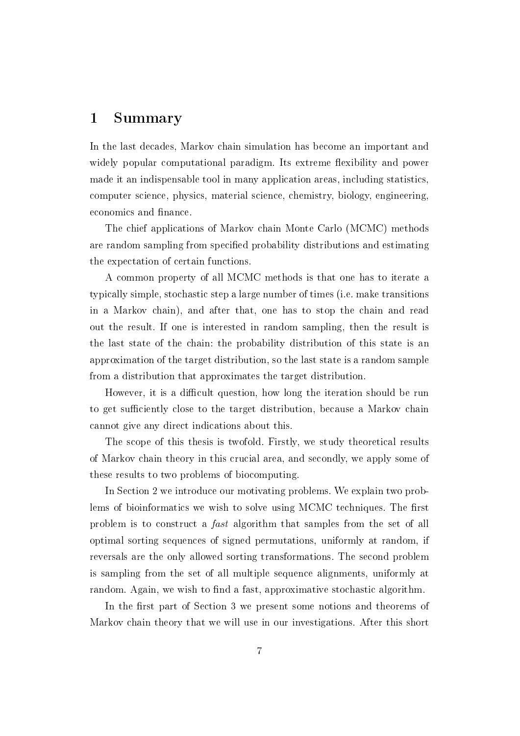# 1 Summary

In the last decades, Markov chain simulation has become an important and widely popular computational paradigm. Its extreme flexibility and power made it an indispensable tool in many application areas, including statistics, computer science, physics, material science, chemistry, biology, engineering, economics and finance.

The chief applications of Markov chain Monte Carlo (MCMC) methods are random sampling from specified probability distributions and estimating the expectation of certain functions.

A common property of all MCMC methods is that one has to iterate a typically simple, stochastic step a large number of times (i.e. make transitions in a Markov chain), and after that, one has to stop the chain and read out the result. If one is interested in random sampling, then the result is the last state of the chain: the probability distribution of this state is an approximation of the target distribution, so the last state is a random sample from a distribution that approximates the target distribution.

However, it is a difficult question, how long the iteration should be run to get sufficiently close to the target distribution, because a Markov chain cannot give any direct indications about this.

The scope of this thesis is twofold. Firstly, we study theoretical results of Markov chain theory in this crucial area, and secondly, we apply some of these results to two problems of biocomputing.

In Section 2 we introduce our motivating problems. We explain two problems of bioinformatics we wish to solve using MCMC techniques. The first problem is to construct a *fast* algorithm that samples from the set of all optimal sorting sequences of signed permutations, uniformly at random, if reversals are the only allowed sorting transformations. The second problem is sampling from the set of all multiple sequence alignments, uniformly at random. Again, we wish to find a fast, approximative stochastic algorithm.

In the first part of Section 3 we present some notions and theorems of Markov chain theory that we will use in our investigations. After this short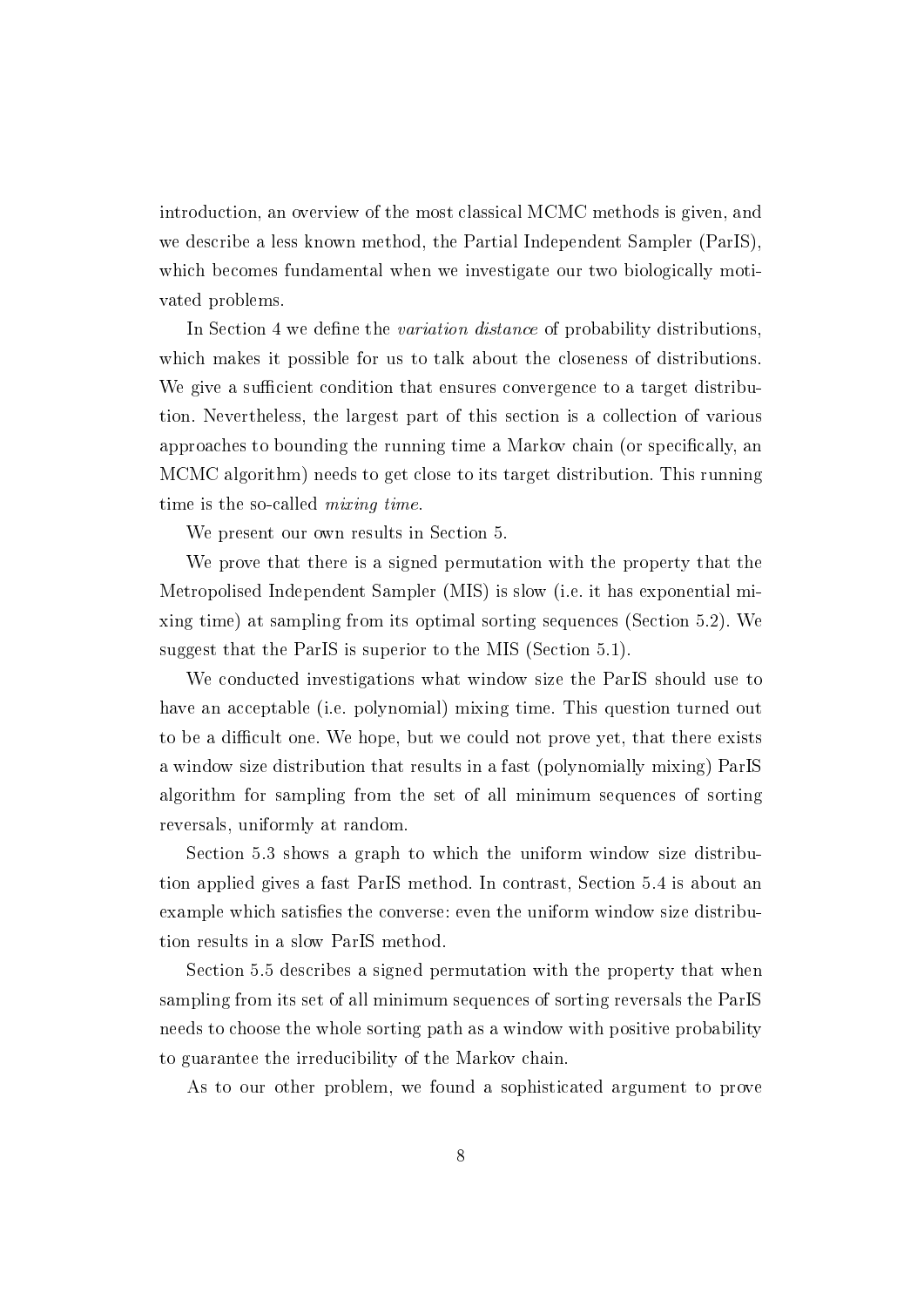introduction, an overview of the most classical MCMC methods is given, and we describe a less known method, the Partial Independent Sampler (ParIS), which becomes fundamental when we investigate our two biologically motivated problems.

In Section 4 we define the *variation distance* of probability distributions, which makes it possible for us to talk about the closeness of distributions. We give a sufficient condition that ensures convergence to a target distribution. Nevertheless, the largest part of this section is a collection of various approaches to bounding the running time a Markov chain (or specifically, an MCMC algorithm) needs to get close to its target distribution. This running time is the so-called *mixing time*.

We present our own results in Section 5.

We prove that there is a signed permutation with the property that the Metropolised Independent Sampler (MIS) is slow (i.e. it has exponential mixing time) at sampling from its optimal sorting sequences (Section 5.2). We suggest that the ParIS is superior to the MIS (Section 5.1).

We conducted investigations what window size the ParIS should use to have an acceptable (i.e. polynomial) mixing time. This question turned out to be a difficult one. We hope, but we could not prove yet, that there exists a window size distribution that results in a fast (polynomially mixing) ParIS algorithm for sampling from the set of all minimum sequences of sorting reversals, uniformly at random.

Section 5.3 shows a graph to which the uniform window size distribution applied gives a fast ParIS method. In contrast, Section 5.4 is about an example which satisfies the converse: even the uniform window size distribution results in a slow ParIS method.

Section 5.5 describes a signed permutation with the property that when sampling from its set of all minimum sequences of sorting reversals the ParIS needs to choose the whole sorting path as a window with positive probability to guarantee the irreducibility of the Markov chain.

As to our other problem, we found a sophisticated argument to prove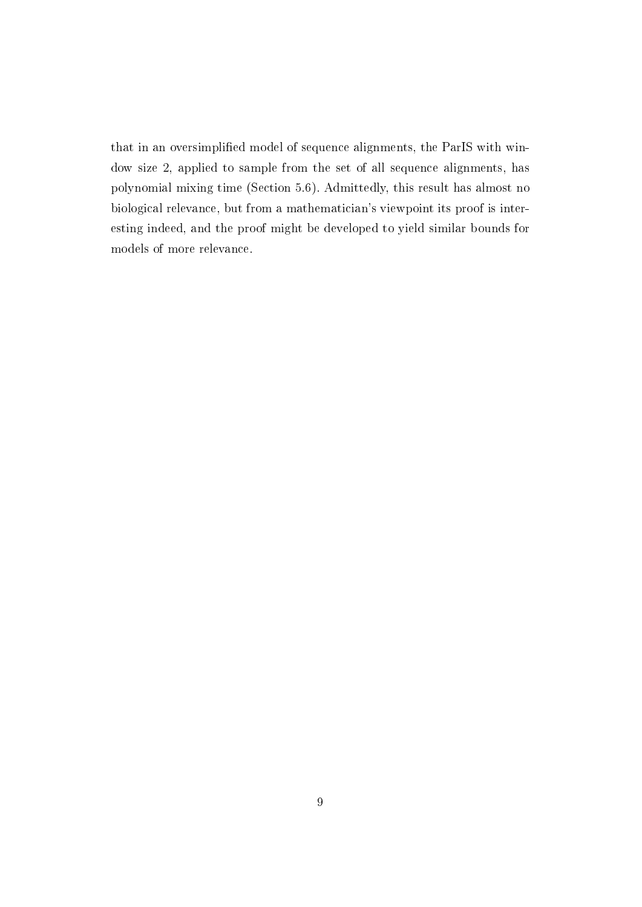that in an oversimplified model of sequence alignments, the ParIS with window size 2, applied to sample from the set of all sequence alignments, has polynomial mixing time (Section 5.6). Admittedly, this result has almost no biological relevance, but from a mathematician's viewpoint its proof is interesting indeed, and the proof might be developed to yield similar bounds for models of more relevance.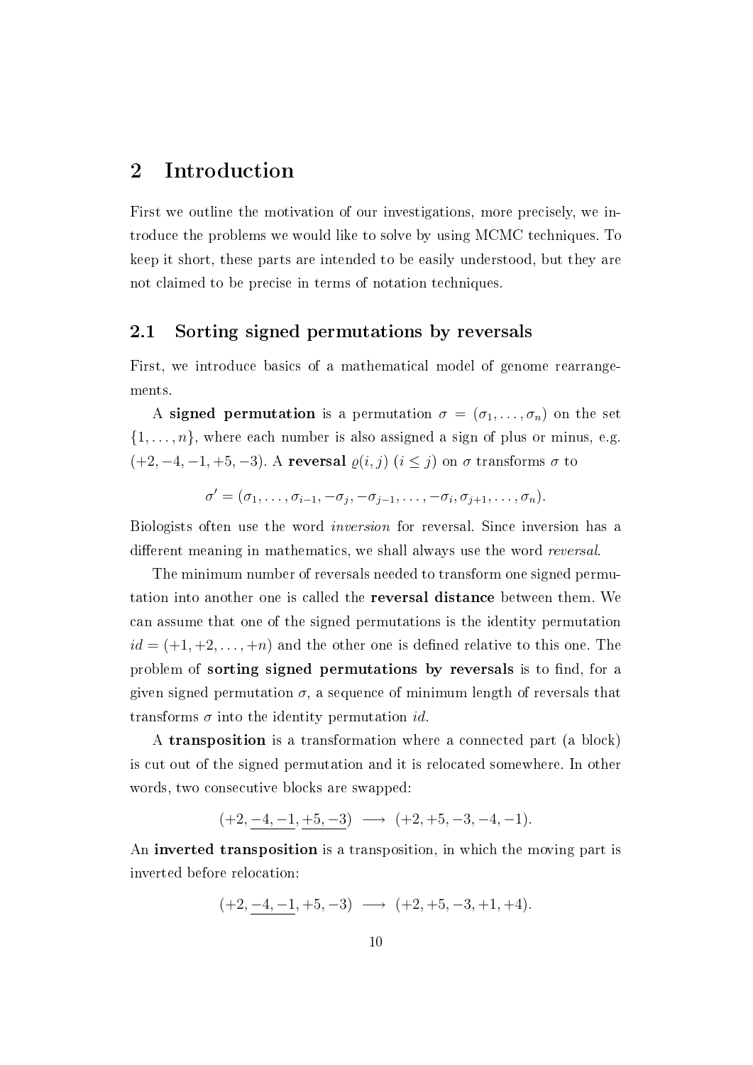# 2 Introduction

First we outline the motivation of our investigations, more precisely, we introduce the problems we would like to solve by using MCMC techniques. To keep it short, these parts are intended to be easily understood, but they are not claimed to be precise in terms of notation techniques.

## 2.1 Sorting signed permutations by reversals

First, we introduce basics of a mathematical model of genome rearrangements.

A **signed permutation** is a permutation $\sigma = (\sigma_1, \ldots, \sigma_n)$ on the set $\{1, \ldots, n\}$, where each number is also assigned a sign of plus or minus, e.g. $(+2, -4, -1, +5, -3)$. A **reversal** $\varrho(i, j)$ $(i \leq j)$ on $\sigma$ transforms $\sigma$ to

$$\sigma' = (\sigma_1, \ldots, \sigma_{i-1}, -\sigma_j, -\sigma_{j-1}, \ldots, -\sigma_i, \sigma_{j+1}, \ldots, \sigma_n).$$

Biologists often use the word *inversion* for reversal. Since inversion has a different meaning in mathematics, we shall always use the word *reversal*.

The minimum number of reversals needed to transform one signed permutation into another one is called the **reversal distance** between them. We can assume that one of the signed permutations is the identity permutation $id = (+1, +2, \ldots, +n)$ and the other one is defined relative to this one. The problem of **sorting signed permutations by reversals** is to find, for a given signed permutation $\sigma$, a sequence of minimum length of reversals that transforms $\sigma$ into the identity permutation $id$.

A **transposition** is a transformation where a connected part (a block) is cut out of the signed permutation and it is relocated somewhere. In other words, two consecutive blocks are swapped:

$$(+2, \underline{-4, -1}, \underline{+5, -3}) \longrightarrow (+2, +5, -3, -4, -1).$$

An **inverted transposition** is a transposition, in which the moving part is inverted before relocation:

$$(+2, \underline{-4, -1}, +5, -3) \longrightarrow (+2, +5, -3, +1, +4).$$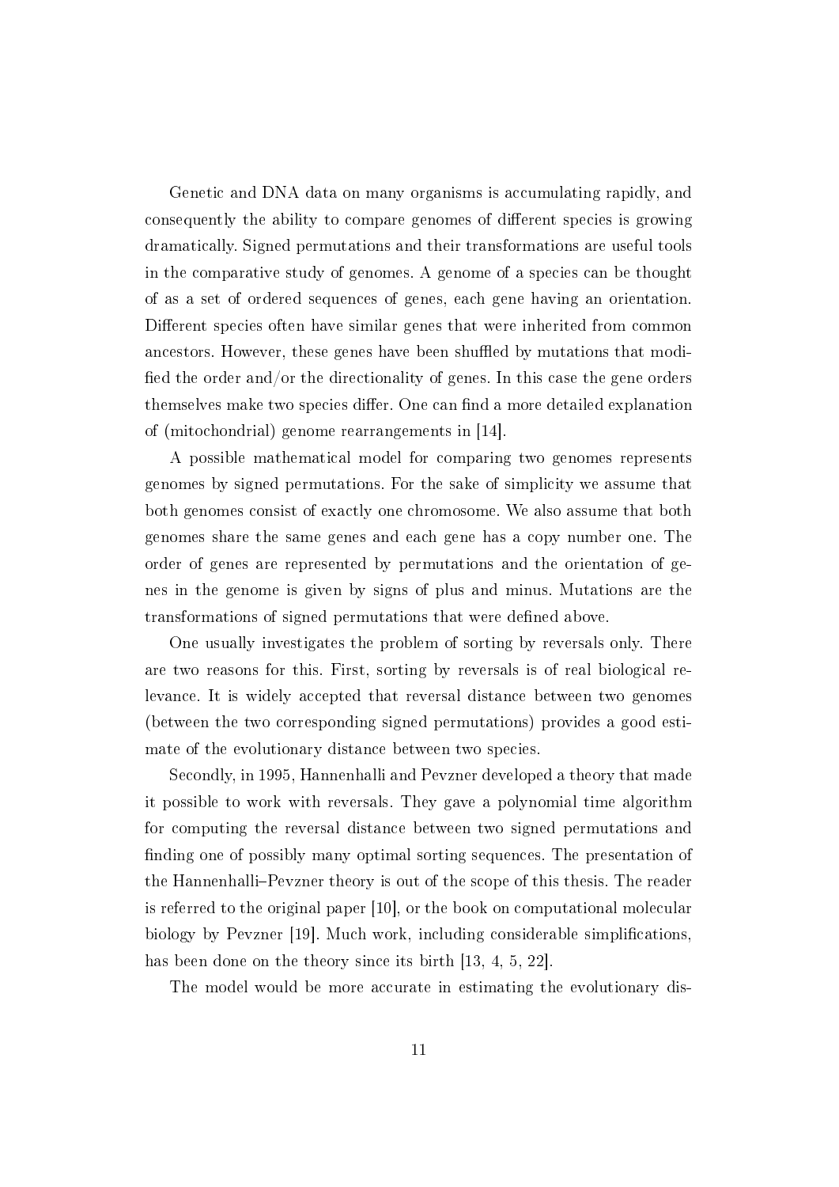Genetic and DNA data on many organisms is accumulating rapidly, and consequently the ability to compare genomes of different species is growing dramatically. Signed permutations and their transformations are useful tools in the comparative study of genomes. A genome of a species can be thought of as a set of ordered sequences of genes, each gene having an orientation. Different species often have similar genes that were inherited from common ancestors. However, these genes have been shuffled by mutations that modified the order and/or the directionality of genes. In this case the gene orders themselves make two species differ. One can find a more detailed explanation of (mitochondrial) genome rearrangements in [14].

A possible mathematical model for comparing two genomes represents genomes by signed permutations. For the sake of simplicity we assume that both genomes consist of exactly one chromosome. We also assume that both genomes share the same genes and each gene has a copy number one. The order of genes are represented by permutations and the orientation of genes in the genome is given by signs of plus and minus. Mutations are the transformations of signed permutations that were defined above.

One usually investigates the problem of sorting by reversals only. There are two reasons for this. First, sorting by reversals is of real biological relevance. It is widely accepted that reversal distance between two genomes (between the two corresponding signed permutations) provides a good estimate of the evolutionary distance between two species.

Secondly, in 1995, Hannenhalli and Pevzner developed a theory that made it possible to work with reversals. They gave a polynomial time algorithm for computing the reversal distance between two signed permutations and finding one of possibly many optimal sorting sequences. The presentation of the Hannenhalli–Pevzner theory is out of the scope of this thesis. The reader is referred to the original paper [10], or the book on computational molecular biology by Pevzner [19]. Much work, including considerable simplifications, has been done on the theory since its birth [13, 4, 5, 22].

The model would be more accurate in estimating the evolutionary dis-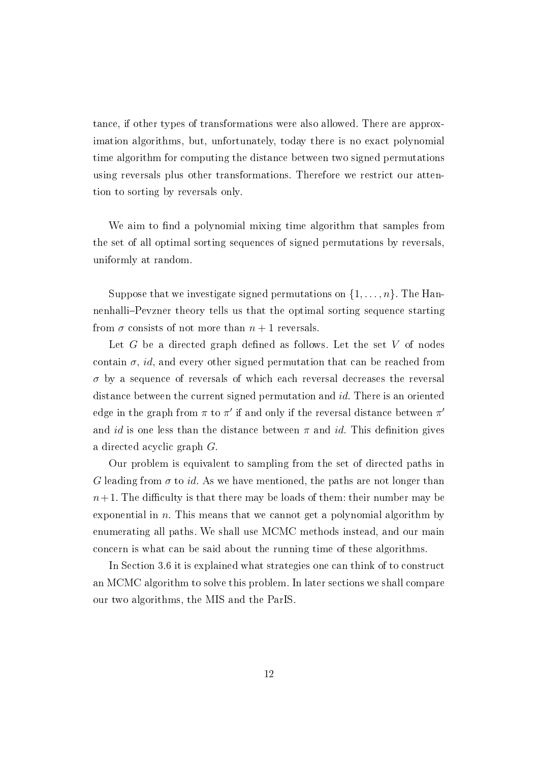tance, if other types of transformations were also allowed. There are approximation algorithms, but, unfortunately, today there is no exact polynomial time algorithm for computing the distance between two signed permutations using reversals plus other transformations. Therefore we restrict our attention to sorting by reversals only.

We aim to find a polynomial mixing time algorithm that samples from the set of all optimal sorting sequences of signed permutations by reversals, uniformly at random.

Suppose that we investigate signed permutations on $\{1, \ldots, n\}$. The Hannenhalli–Pevzner theory tells us that the optimal sorting sequence starting from $\sigma$ consists of not more than $n + 1$ reversals.

Let $G$ be a directed graph defined as follows. Let the set $V$ of nodes contain $\sigma$, $id$, and every other signed permutation that can be reached from $\sigma$ by a sequence of reversals of which each reversal decreases the reversal distance between the current signed permutation and $id$. There is an oriented edge in the graph from $\pi$ to $\pi'$ if and only if the reversal distance between $\pi'$ and $id$ is one less than the distance between $\pi$ and $id$. This definition gives a directed acyclic graph $G$.

Our problem is equivalent to sampling from the set of directed paths in $G$ leading from $\sigma$ to $id$. As we have mentioned, the paths are not longer than $n+1$. The difficulty is that there may be loads of them: their number may be exponential in $n$. This means that we cannot get a polynomial algorithm by enumerating all paths. We shall use MCMC methods instead, and our main concern is what can be said about the running time of these algorithms.

In Section 3.6 it is explained what strategies one can think of to construct an MCMC algorithm to solve this problem. In later sections we shall compare our two algorithms, the MIS and the ParIS.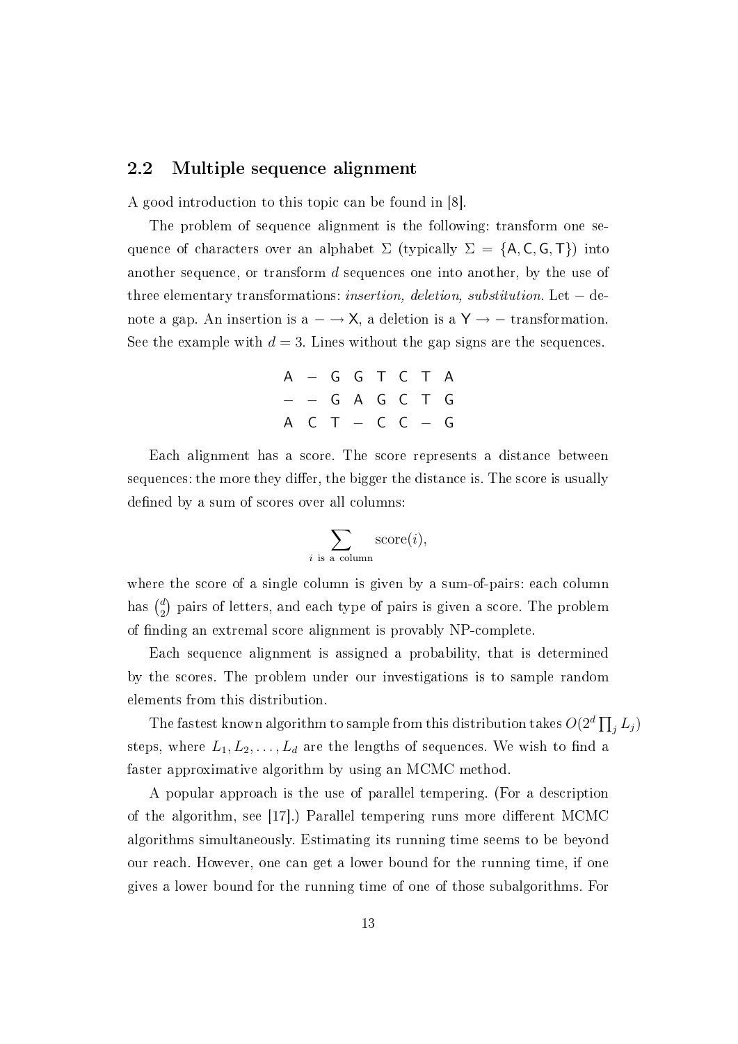## 2.2 Multiple sequence alignment

A good introduction to this topic can be found in [8].

The problem of sequence alignment is the following: transform one sequence of characters over an alphabet $\Sigma$ (typically $\Sigma = \{\mathsf{A}, \mathsf{C}, \mathsf{G}, \mathsf{T}\}$) into another sequence, or transform $d$ sequences one into another, by the use of three elementary transformations: *insertion, deletion, substitution*. Let $-$ denote a gap. An insertion is a $- \rightarrow \mathsf{X}$, a deletion is a $\mathsf{Y} \rightarrow -$ transformation. See the example with $d = 3$. Lines without the gap signs are the sequences.

$$
\begin{array}{cccccccc}
\mathsf{A} & - & \mathsf{G} & \mathsf{G} & \mathsf{T} & \mathsf{C} & \mathsf{T} & \mathsf{A} \\
- & - & \mathsf{G} & \mathsf{A} & \mathsf{G} & \mathsf{C} & \mathsf{T} & \mathsf{G} \\
\mathsf{A} & \mathsf{C} & \mathsf{T} & - & \mathsf{C} & \mathsf{C} & - & \mathsf{G}
\end{array}
$$

Each alignment has a score. The score represents a distance between sequences: the more they differ, the bigger the distance is. The score is usually defined by a sum of scores over all columns:

$$\sum_{i \text{ is a column}} \text{score}(i),$$

where the score of a single column is given by a sum-of-pairs: each column has $\binom{d}{2}$ pairs of letters, and each type of pairs is given a score. The problem of finding an extremal score alignment is provably NP-complete.

Each sequence alignment is assigned a probability, that is determined by the scores. The problem under our investigations is to sample random elements from this distribution.

The fastest known algorithm to sample from this distribution takes $O(2^d \prod_j L_j)$ steps, where $L_1, L_2, \ldots, L_d$ are the lengths of sequences. We wish to find a faster approximative algorithm by using an MCMC method.

A popular approach is the use of parallel tempering. (For a description of the algorithm, see [17].) Parallel tempering runs more different MCMC algorithms simultaneously. Estimating its running time seems to be beyond our reach. However, one can get a lower bound for the running time, if one gives a lower bound for the running time of one of those subalgorithms. For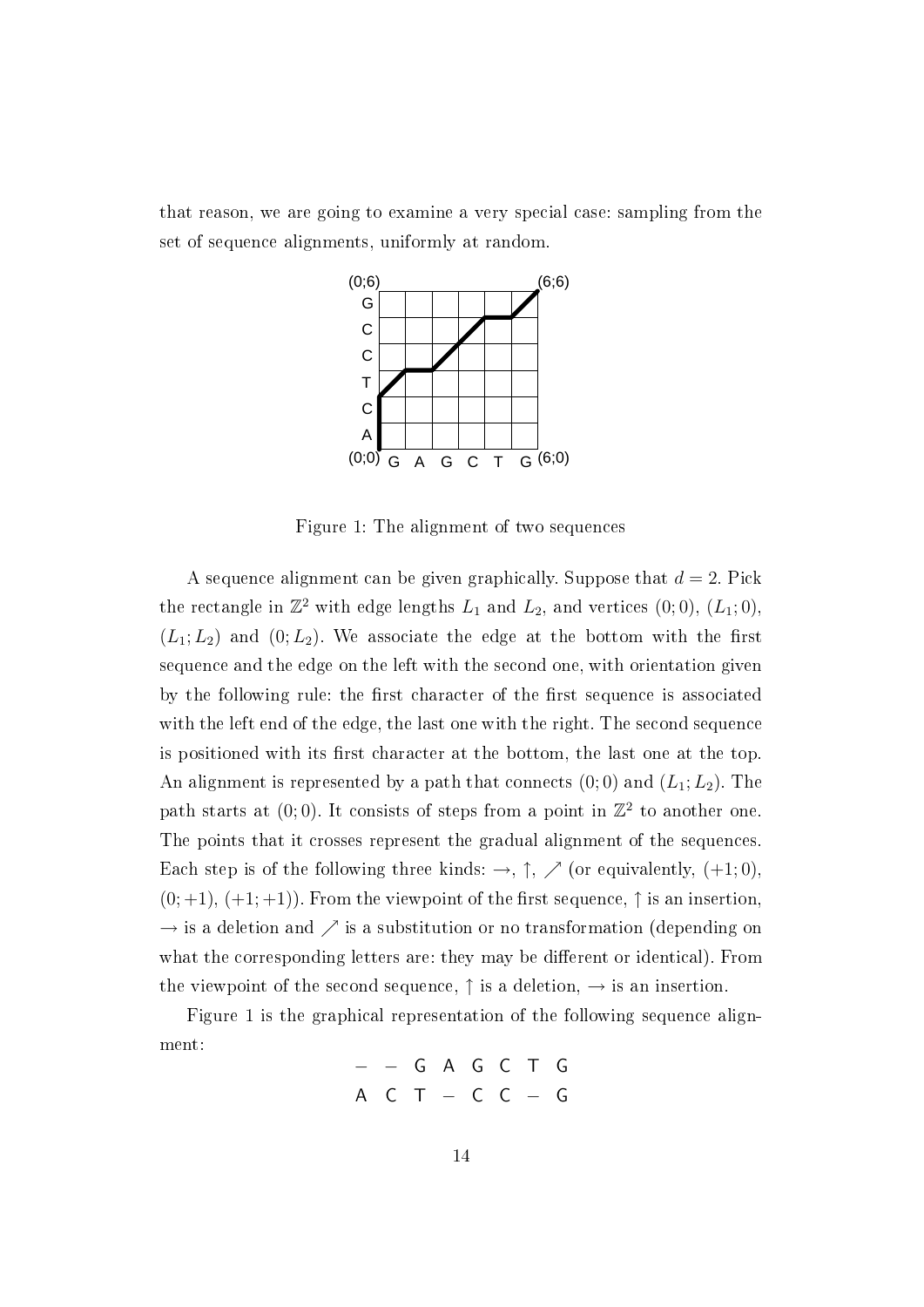that reason, we are going to examine a very special case: sampling from the set of sequence alignments, uniformly at random.

Figure 1: The alignment of two sequences

A sequence alignment can be given graphically. Suppose that $d = 2$. Pick the rectangle in $\mathbb{Z}^2$ with edge lengths $L_1$ and $L_2$, and vertices $(0; 0)$, $(L_1; 0)$, $(L_1; L_2)$ and $(0; L_2)$. We associate the edge at the bottom with the first sequence and the edge on the left with the second one, with orientation given by the following rule: the first character of the first sequence is associated with the left end of the edge, the last one with the right. The second sequence is positioned with its first character at the bottom, the last one at the top. An alignment is represented by a path that connects $(0; 0)$ and $(L_1; L_2)$. The path starts at $(0; 0)$. It consists of steps from a point in $\mathbb{Z}^2$ to another one. The points that it crosses represent the gradual alignment of the sequences. Each step is of the following three kinds: $\rightarrow$, $\uparrow$, $\nearrow$ (or equivalently, $(+1; 0)$, $(0; +1)$, $(+1; +1)$). From the viewpoint of the first sequence, $\uparrow$ is an insertion, $\rightarrow$ is a deletion and $\nearrow$ is a substitution or no transformation (depending on what the corresponding letters are: they may be different or identical). From the viewpoint of the second sequence, $\uparrow$ is a deletion, $\rightarrow$ is an insertion.

Figure 1 is the graphical representation of the following sequence alignment:

```
– – G A G C T G
A C T – C C – G
```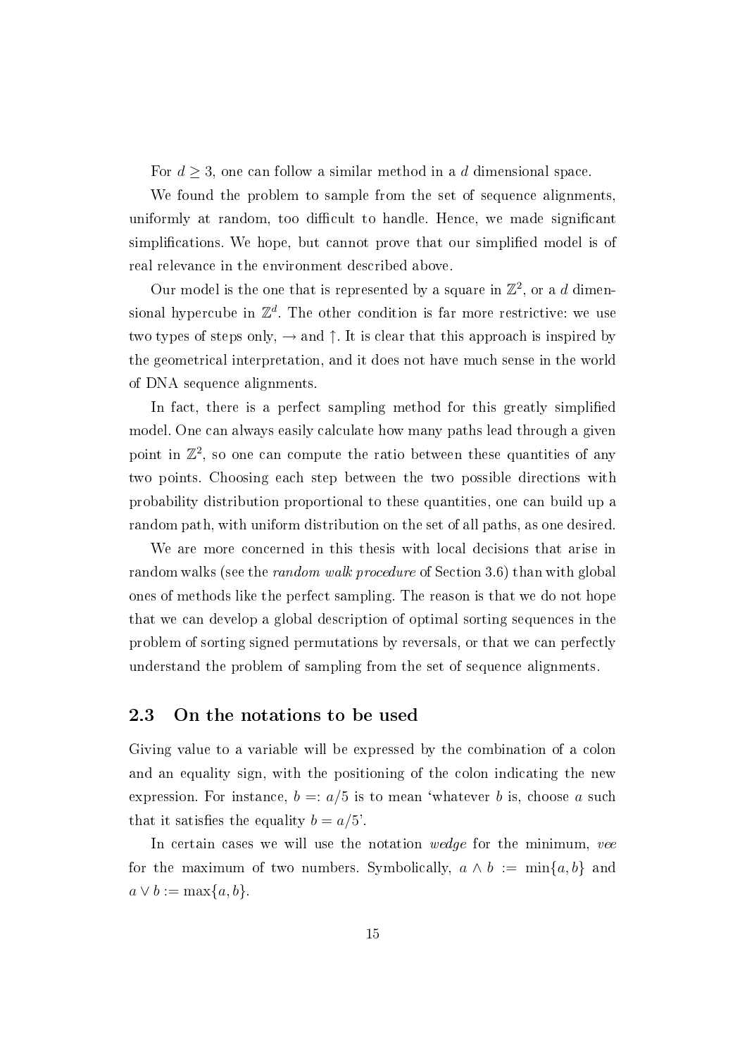For $d \geq 3$, one can follow a similar method in a $d$ dimensional space.

We found the problem to sample from the set of sequence alignments, uniformly at random, too difficult to handle. Hence, we made significant simplifications. We hope, but cannot prove that our simplified model is of real relevance in the environment described above.

Our model is the one that is represented by a square in $\mathbb{Z}^2$, or a $d$ dimensional hypercube in $\mathbb{Z}^d$. The other condition is far more restrictive: we use two types of steps only, $\rightarrow$ and $\uparrow$. It is clear that this approach is inspired by the geometrical interpretation, and it does not have much sense in the world of DNA sequence alignments.

In fact, there is a perfect sampling method for this greatly simplified model. One can always easily calculate how many paths lead through a given point in $\mathbb{Z}^2$, so one can compute the ratio between these quantities of any two points. Choosing each step between the two possible directions with probability distribution proportional to these quantities, one can build up a random path, with uniform distribution on the set of all paths, as one desired.

We are more concerned in this thesis with local decisions that arise in random walks (see the *random walk procedure* of Section 3.6) than with global ones of methods like the perfect sampling. The reason is that we do not hope that we can develop a global description of optimal sorting sequences in the problem of sorting signed permutations by reversals, or that we can perfectly understand the problem of sampling from the set of sequence alignments.

## 2.3 On the notations to be used

Giving value to a variable will be expressed by the combination of a colon and an equality sign, with the positioning of the colon indicating the new expression. For instance, $b =: a/5$ is to mean 'whatever $b$ is, choose $a$ such that it satisfies the equality $b = a/5$'.

In certain cases we will use the notation *wedge* for the minimum, *vee* for the maximum of two numbers. Symbolically, $a \wedge b := \min\{a, b\}$ and $a \vee b := \max\{a, b\}$.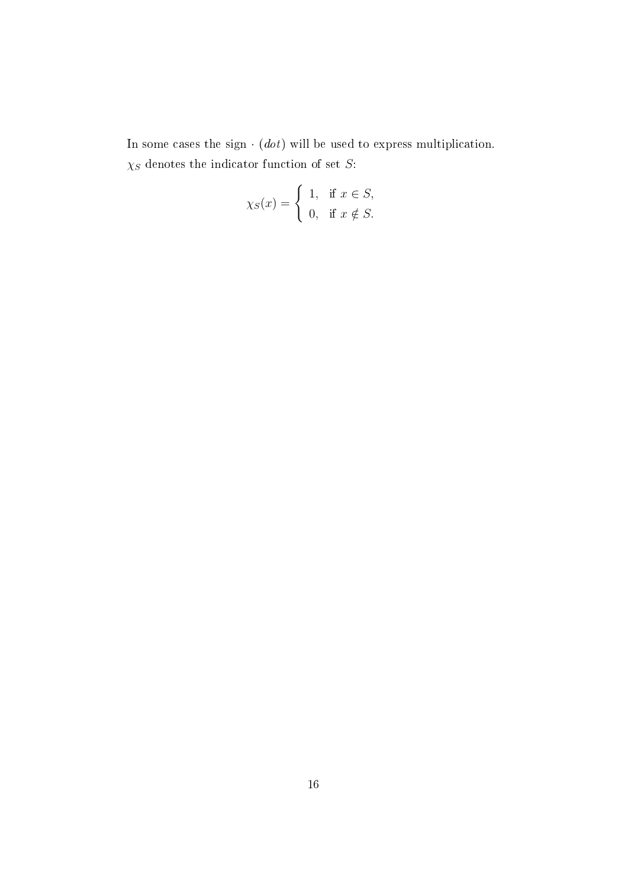In some cases the sign $\cdot$ (*dot*) will be used to express multiplication.
$\chi_S$ denotes the indicator function of set $S$:

$$\chi_S(x) = \begin{cases} 1, & \text{if } x \in S, \\ 0, & \text{if } x \notin S. \end{cases}$$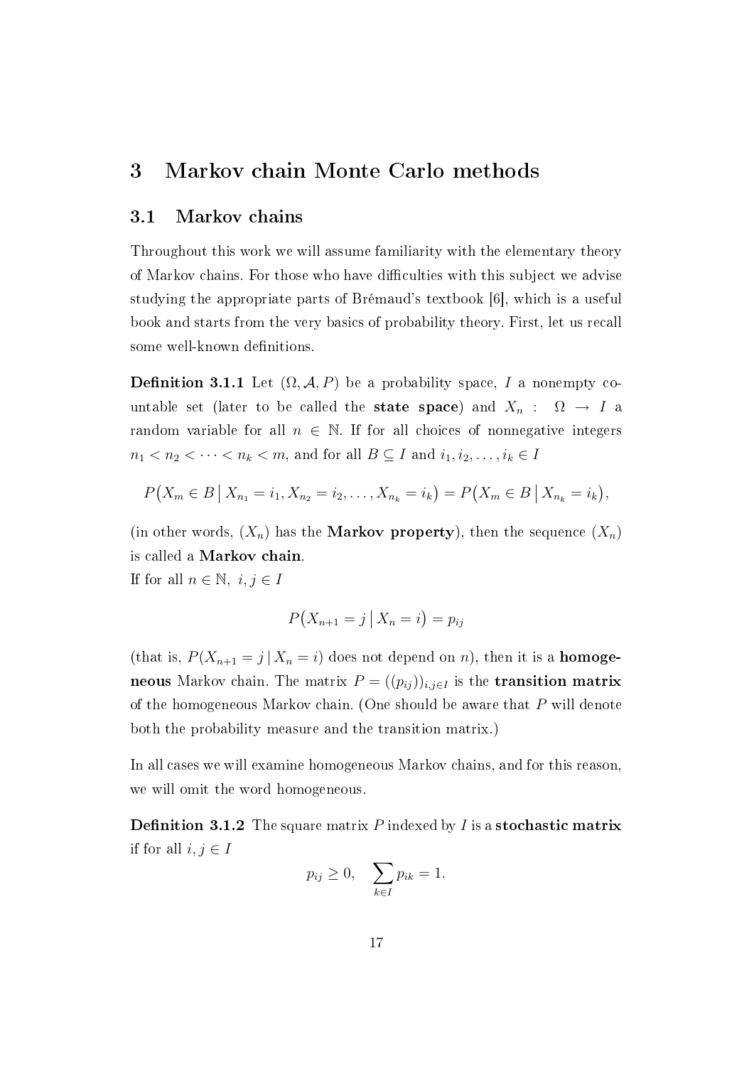# 3 Markov chain Monte Carlo methods

## 3.1 Markov chains

Throughout this work we will assume familiarity with the elementary theory of Markov chains. For those who have difficulties with this subject we advise studying the appropriate parts of Brémaud's textbook [6], which is a useful book and starts from the very basics of probability theory. First, let us recall some well-known definitions.

**Definition 3.1.1** Let $(\Omega, \mathcal{A}, P)$ be a probability space, $I$ a nonempty countable set (later to be called the **state space**) and $X_n : \Omega \to I$ a random variable for all $n \in \mathbb{N}$. If for all choices of nonnegative integers $n_1 < n_2 < \cdots < n_k < m$, and for all $B \subseteq I$ and $i_1, i_2, \ldots, i_k \in I$

$$P\big(X_m \in B \,\big|\, X_{n_1} = i_1, X_{n_2} = i_2, \ldots, X_{n_k} = i_k\big) = P\big(X_m \in B \,\big|\, X_{n_k} = i_k\big),$$

(in other words, $(X_n)$ has the **Markov property**), then the sequence $(X_n)$ is called a **Markov chain**.
If for all $n \in \mathbb{N},\ i, j \in I$

$$P\big(X_{n+1} = j \,\big|\, X_n = i\big) = p_{ij}$$

(that is, $P(X_{n+1} = j \,|\, X_n = i)$ does not depend on $n$), then it is a **homogeneous** Markov chain. The matrix $P = ((p_{ij}))_{i,j \in I}$ is the **transition matrix** of the homogeneous Markov chain. (One should be aware that $P$ will denote both the probability measure and the transition matrix.)

In all cases we will examine homogeneous Markov chains, and for this reason, we will omit the word homogeneous.

**Definition 3.1.2** The square matrix $P$ indexed by $I$ is a **stochastic matrix** if for all $i, j \in I$

$$p_{ij} \geq 0, \quad \sum_{k \in I} p_{ik} = 1.$$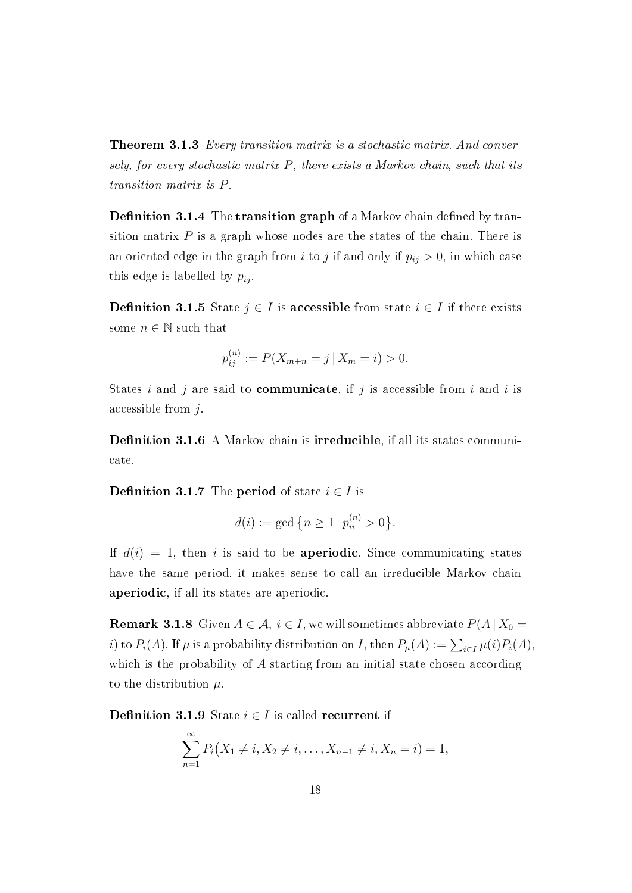**Theorem 3.1.3** *Every transition matrix is a stochastic matrix. And conversely, for every stochastic matrix $P$, there exists a Markov chain, such that its transition matrix is $P$.*

**Definition 3.1.4** The **transition graph** of a Markov chain defined by transition matrix $P$ is a graph whose nodes are the states of the chain. There is an oriented edge in the graph from $i$ to $j$ if and only if $p_{ij} > 0$, in which case this edge is labelled by $p_{ij}$.

**Definition 3.1.5** State $j \in I$ is **accessible** from state $i \in I$ if there exists some $n \in \mathbb{N}$ such that

$$p_{ij}^{(n)} := P(X_{m+n} = j \,|\, X_m = i) > 0.$$

States $i$ and $j$ are said to **communicate**, if $j$ is accessible from $i$ and $i$ is accessible from $j$.

**Definition 3.1.6** A Markov chain is **irreducible**, if all its states communicate.

**Definition 3.1.7** The **period** of state $i \in I$ is

$$d(i) := \gcd\big\{n \geq 1 \,\big|\, p_{ii}^{(n)} > 0\big\}.$$

If $d(i) = 1$, then $i$ is said to be **aperiodic**. Since communicating states have the same period, it makes sense to call an irreducible Markov chain **aperiodic**, if all its states are aperiodic.

**Remark 3.1.8** Given $A \in \mathcal{A}$, $i \in I$, we will sometimes abbreviate $P(A \,|\, X_0 = i)$ to $P_i(A)$. If $\mu$ is a probability distribution on $I$, then $P_\mu(A) := \sum_{i \in I} \mu(i) P_i(A)$, which is the probability of $A$ starting from an initial state chosen according to the distribution $\mu$.

**Definition 3.1.9** State $i \in I$ is called **recurrent** if

$$\sum_{n=1}^{\infty} P_i\big(X_1 \neq i, X_2 \neq i, \ldots, X_{n-1} \neq i, X_n = i\big) = 1,$$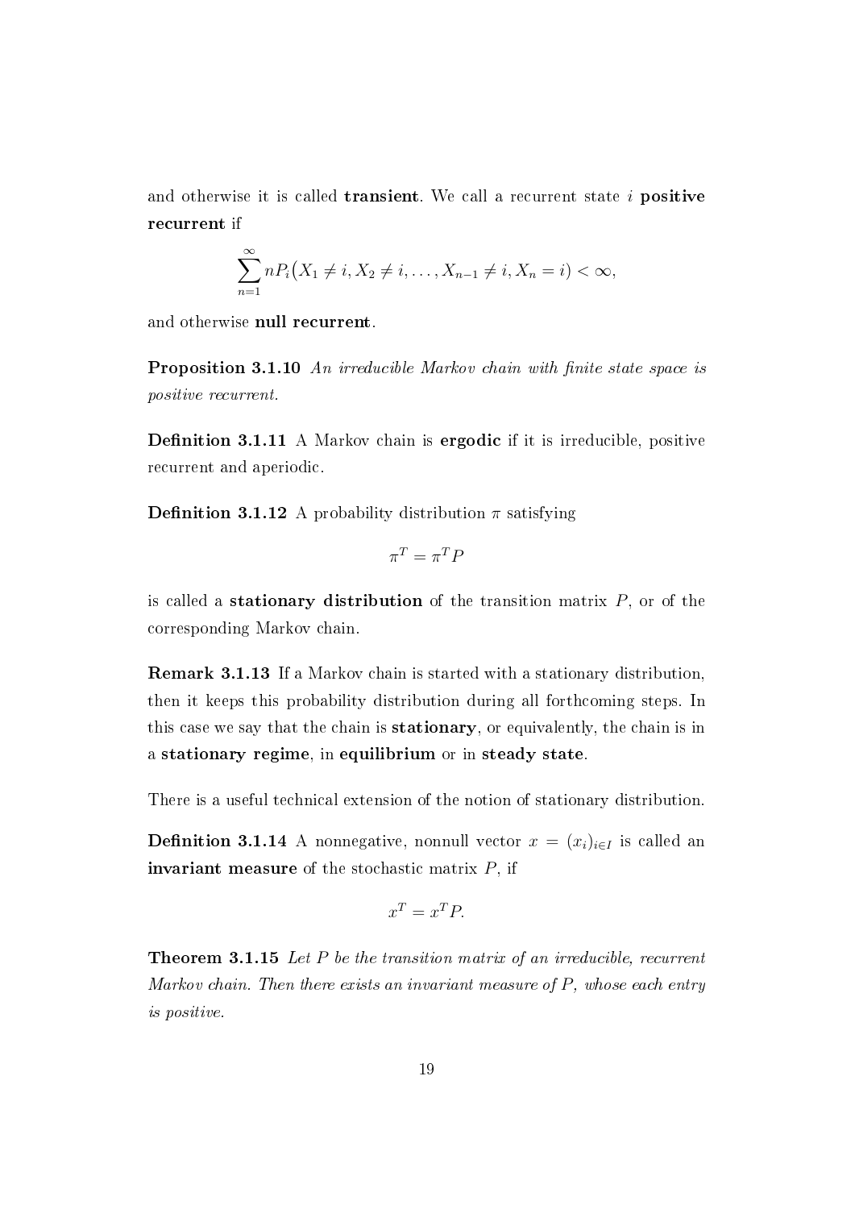and otherwise it is called **transient**. We call a recurrent state $i$ **positive recurrent** if

$$\sum_{n=1}^{\infty} n P_i\big(X_1 \neq i, X_2 \neq i, \ldots, X_{n-1} \neq i, X_n = i\big) < \infty,$$

and otherwise **null recurrent**.

**Proposition 3.1.10** *An irreducible Markov chain with finite state space is positive recurrent.*

**Definition 3.1.11** A Markov chain is **ergodic** if it is irreducible, positive recurrent and aperiodic.

**Definition 3.1.12** A probability distribution $\pi$ satisfying

$$\pi^T = \pi^T P$$

is called a **stationary distribution** of the transition matrix $P$, or of the corresponding Markov chain.

**Remark 3.1.13** If a Markov chain is started with a stationary distribution, then it keeps this probability distribution during all forthcoming steps. In this case we say that the chain is **stationary**, or equivalently, the chain is in a **stationary regime**, in **equilibrium** or in **steady state**.

There is a useful technical extension of the notion of stationary distribution.

**Definition 3.1.14** A nonnegative, nonnull vector $x = (x_i)_{i \in I}$ is called an **invariant measure** of the stochastic matrix $P$, if

$$x^T = x^T P.$$

**Theorem 3.1.15** *Let $P$ be the transition matrix of an irreducible, recurrent Markov chain. Then there exists an invariant measure of $P$, whose each entry is positive.*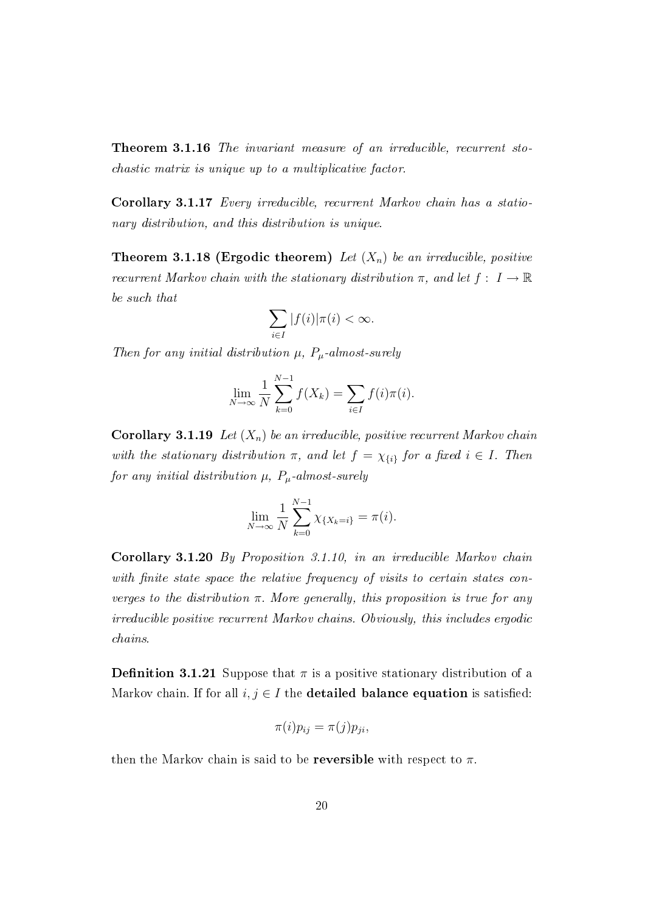**Theorem 3.1.16** *The invariant measure of an irreducible, recurrent stochastic matrix is unique up to a multiplicative factor.*

**Corollary 3.1.17** *Every irreducible, recurrent Markov chain has a stationary distribution, and this distribution is unique.*

**Theorem 3.1.18 (Ergodic theorem)** *Let $(X_n)$ be an irreducible, positive recurrent Markov chain with the stationary distribution $\pi$, and let $f : I \to \mathbb{R}$ be such that*

$$\sum_{i \in I} |f(i)|\pi(i) < \infty.$$

*Then for any initial distribution $\mu$, $P_\mu$-almost-surely*

$$\lim_{N \to \infty} \frac{1}{N} \sum_{k=0}^{N-1} f(X_k) = \sum_{i \in I} f(i)\pi(i).$$

**Corollary 3.1.19** *Let $(X_n)$ be an irreducible, positive recurrent Markov chain with the stationary distribution $\pi$, and let $f = \chi_{\{i\}}$ for a fixed $i \in I$. Then for any initial distribution $\mu$, $P_\mu$-almost-surely*

$$\lim_{N \to \infty} \frac{1}{N} \sum_{k=0}^{N-1} \chi_{\{X_k = i\}} = \pi(i).$$

**Corollary 3.1.20** *By Proposition 3.1.10, in an irreducible Markov chain with finite state space the relative frequency of visits to certain states converges to the distribution $\pi$. More generally, this proposition is true for any irreducible positive recurrent Markov chains. Obviously, this includes ergodic chains.*

**Definition 3.1.21** Suppose that $\pi$ is a positive stationary distribution of a Markov chain. If for all $i, j \in I$ the **detailed balance equation** is satisfied:

$$\pi(i)p_{ij} = \pi(j)p_{ji},$$

then the Markov chain is said to be **reversible** with respect to $\pi$.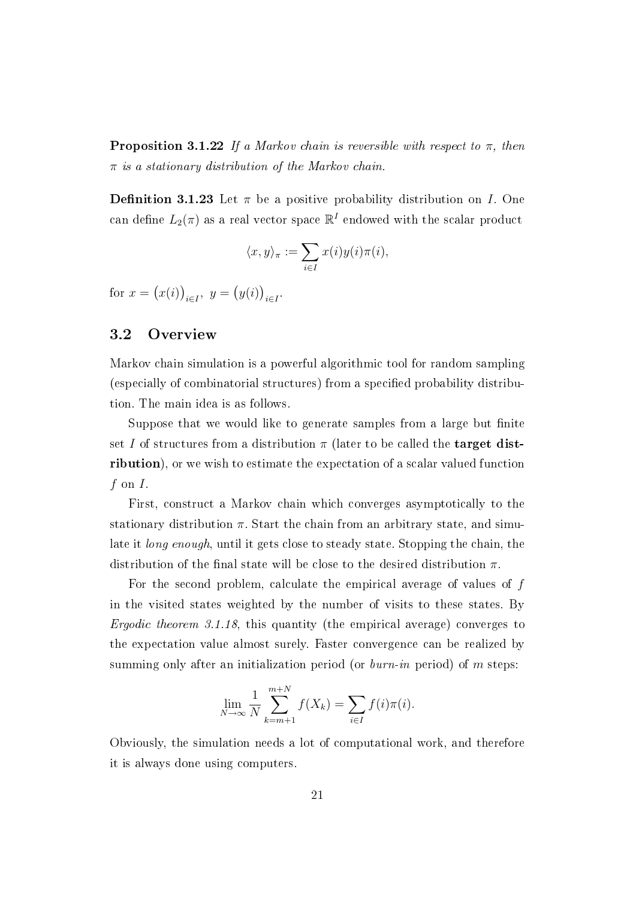**Proposition 3.1.22** *If a Markov chain is reversible with respect to $\pi$, then $\pi$ is a stationary distribution of the Markov chain.*

**Definition 3.1.23** Let $\pi$ be a positive probability distribution on $I$. One can define $L_2(\pi)$ as a real vector space $\mathbb{R}^I$ endowed with the scalar product

$$\langle x, y \rangle_\pi := \sum_{i \in I} x(i) y(i) \pi(i),$$

for $x = \big(x(i)\big)_{i \in I},\ y = \big(y(i)\big)_{i \in I}$.

## 3.2 Overview

Markov chain simulation is a powerful algorithmic tool for random sampling (especially of combinatorial structures) from a specified probability distribution. The main idea is as follows.

Suppose that we would like to generate samples from a large but finite set $I$ of structures from a distribution $\pi$ (later to be called the **target distribution**), or we wish to estimate the expectation of a scalar valued function $f$ on $I$.

First, construct a Markov chain which converges asymptotically to the stationary distribution $\pi$. Start the chain from an arbitrary state, and simulate it *long enough*, until it gets close to steady state. Stopping the chain, the distribution of the final state will be close to the desired distribution $\pi$.

For the second problem, calculate the empirical average of values of $f$ in the visited states weighted by the number of visits to these states. By *Ergodic theorem 3.1.18*, this quantity (the empirical average) converges to the expectation value almost surely. Faster convergence can be realized by summing only after an initialization period (or *burn-in* period) of $m$ steps:

$$\lim_{N \to \infty} \frac{1}{N} \sum_{k=m+1}^{m+N} f(X_k) = \sum_{i \in I} f(i) \pi(i).$$

Obviously, the simulation needs a lot of computational work, and therefore it is always done using computers.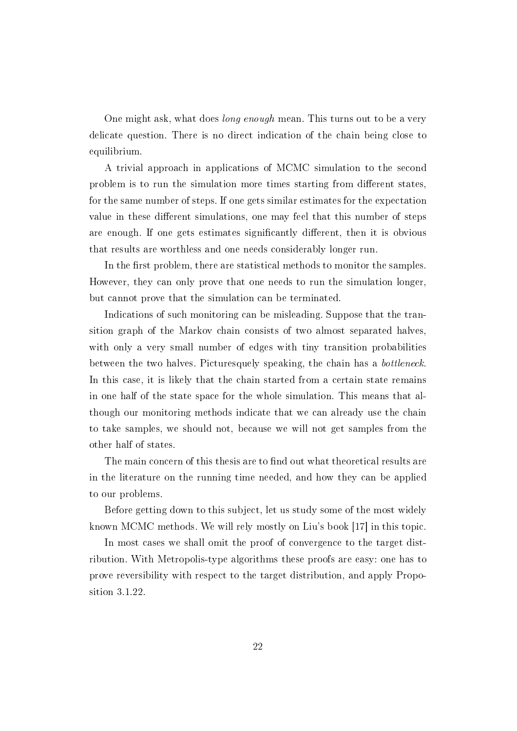One might ask, what does *long enough* mean. This turns out to be a very delicate question. There is no direct indication of the chain being close to equilibrium.

A trivial approach in applications of MCMC simulation to the second problem is to run the simulation more times starting from different states, for the same number of steps. If one gets similar estimates for the expectation value in these different simulations, one may feel that this number of steps are enough. If one gets estimates significantly different, then it is obvious that results are worthless and one needs considerably longer run.

In the first problem, there are statistical methods to monitor the samples. However, they can only prove that one needs to run the simulation longer, but cannot prove that the simulation can be terminated.

Indications of such monitoring can be misleading. Suppose that the transition graph of the Markov chain consists of two almost separated halves, with only a very small number of edges with tiny transition probabilities between the two halves. Picturesquely speaking, the chain has a *bottleneck*. In this case, it is likely that the chain started from a certain state remains in one half of the state space for the whole simulation. This means that although our monitoring methods indicate that we can already use the chain to take samples, we should not, because we will not get samples from the other half of states.

The main concern of this thesis are to find out what theoretical results are in the literature on the running time needed, and how they can be applied to our problems.

Before getting down to this subject, let us study some of the most widely known MCMC methods. We will rely mostly on Liu's book [17] in this topic.

In most cases we shall omit the proof of convergence to the target distribution. With Metropolis-type algorithms these proofs are easy: one has to prove reversibility with respect to the target distribution, and apply Proposition 3.1.22.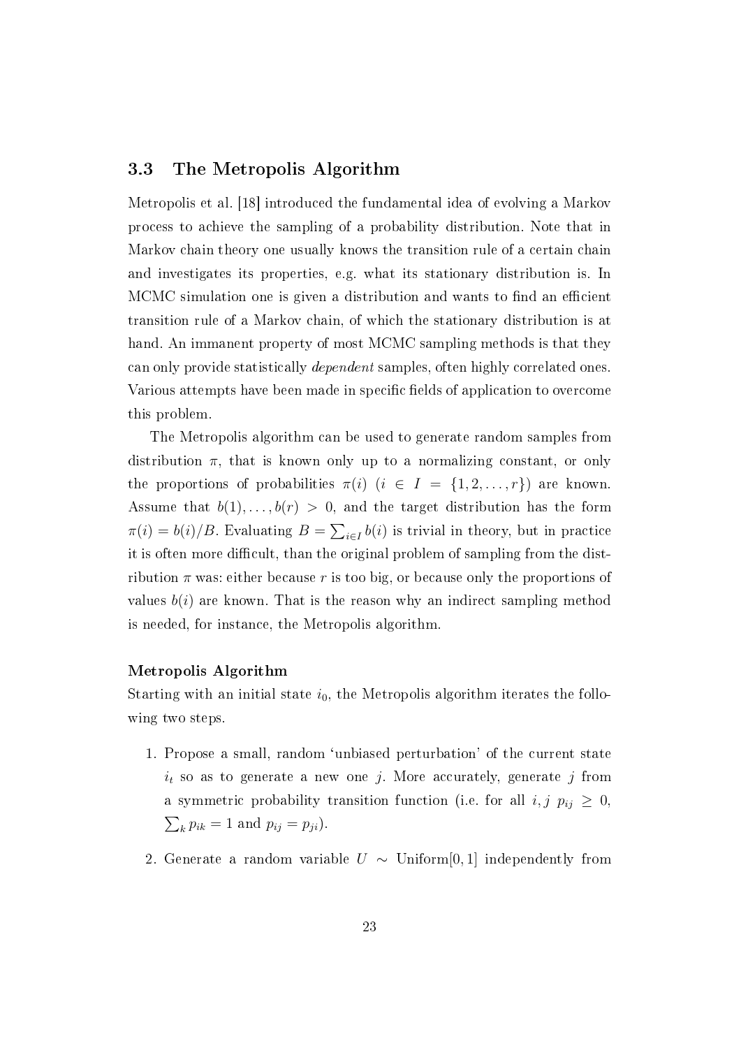## 3.3 The Metropolis Algorithm

Metropolis et al. [18] introduced the fundamental idea of evolving a Markov process to achieve the sampling of a probability distribution. Note that in Markov chain theory one usually knows the transition rule of a certain chain and investigates its properties, e.g. what its stationary distribution is. In MCMC simulation one is given a distribution and wants to find an efficient transition rule of a Markov chain, of which the stationary distribution is at hand. An immanent property of most MCMC sampling methods is that they can only provide statistically *dependent* samples, often highly correlated ones. Various attempts have been made in specific fields of application to overcome this problem.

The Metropolis algorithm can be used to generate random samples from distribution $\pi$, that is known only up to a normalizing constant, or only the proportions of probabilities $\pi(i)$ ($i \in I = \{1, 2, \ldots, r\}$) are known. Assume that $b(1), \ldots, b(r) > 0$, and the target distribution has the form $\pi(i) = b(i)/B$. Evaluating $B = \sum_{i \in I} b(i)$ is trivial in theory, but in practice it is often more difficult, than the original problem of sampling from the distribution $\pi$ was: either because $r$ is too big, or because only the proportions of values $b(i)$ are known. That is the reason why an indirect sampling method is needed, for instance, the Metropolis algorithm.

**Metropolis Algorithm**

Starting with an initial state $i_0$, the Metropolis algorithm iterates the following two steps.

1. Propose a small, random 'unbiased perturbation' of the current state $i_t$ so as to generate a new one $j$. More accurately, generate $j$ from a symmetric probability transition function (i.e. for all $i, j$ $p_{ij} \geq 0$, $\sum_k p_{ik} = 1$ and $p_{ij} = p_{ji}$).

2. Generate a random variable $U \sim$ Uniform$[0, 1]$ independently from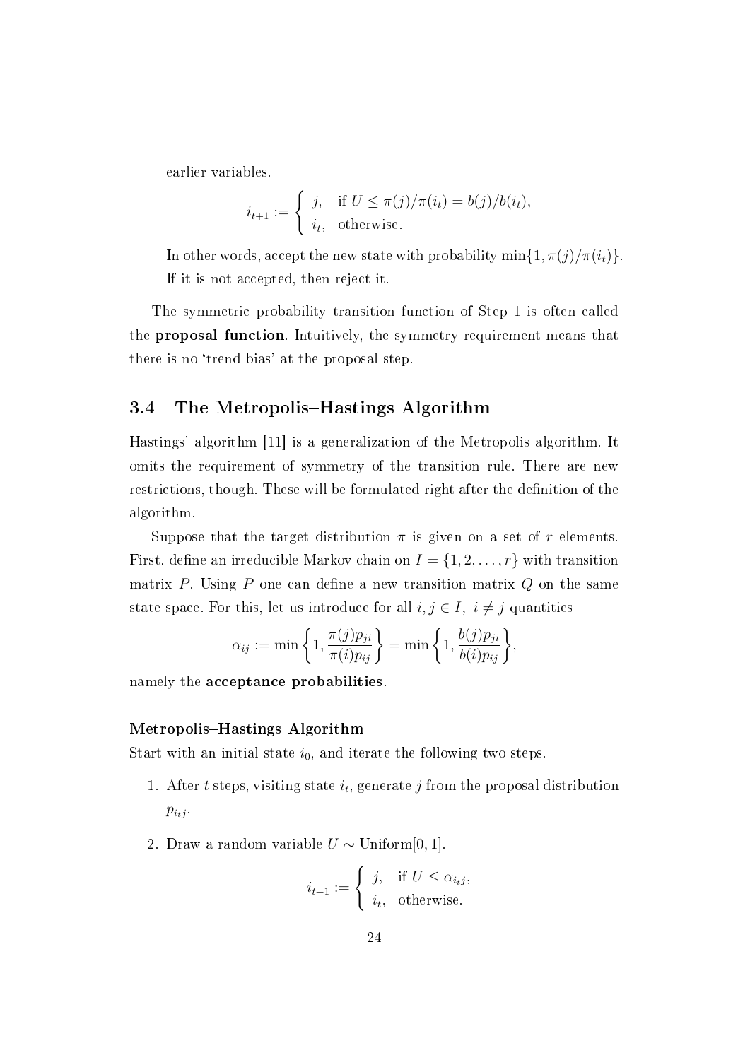earlier variables.

$$i_{t+1} := \begin{cases} j, & \text{if } U \leq \pi(j)/\pi(i_t) = b(j)/b(i_t), \\ i_t, & \text{otherwise.} \end{cases}$$

In other words, accept the new state with probability $\min\{1, \pi(j)/\pi(i_t)\}$. If it is not accepted, then reject it.

The symmetric probability transition function of Step 1 is often called the **proposal function**. Intuitively, the symmetry requirement means that there is no 'trend bias' at the proposal step.

## 3.4 The Metropolis–Hastings Algorithm

Hastings' algorithm [11] is a generalization of the Metropolis algorithm. It omits the requirement of symmetry of the transition rule. There are new restrictions, though. These will be formulated right after the definition of the algorithm.

Suppose that the target distribution $\pi$ is given on a set of $r$ elements. First, define an irreducible Markov chain on $I = \{1, 2, \ldots, r\}$ with transition matrix $P$. Using $P$ one can define a new transition matrix $Q$ on the same state space. For this, let us introduce for all $i, j \in I, \ i \neq j$ quantities

$$\alpha_{ij} := \min\left\{1, \frac{\pi(j)p_{ji}}{\pi(i)p_{ij}}\right\} = \min\left\{1, \frac{b(j)p_{ji}}{b(i)p_{ij}}\right\},$$

namely the **acceptance probabilities**.

#### Metropolis–Hastings Algorithm

Start with an initial state $i_0$, and iterate the following two steps.

1. After $t$ steps, visiting state $i_t$, generate $j$ from the proposal distribution $p_{i_t j}$.

2. Draw a random variable $U \sim \text{Uniform}[0, 1]$.

$$i_{t+1} := \begin{cases} j, & \text{if } U \leq \alpha_{i_t j}, \\ i_t, & \text{otherwise.} \end{cases}$$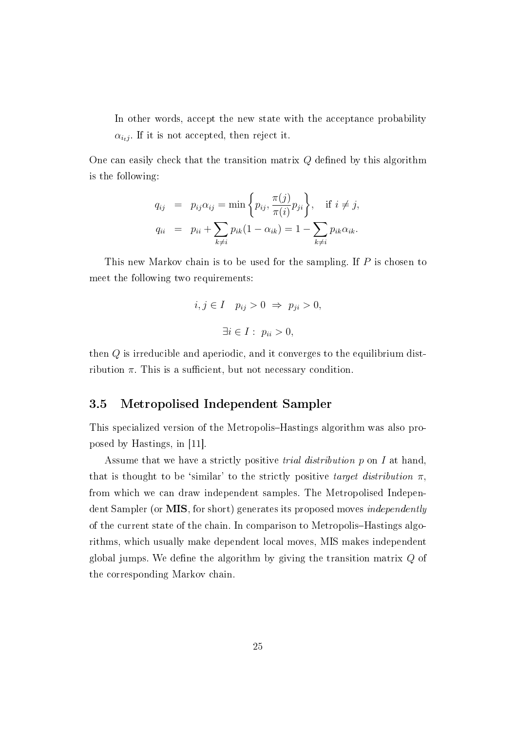In other words, accept the new state with the acceptance probability $\alpha_{i_t j}$. If it is not accepted, then reject it.

One can easily check that the transition matrix $Q$ defined by this algorithm is the following:

$$
\begin{aligned}
q_{ij} &= p_{ij}\alpha_{ij} = \min\left\{p_{ij}, \frac{\pi(j)}{\pi(i)}p_{ji}\right\}, \quad \text{if } i \neq j, \\
q_{ii} &= p_{ii} + \sum_{k \neq i} p_{ik}(1 - \alpha_{ik}) = 1 - \sum_{k \neq i} p_{ik}\alpha_{ik}.
\end{aligned}
$$

This new Markov chain is to be used for the sampling. If $P$ is chosen to meet the following two requirements:

$$
i, j \in I \quad p_{ij} > 0 \;\Rightarrow\; p_{ji} > 0,
$$

$$
\exists i \in I: \; p_{ii} > 0,
$$

then $Q$ is irreducible and aperiodic, and it converges to the equilibrium distribution $\pi$. This is a sufficient, but not necessary condition.

### 3.5 Metropolised Independent Sampler

This specialized version of the Metropolis–Hastings algorithm was also proposed by Hastings, in [11].

Assume that we have a strictly positive *trial distribution* $p$ on $I$ at hand, that is thought to be 'similar' to the strictly positive *target distribution* $\pi$, from which we can draw independent samples. The Metropolised Independent Sampler (or **MIS**, for short) generates its proposed moves *independently* of the current state of the chain. In comparison to Metropolis–Hastings algorithms, which usually make dependent local moves, MIS makes independent global jumps. We define the algorithm by giving the transition matrix $Q$ of the corresponding Markov chain.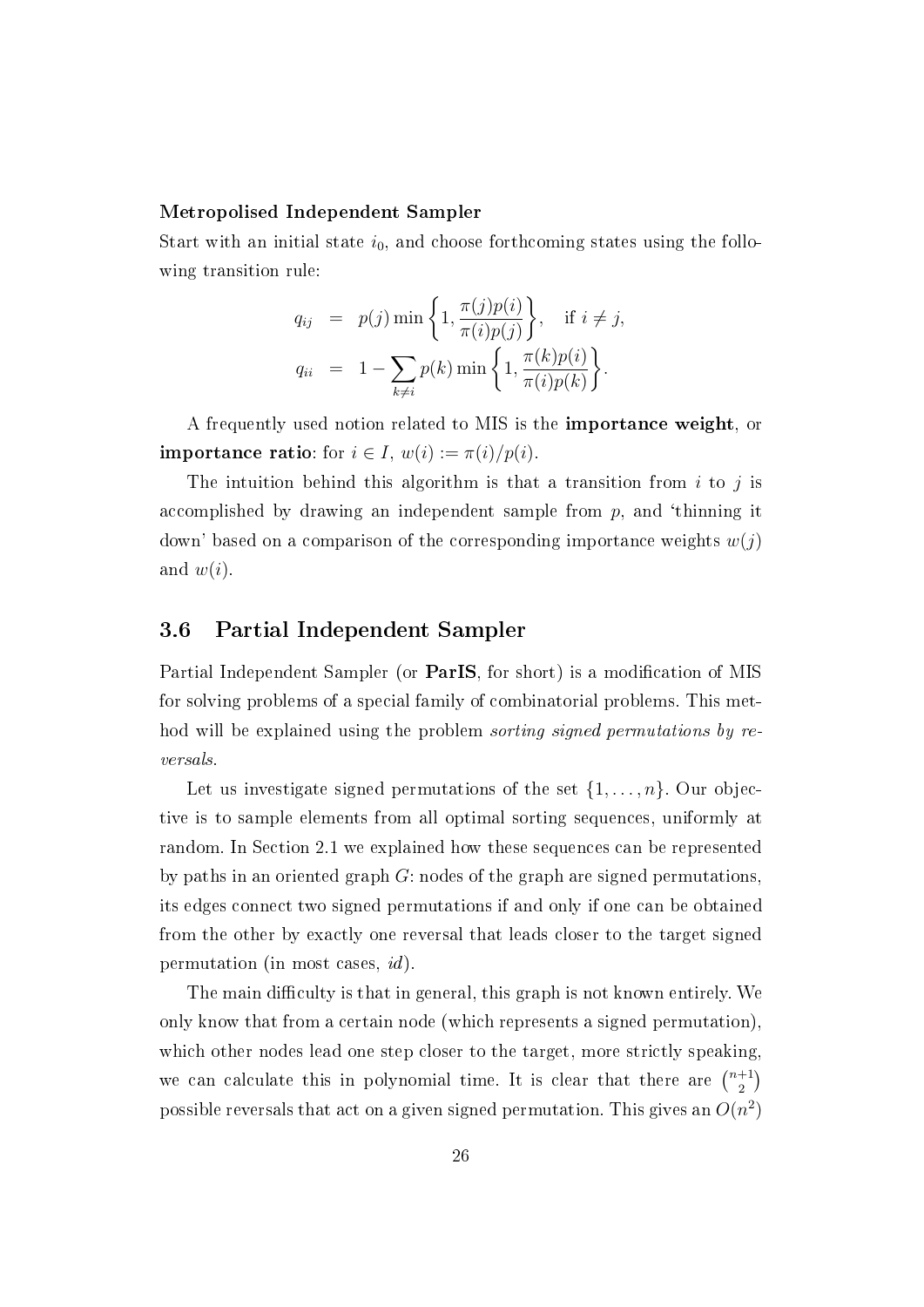**Metropolised Independent Sampler**

Start with an initial state $i_0$, and choose forthcoming states using the following transition rule:

$$q_{ij} = p(j) \min\left\{1, \frac{\pi(j)p(i)}{\pi(i)p(j)}\right\}, \quad \text{if } i \neq j,$$
$$q_{ii} = 1 - \sum_{k \neq i} p(k) \min\left\{1, \frac{\pi(k)p(i)}{\pi(i)p(k)}\right\}.$$

A frequently used notion related to MIS is the **importance weight**, or **importance ratio**: for $i \in I$, $w(i) := \pi(i)/p(i)$.

The intuition behind this algorithm is that a transition from $i$ to $j$ is accomplished by drawing an independent sample from $p$, and 'thinning it down' based on a comparison of the corresponding importance weights $w(j)$ and $w(i)$.

## 3.6 Partial Independent Sampler

Partial Independent Sampler (or **ParIS**, for short) is a modification of MIS for solving problems of a special family of combinatorial problems. This method will be explained using the problem *sorting signed permutations by reversals*.

Let us investigate signed permutations of the set $\{1, \dots, n\}$. Our objective is to sample elements from all optimal sorting sequences, uniformly at random. In Section 2.1 we explained how these sequences can be represented by paths in an oriented graph $G$: nodes of the graph are signed permutations, its edges connect two signed permutations if and only if one can be obtained from the other by exactly one reversal that leads closer to the target signed permutation (in most cases, *id*).

The main difficulty is that in general, this graph is not known entirely. We only know that from a certain node (which represents a signed permutation), which other nodes lead one step closer to the target, more strictly speaking, we can calculate this in polynomial time. It is clear that there are $\binom{n+1}{2}$ possible reversals that act on a given signed permutation. This gives an $O(n^2)$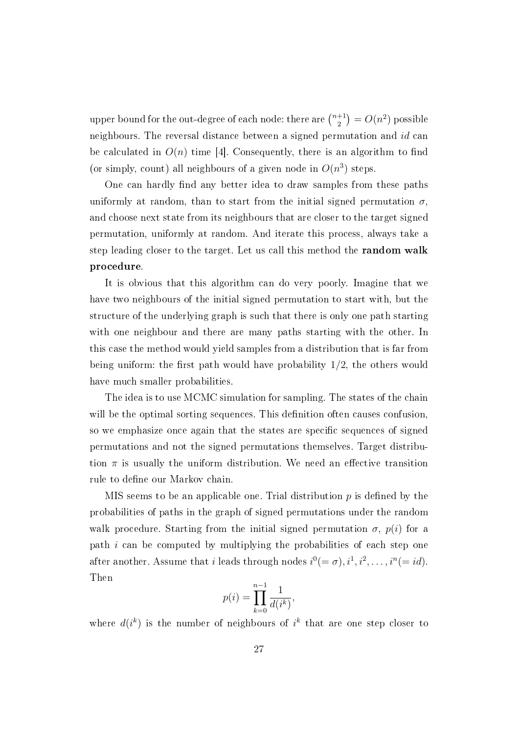upper bound for the out-degree of each node: there are $\binom{n+1}{2} = O(n^2)$ possible neighbours. The reversal distance between a signed permutation and $id$ can be calculated in $O(n)$ time [4]. Consequently, there is an algorithm to find (or simply, count) all neighbours of a given node in $O(n^3)$ steps.

One can hardly find any better idea to draw samples from these paths uniformly at random, than to start from the initial signed permutation $\sigma$, and choose next state from its neighbours that are closer to the target signed permutation, uniformly at random. And iterate this process, always take a step leading closer to the target. Let us call this method the **random walk procedure**.

It is obvious that this algorithm can do very poorly. Imagine that we have two neighbours of the initial signed permutation to start with, but the structure of the underlying graph is such that there is only one path starting with one neighbour and there are many paths starting with the other. In this case the method would yield samples from a distribution that is far from being uniform: the first path would have probability $1/2$, the others would have much smaller probabilities.

The idea is to use MCMC simulation for sampling. The states of the chain will be the optimal sorting sequences. This definition often causes confusion, so we emphasize once again that the states are specific sequences of signed permutations and not the signed permutations themselves. Target distribution $\pi$ is usually the uniform distribution. We need an effective transition rule to define our Markov chain.

MIS seems to be an applicable one. Trial distribution $p$ is defined by the probabilities of paths in the graph of signed permutations under the random walk procedure. Starting from the initial signed permutation $\sigma$, $p(i)$ for a path $i$ can be computed by multiplying the probabilities of each step one after another. Assume that $i$ leads through nodes $i^0(=\sigma), i^1, i^2, \ldots, i^n(= id)$. Then

$$p(i) = \prod_{k=0}^{n-1} \frac{1}{d(i^k)},$$

where $d(i^k)$ is the number of neighbours of $i^k$ that are one step closer to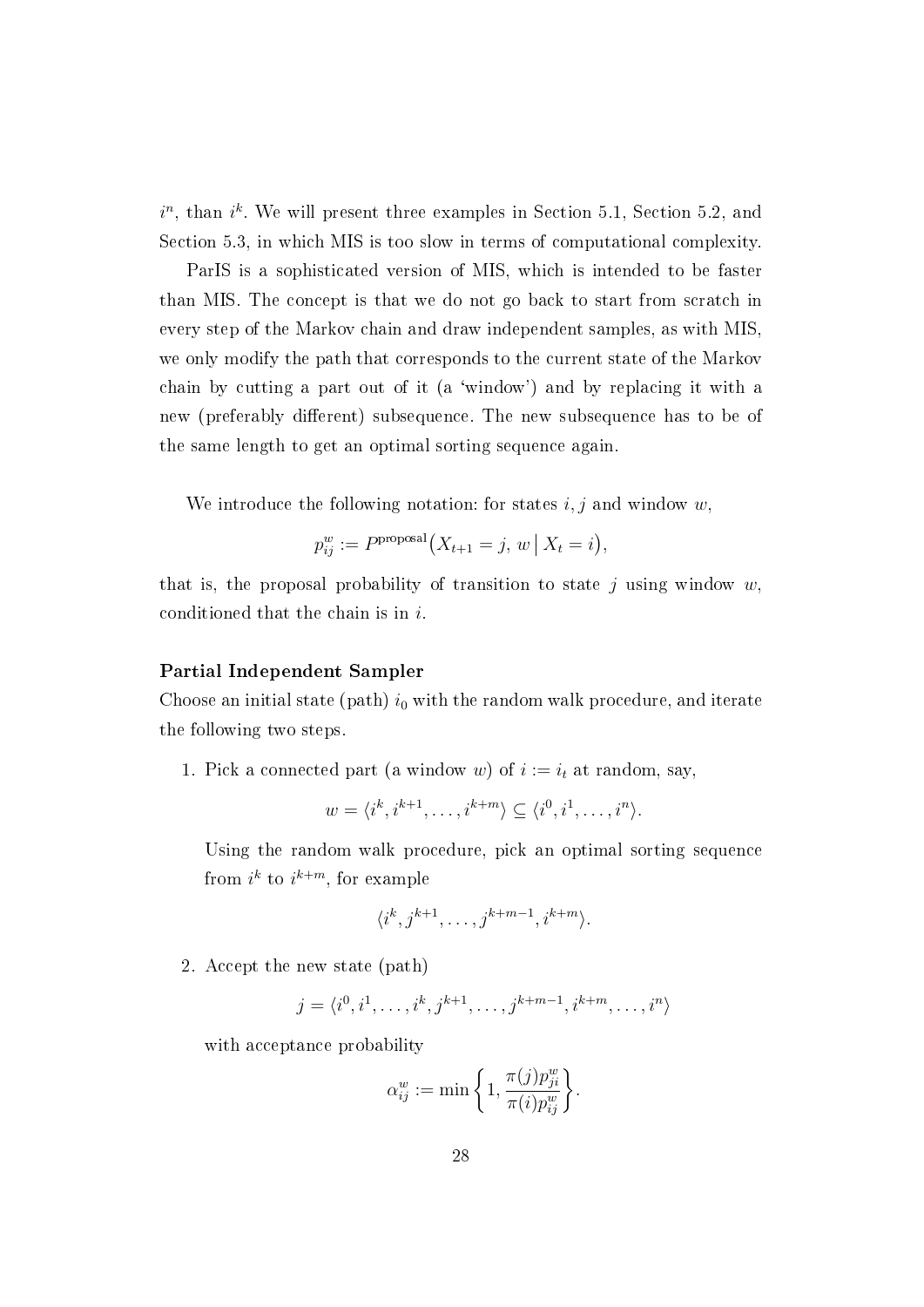$i^n$, than $i^k$. We will present three examples in Section 5.1, Section 5.2, and Section 5.3, in which MIS is too slow in terms of computational complexity.

ParIS is a sophisticated version of MIS, which is intended to be faster than MIS. The concept is that we do not go back to start from scratch in every step of the Markov chain and draw independent samples, as with MIS, we only modify the path that corresponds to the current state of the Markov chain by cutting a part out of it (a 'window') and by replacing it with a new (preferably different) subsequence. The new subsequence has to be of the same length to get an optimal sorting sequence again.

We introduce the following notation: for states $i, j$ and window $w$,

$$p_{ij}^w := P^{\text{proposal}}\big(X_{t+1} = j,\, w \,\big|\, X_t = i\big),$$

that is, the proposal probability of transition to state $j$ using window $w$, conditioned that the chain is in $i$.

**Partial Independent Sampler**

Choose an initial state (path) $i_0$ with the random walk procedure, and iterate the following two steps.

1. Pick a connected part (a window $w$) of $i := i_t$ at random, say,

$$w = \langle i^k, i^{k+1}, \ldots, i^{k+m} \rangle \subseteq \langle i^0, i^1, \ldots, i^n \rangle.$$

   Using the random walk procedure, pick an optimal sorting sequence from $i^k$ to $i^{k+m}$, for example

$$\langle i^k, j^{k+1}, \ldots, j^{k+m-1}, i^{k+m} \rangle.$$

2. Accept the new state (path)

$$j = \langle i^0, i^1, \ldots, i^k, j^{k+1}, \ldots, j^{k+m-1}, i^{k+m}, \ldots, i^n \rangle$$

   with acceptance probability

$$\alpha_{ij}^w := \min\left\{1, \frac{\pi(j) p_{ji}^w}{\pi(i) p_{ij}^w}\right\}.$$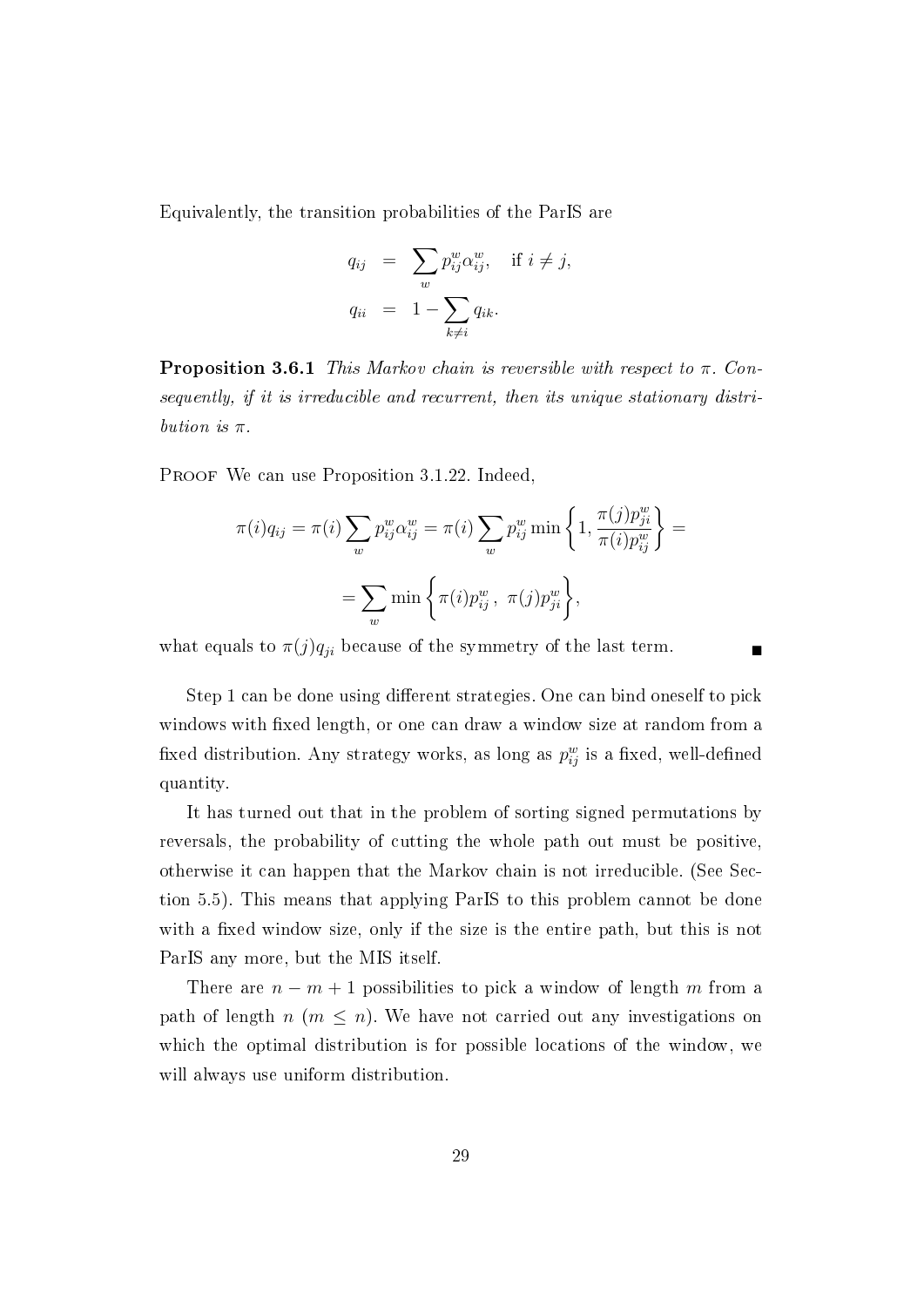Equivalently, the transition probabilities of the ParIS are

$$
\begin{aligned}
q_{ij} &= \sum_w p_{ij}^w \alpha_{ij}^w, \quad \text{if } i \neq j, \\
q_{ii} &= 1 - \sum_{k \neq i} q_{ik}.
\end{aligned}
$$

**Proposition 3.6.1** *This Markov chain is reversible with respect to $\pi$. Consequently, if it is irreducible and recurrent, then its unique stationary distribution is $\pi$.*

Proof We can use Proposition 3.1.22. Indeed,

$$
\pi(i) q_{ij} = \pi(i) \sum_w p_{ij}^w \alpha_{ij}^w = \pi(i) \sum_w p_{ij}^w \min\left\{1, \frac{\pi(j) p_{ji}^w}{\pi(i) p_{ij}^w}\right\} =
$$

$$
= \sum_w \min\left\{\pi(i) p_{ij}^w\,,\ \pi(j) p_{ji}^w\right\},
$$

what equals to $\pi(j) q_{ji}$ because of the symmetry of the last term. ■

Step 1 can be done using different strategies. One can bind oneself to pick windows with fixed length, or one can draw a window size at random from a fixed distribution. Any strategy works, as long as $p_{ij}^w$ is a fixed, well-defined quantity.

It has turned out that in the problem of sorting signed permutations by reversals, the probability of cutting the whole path out must be positive, otherwise it can happen that the Markov chain is not irreducible. (See Section 5.5). This means that applying ParIS to this problem cannot be done with a fixed window size, only if the size is the entire path, but this is not ParIS any more, but the MIS itself.

There are $n - m + 1$ possibilities to pick a window of length $m$ from a path of length $n$ ($m \leq n$). We have not carried out any investigations on which the optimal distribution is for possible locations of the window, we will always use uniform distribution.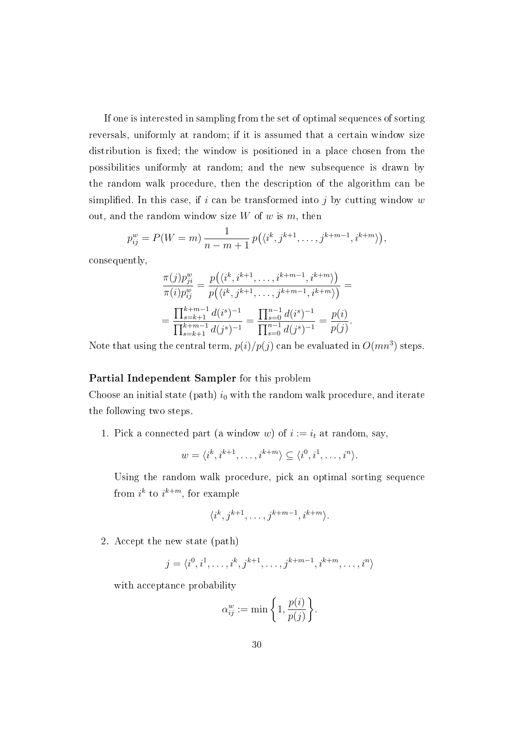If one is interested in sampling from the set of optimal sequences of sorting reversals, uniformly at random; if it is assumed that a certain window size distribution is fixed; the window is positioned in a place chosen from the possibilities uniformly at random; and the new subsequence is drawn by the random walk procedure, then the description of the algorithm can be simplified. In this case, if $i$ can be transformed into $j$ by cutting window $w$ out, and the random window size $W$ of $w$ is $m$, then

$$p_{ij}^w = P(W = m)\, \frac{1}{n-m+1}\, p\big(\langle i^k, j^{k+1}, \ldots, j^{k+m-1}, i^{k+m} \rangle\big),$$

consequently,

$$\frac{\pi(j) p_{ji}^w}{\pi(i) p_{ij}^w} = \frac{p\big(\langle i^k, i^{k+1}, \ldots, i^{k+m-1}, i^{k+m} \rangle\big)}{p\big(\langle i^k, j^{k+1}, \ldots, j^{k+m-1}, i^{k+m} \rangle\big)} =$$

$$= \frac{\prod_{s=k+1}^{k+m-1} d(i^s)^{-1}}{\prod_{s=k+1}^{k+m-1} d(j^s)^{-1}} = \frac{\prod_{s=0}^{n-1} d(i^s)^{-1}}{\prod_{s=0}^{n-1} d(j^s)^{-1}} = \frac{p(i)}{p(j)}.$$

Note that using the central term, $p(i)/p(j)$ can be evaluated in $O(mn^3)$ steps.

**Partial Independent Sampler** for this problem

Choose an initial state (path) $i_0$ with the random walk procedure, and iterate the following two steps.

1. Pick a connected part (a window $w$) of $i := i_t$ at random, say,

   $$w = \langle i^k, i^{k+1}, \ldots, i^{k+m} \rangle \subseteq \langle i^0, i^1, \ldots, i^n \rangle.$$

   Using the random walk procedure, pick an optimal sorting sequence from $i^k$ to $i^{k+m}$, for example

   $$\langle i^k, j^{k+1}, \ldots, j^{k+m-1}, i^{k+m} \rangle.$$

2. Accept the new state (path)

   $$j = \langle i^0, i^1, \ldots, i^k, j^{k+1}, \ldots, j^{k+m-1}, i^{k+m}, \ldots, i^n \rangle$$

   with acceptance probability

   $$\alpha_{ij}^w := \min\left\{1, \frac{p(i)}{p(j)}\right\}.$$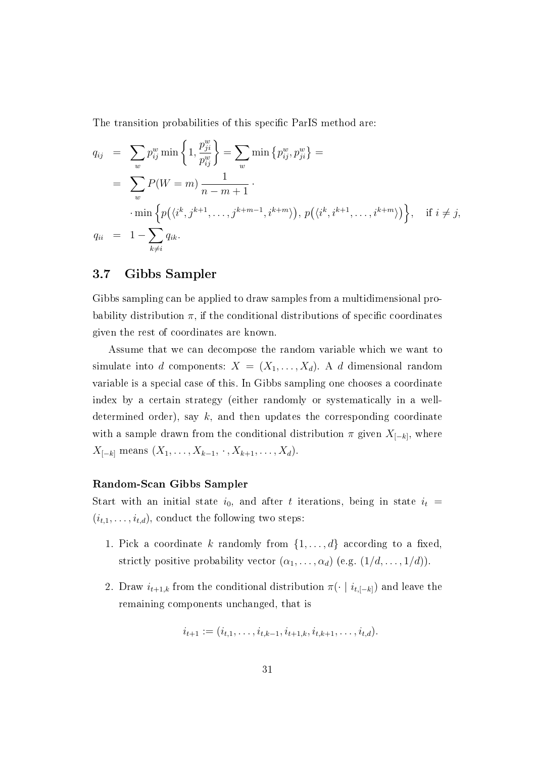The transition probabilities of this specific ParIS method are:

$$
\begin{aligned}
q_{ij} &= \sum_w p_{ij}^w \min\left\{1, \frac{p_{ji}^w}{p_{ij}^w}\right\} = \sum_w \min\left\{p_{ij}^w, p_{ji}^w\right\} = \\
&= \sum_w P(W=m)\, \frac{1}{n-m+1} \cdot \\
&\quad \cdot \min\left\{p\big(\langle i^k, j^{k+1}, \ldots, j^{k+m-1}, i^{k+m}\rangle\big), p\big(\langle i^k, i^{k+1}, \ldots, i^{k+m}\rangle\big)\right\}, \quad \text{if } i \neq j, \\
q_{ii} &= 1 - \sum_{k \neq i} q_{ik}.
\end{aligned}
$$

## 3.7 Gibbs Sampler

Gibbs sampling can be applied to draw samples from a multidimensional probability distribution $\pi$, if the conditional distributions of specific coordinates given the rest of coordinates are known.

Assume that we can decompose the random variable which we want to simulate into $d$ components: $X = (X_1, \ldots, X_d)$. A $d$ dimensional random variable is a special case of this. In Gibbs sampling one chooses a coordinate index by a certain strategy (either randomly or systematically in a well-determined order), say $k$, and then updates the corresponding coordinate with a sample drawn from the conditional distribution $\pi$ given $X_{[-k]}$, where $X_{[-k]}$ means $(X_1, \ldots, X_{k-1}, \cdot, X_{k+1}, \ldots, X_d)$.

**Random-Scan Gibbs Sampler**

Start with an initial state $i_0$, and after $t$ iterations, being in state $i_t = (i_{t,1}, \ldots, i_{t,d})$, conduct the following two steps:

1. Pick a coordinate $k$ randomly from $\{1, \ldots, d\}$ according to a fixed, strictly positive probability vector $(\alpha_1, \ldots, \alpha_d)$ (e.g. $(1/d, \ldots, 1/d)$).

2. Draw $i_{t+1,k}$ from the conditional distribution $\pi(\cdot \mid i_{t,[-k]})$ and leave the remaining components unchanged, that is

$$
i_{t+1} := (i_{t,1}, \ldots, i_{t,k-1}, i_{t+1,k}, i_{t,k+1}, \ldots, i_{t,d}).
$$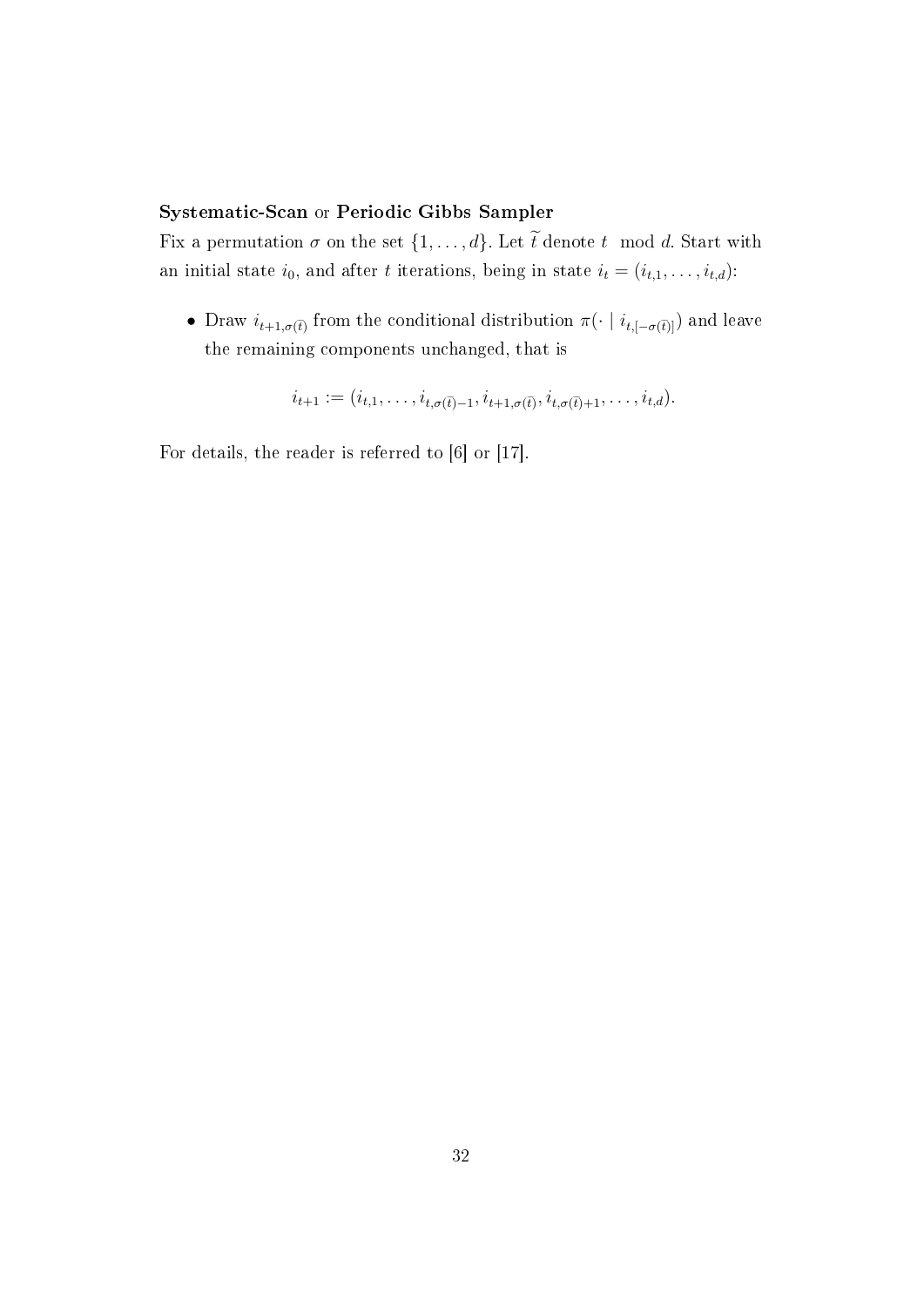**Systematic-Scan** or **Periodic Gibbs Sampler**

Fix a permutation $\sigma$ on the set $\{1, \ldots, d\}$. Let $\widetilde{t}$ denote $t \mod d$. Start with an initial state $i_0$, and after $t$ iterations, being in state $i_t = (i_{t,1}, \ldots, i_{t,d})$:

- Draw $i_{t+1,\sigma(\widetilde{t})}$ from the conditional distribution $\pi(\cdot \mid i_{t,[-\sigma(\widetilde{t})]})$ and leave the remaining components unchanged, that is

$$i_{t+1} := (i_{t,1}, \ldots, i_{t,\sigma(\widetilde{t})-1}, i_{t+1,\sigma(\widetilde{t})}, i_{t,\sigma(\widetilde{t})+1}, \ldots, i_{t,d}).$$

For details, the reader is referred to [6] or [17].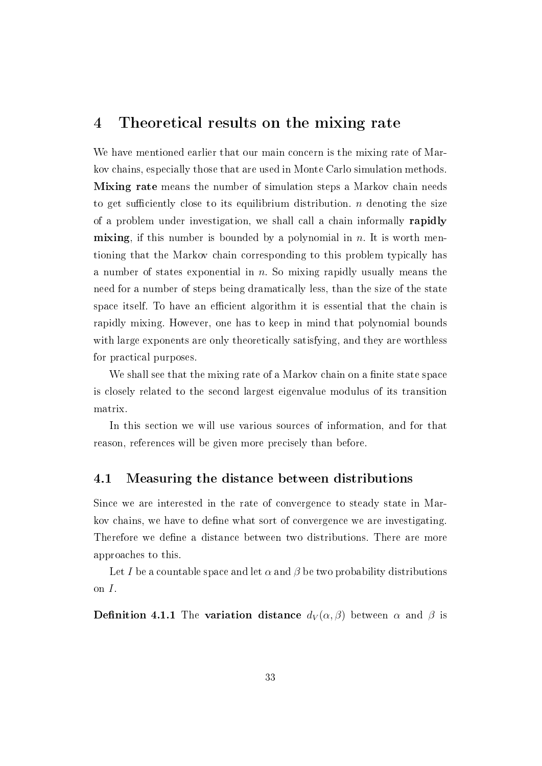# 4 Theoretical results on the mixing rate

We have mentioned earlier that our main concern is the mixing rate of Markov chains, especially those that are used in Monte Carlo simulation methods. **Mixing rate** means the number of simulation steps a Markov chain needs to get sufficiently close to its equilibrium distribution. $n$ denoting the size of a problem under investigation, we shall call a chain informally **rapidly mixing**, if this number is bounded by a polynomial in $n$. It is worth mentioning that the Markov chain corresponding to this problem typically has a number of states exponential in $n$. So mixing rapidly usually means the need for a number of steps being dramatically less, than the size of the state space itself. To have an efficient algorithm it is essential that the chain is rapidly mixing. However, one has to keep in mind that polynomial bounds with large exponents are only theoretically satisfying, and they are worthless for practical purposes.

We shall see that the mixing rate of a Markov chain on a finite state space is closely related to the second largest eigenvalue modulus of its transition matrix.

In this section we will use various sources of information, and for that reason, references will be given more precisely than before.

## 4.1 Measuring the distance between distributions

Since we are interested in the rate of convergence to steady state in Markov chains, we have to define what sort of convergence we are investigating. Therefore we define a distance between two distributions. There are more approaches to this.

Let $I$ be a countable space and let $\alpha$ and $\beta$ be two probability distributions on $I$.

**Definition 4.1.1** The **variation distance** $d_V(\alpha, \beta)$ between $\alpha$ and $\beta$ is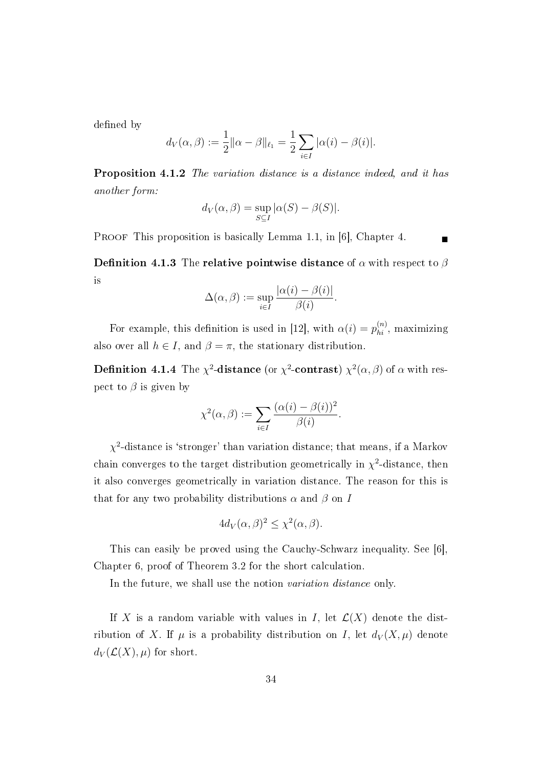defined by

$$d_V(\alpha, \beta) := \frac{1}{2}\|\alpha - \beta\|_{\ell_1} = \frac{1}{2}\sum_{i \in I} |\alpha(i) - \beta(i)|.$$

**Proposition 4.1.2** *The variation distance is a distance indeed, and it has another form:*

$$d_V(\alpha, \beta) = \sup_{S \subseteq I} |\alpha(S) - \beta(S)|.$$

Proof This proposition is basically Lemma 1.1, in [6], Chapter 4. ■

**Definition 4.1.3** The **relative pointwise distance** of $\alpha$ with respect to $\beta$ is

$$\Delta(\alpha, \beta) := \sup_{i \in I} \frac{|\alpha(i) - \beta(i)|}{\beta(i)}.$$

For example, this definition is used in [12], with $\alpha(i) = p_{hi}^{(n)}$, maximizing also over all $h \in I$, and $\beta = \pi$, the stationary distribution.

**Definition 4.1.4** The **$\chi^2$-distance** (or **$\chi^2$-contrast**) $\chi^2(\alpha, \beta)$ of $\alpha$ with respect to $\beta$ is given by

$$\chi^2(\alpha, \beta) := \sum_{i \in I} \frac{(\alpha(i) - \beta(i))^2}{\beta(i)}.$$

$\chi^2$-distance is 'stronger' than variation distance; that means, if a Markov chain converges to the target distribution geometrically in $\chi^2$-distance, then it also converges geometrically in variation distance. The reason for this is that for any two probability distributions $\alpha$ and $\beta$ on $I$

$$4d_V(\alpha, \beta)^2 \leq \chi^2(\alpha, \beta).$$

This can easily be proved using the Cauchy-Schwarz inequality. See [6], Chapter 6, proof of Theorem 3.2 for the short calculation.

In the future, we shall use the notion *variation distance* only.

If $X$ is a random variable with values in $I$, let $\mathcal{L}(X)$ denote the distribution of $X$. If $\mu$ is a probability distribution on $I$, let $d_V(X, \mu)$ denote $d_V(\mathcal{L}(X), \mu)$ for short.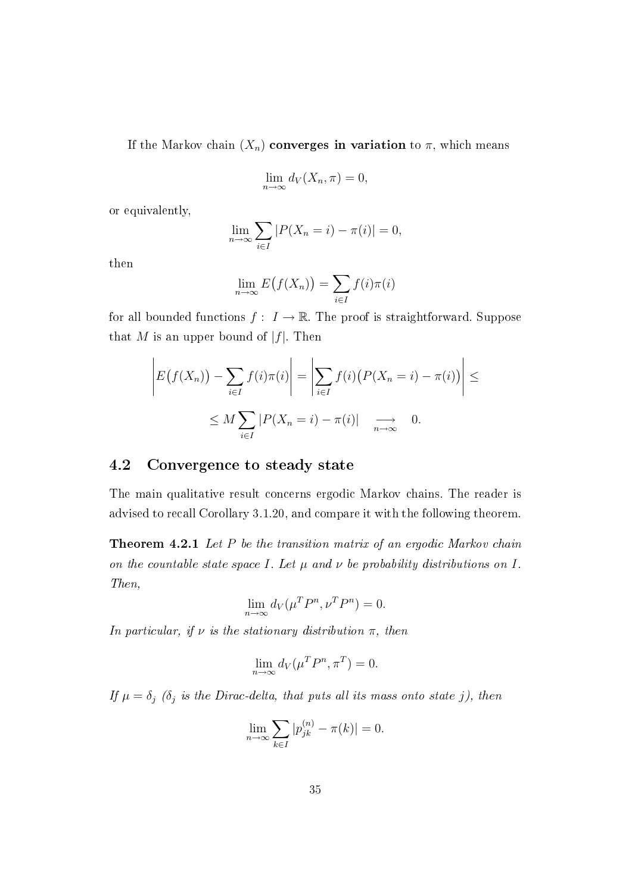If the Markov chain $(X_n)$ **converges in variation** to $\pi$, which means

$$\lim_{n\to\infty} d_V(X_n, \pi) = 0,$$

or equivalently,

$$\lim_{n\to\infty} \sum_{i\in I} |P(X_n = i) - \pi(i)| = 0,$$

then

$$\lim_{n\to\infty} E\big(f(X_n)\big) = \sum_{i\in I} f(i)\pi(i)$$

for all bounded functions $f:\ I \to \mathbb{R}$. The proof is straightforward. Suppose that $M$ is an upper bound of $|f|$. Then

$$\left| E\big(f(X_n)\big) - \sum_{i\in I} f(i)\pi(i) \right| = \left| \sum_{i\in I} f(i)\big(P(X_n = i) - \pi(i)\big) \right| \le$$

$$\le M \sum_{i\in I} |P(X_n = i) - \pi(i)| \quad \underset{n\to\infty}{\longrightarrow} \quad 0.$$

## 4.2 Convergence to steady state

The main qualitative result concerns ergodic Markov chains. The reader is advised to recall Corollary 3.1.20, and compare it with the following theorem.

**Theorem 4.2.1** *Let $P$ be the transition matrix of an ergodic Markov chain on the countable state space $I$. Let $\mu$ and $\nu$ be probability distributions on $I$. Then,*

$$\lim_{n\to\infty} d_V(\mu^T P^n, \nu^T P^n) = 0.$$

*In particular, if $\nu$ is the stationary distribution $\pi$, then*

$$\lim_{n\to\infty} d_V(\mu^T P^n, \pi^T) = 0.$$

*If $\mu = \delta_j$ ($\delta_j$ is the Dirac-delta, that puts all its mass onto state $j$), then*

$$\lim_{n\to\infty} \sum_{k\in I} |p_{jk}^{(n)} - \pi(k)| = 0.$$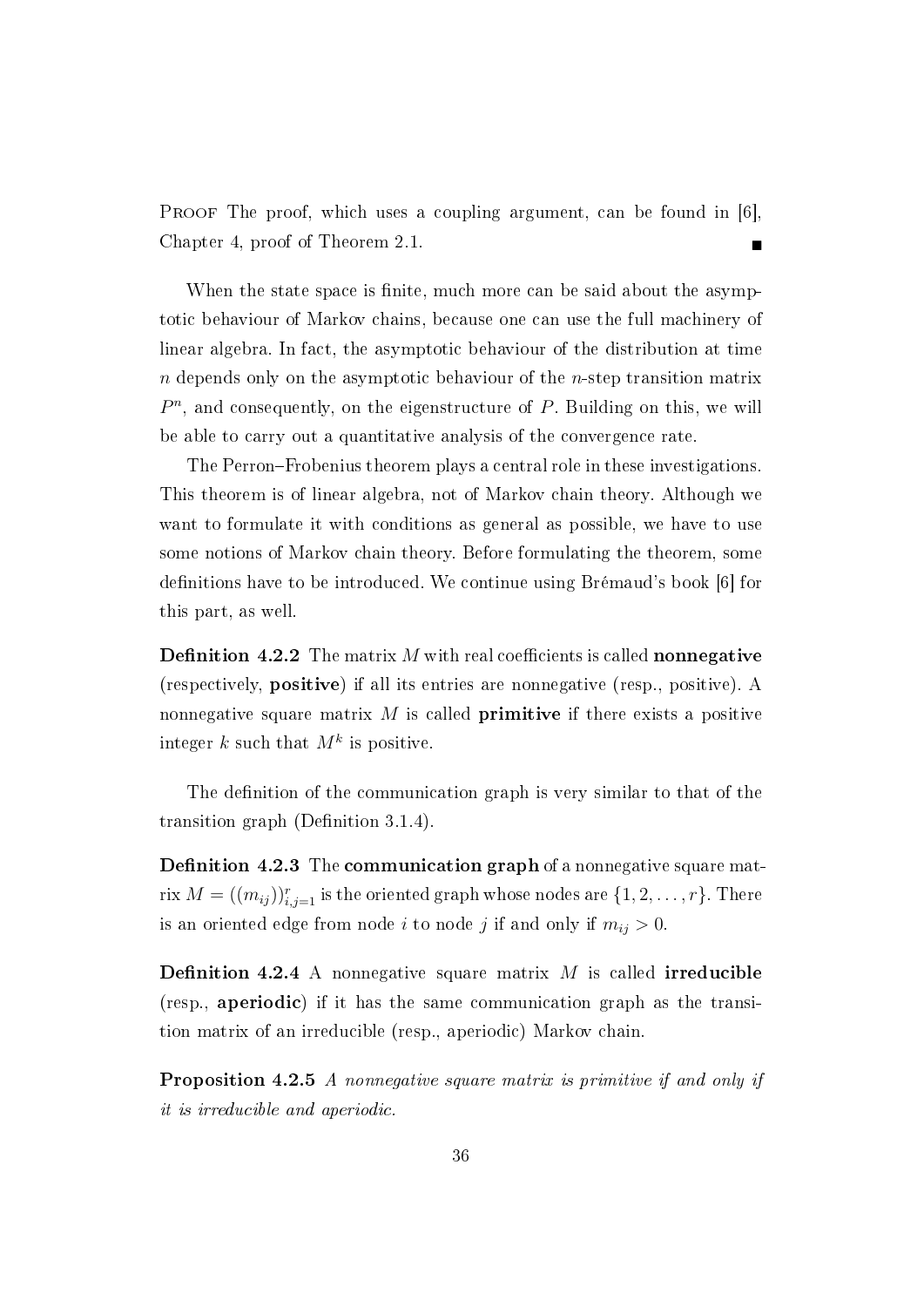Proof The proof, which uses a coupling argument, can be found in [6], Chapter 4, proof of Theorem 2.1. ∎

When the state space is finite, much more can be said about the asymptotic behaviour of Markov chains, because one can use the full machinery of linear algebra. In fact, the asymptotic behaviour of the distribution at time $n$ depends only on the asymptotic behaviour of the $n$-step transition matrix $P^n$, and consequently, on the eigenstructure of $P$. Building on this, we will be able to carry out a quantitative analysis of the convergence rate.

The Perron–Frobenius theorem plays a central role in these investigations. This theorem is of linear algebra, not of Markov chain theory. Although we want to formulate it with conditions as general as possible, we have to use some notions of Markov chain theory. Before formulating the theorem, some definitions have to be introduced. We continue using Brémaud's book [6] for this part, as well.

**Definition 4.2.2** The matrix $M$ with real coefficients is called **nonnegative** (respectively, **positive**) if all its entries are nonnegative (resp., positive). A nonnegative square matrix $M$ is called **primitive** if there exists a positive integer $k$ such that $M^k$ is positive.

The definition of the communication graph is very similar to that of the transition graph (Definition 3.1.4).

**Definition 4.2.3** The **communication graph** of a nonnegative square matrix $M = ((m_{ij}))_{i,j=1}^{r}$ is the oriented graph whose nodes are $\{1, 2, \dots, r\}$. There is an oriented edge from node $i$ to node $j$ if and only if $m_{ij} > 0$.

**Definition 4.2.4** A nonnegative square matrix $M$ is called **irreducible** (resp., **aperiodic**) if it has the same communication graph as the transition matrix of an irreducible (resp., aperiodic) Markov chain.

**Proposition 4.2.5** *A nonnegative square matrix is primitive if and only if it is irreducible and aperiodic.*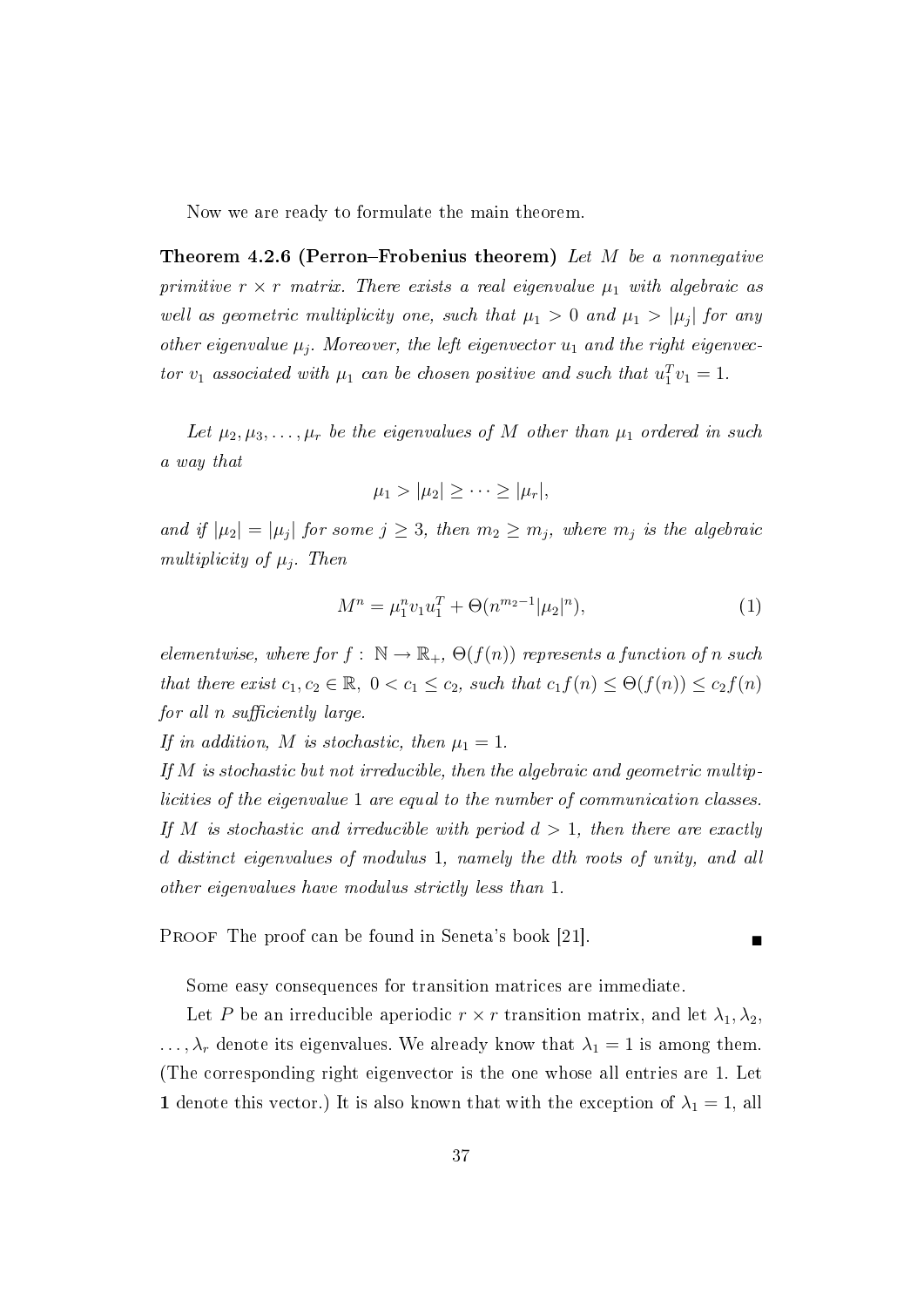Now we are ready to formulate the main theorem.

**Theorem 4.2.6 (Perron–Frobenius theorem)** *Let $M$ be a nonnegative primitive $r \times r$ matrix. There exists a real eigenvalue $\mu_1$ with algebraic as well as geometric multiplicity one, such that $\mu_1 > 0$ and $\mu_1 > |\mu_j|$ for any other eigenvalue $\mu_j$. Moreover, the left eigenvector $u_1$ and the right eigenvector $v_1$ associated with $\mu_1$ can be chosen positive and such that $u_1^T v_1 = 1$.*

*Let $\mu_2, \mu_3, \ldots, \mu_r$ be the eigenvalues of $M$ other than $\mu_1$ ordered in such a way that*

$$\mu_1 > |\mu_2| \geq \cdots \geq |\mu_r|,$$

*and if $|\mu_2| = |\mu_j|$ for some $j \geq 3$, then $m_2 \geq m_j$, where $m_j$ is the algebraic multiplicity of $\mu_j$. Then*

$$M^n = \mu_1^n v_1 u_1^T + \Theta(n^{m_2 - 1}|\mu_2|^n), \tag{1}$$

*elementwise, where for $f : \mathbb{N} \to \mathbb{R}_+$, $\Theta(f(n))$ represents a function of $n$ such that there exist $c_1, c_2 \in \mathbb{R}$, $0 < c_1 \leq c_2$, such that $c_1 f(n) \leq \Theta(f(n)) \leq c_2 f(n)$ for all $n$ sufficiently large.*

*If in addition, $M$ is stochastic, then $\mu_1 = 1$.*

*If $M$ is stochastic but not irreducible, then the algebraic and geometric multiplicities of the eigenvalue 1 are equal to the number of communication classes.*

*If $M$ is stochastic and irreducible with period $d > 1$, then there are exactly $d$ distinct eigenvalues of modulus 1, namely the $d$th roots of unity, and all other eigenvalues have modulus strictly less than 1.*

Proof The proof can be found in Seneta's book [21]. ■

Some easy consequences for transition matrices are immediate.

Let $P$ be an irreducible aperiodic $r \times r$ transition matrix, and let $\lambda_1, \lambda_2, \ldots, \lambda_r$ denote its eigenvalues. We already know that $\lambda_1 = 1$ is among them. (The corresponding right eigenvector is the one whose all entries are 1. Let $\mathbf{1}$ denote this vector.) It is also known that with the exception of $\lambda_1 = 1$, all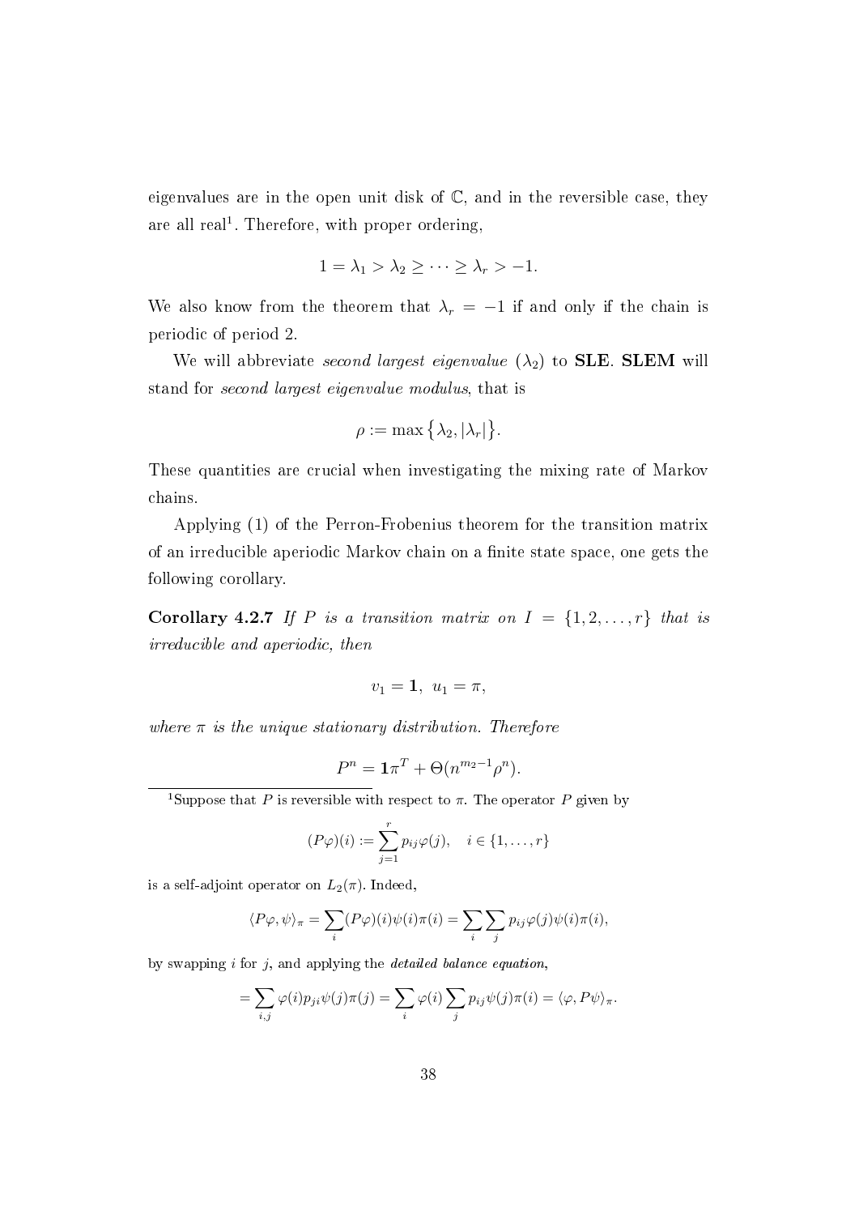eigenvalues are in the open unit disk of $\mathbb{C}$, and in the reversible case, they are all real[1]. Therefore, with proper ordering,

$$1 = \lambda_1 > \lambda_2 \geq \cdots \geq \lambda_r > -1.$$

We also know from the theorem that $\lambda_r = -1$ if and only if the chain is periodic of period 2.

We will abbreviate *second largest eigenvalue* ($\lambda_2$) to **SLE**. **SLEM** will stand for *second largest eigenvalue modulus*, that is

$$\rho := \max\left\{\lambda_2, |\lambda_r|\right\}.$$

These quantities are crucial when investigating the mixing rate of Markov chains.

Applying (1) of the Perron-Frobenius theorem for the transition matrix of an irreducible aperiodic Markov chain on a finite state space, one gets the following corollary.

**Corollary 4.2.7** *If $P$ is a transition matrix on $I = \{1, 2, \ldots, r\}$ that is irreducible and aperiodic, then*

$$v_1 = \mathbf{1},\ u_1 = \pi,$$

*where $\pi$ is the unique stationary distribution. Therefore*

$$P^n = \mathbf{1}\pi^T + \Theta(n^{m_2 - 1}\rho^n).$$

---

[1] Suppose that $P$ is reversible with respect to $\pi$. The operator $P$ given by

$$(P\varphi)(i) := \sum_{j=1}^{r} p_{ij}\varphi(j), \quad i \in \{1, \ldots, r\}$$

is a self-adjoint operator on $L_2(\pi)$. Indeed,

$$\langle P\varphi, \psi\rangle_\pi = \sum_i (P\varphi)(i)\psi(i)\pi(i) = \sum_i \sum_j p_{ij}\varphi(j)\psi(i)\pi(i),$$

by swapping $i$ for $j$, and applying the *detailed balance equation*,

$$= \sum_{i,j} \varphi(i) p_{ji}\psi(j)\pi(j) = \sum_i \varphi(i) \sum_j p_{ij}\psi(j)\pi(i) = \langle \varphi, P\psi\rangle_\pi.$$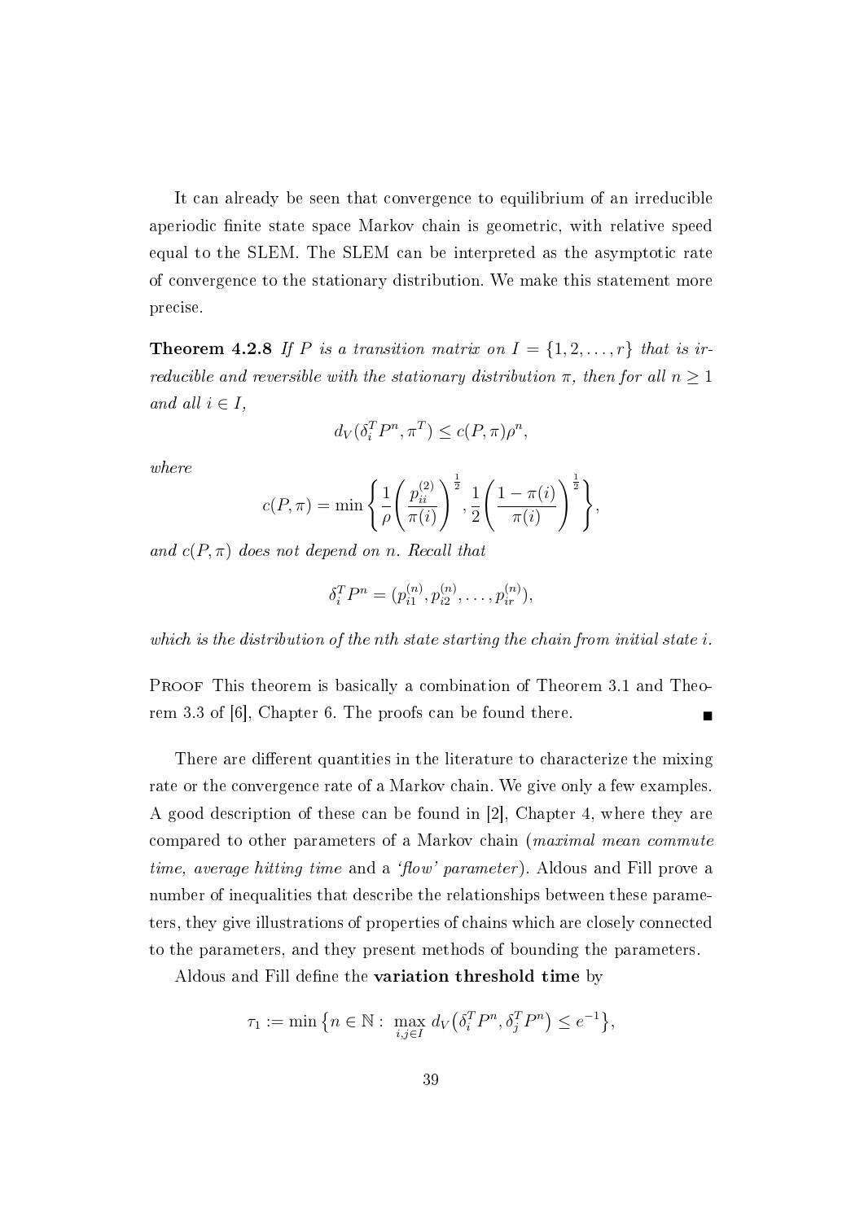It can already be seen that convergence to equilibrium of an irreducible aperiodic finite state space Markov chain is geometric, with relative speed equal to the SLEM. The SLEM can be interpreted as the asymptotic rate of convergence to the stationary distribution. We make this statement more precise.

**Theorem 4.2.8** *If $P$ is a transition matrix on $I = \{1, 2, \ldots, r\}$ that is irreducible and reversible with the stationary distribution $\pi$, then for all $n \geq 1$ and all $i \in I$,*

$$d_V(\delta_i^T P^n, \pi^T) \leq c(P, \pi)\rho^n,$$

*where*

$$c(P, \pi) = \min\left\{ \frac{1}{\rho}\left(\frac{p_{ii}^{(2)}}{\pi(i)}\right)^{\frac{1}{2}}, \frac{1}{2}\left(\frac{1 - \pi(i)}{\pi(i)}\right)^{\frac{1}{2}} \right\},$$

*and $c(P, \pi)$ does not depend on $n$. Recall that*

$$\delta_i^T P^n = (p_{i1}^{(n)}, p_{i2}^{(n)}, \ldots, p_{ir}^{(n)}),$$

*which is the distribution of the nth state starting the chain from initial state $i$.*

Proof This theorem is basically a combination of Theorem 3.1 and Theorem 3.3 of [6], Chapter 6. The proofs can be found there. ∎

There are different quantities in the literature to characterize the mixing rate or the convergence rate of a Markov chain. We give only a few examples. A good description of these can be found in [2], Chapter 4, where they are compared to other parameters of a Markov chain (*maximal mean commute time, average hitting time* and a *'flow' parameter*). Aldous and Fill prove a number of inequalities that describe the relationships between these parameters, they give illustrations of properties of chains which are closely connected to the parameters, and they present methods of bounding the parameters.

Aldous and Fill define the **variation threshold time** by

$$\tau_1 := \min\left\{n \in \mathbb{N} : \max_{i,j \in I} d_V\left(\delta_i^T P^n, \delta_j^T P^n\right) \leq e^{-1}\right\},$$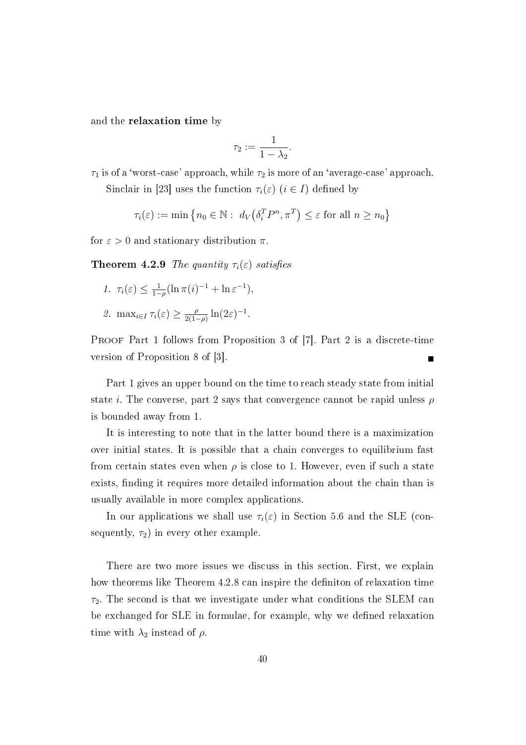and the **relaxation time** by

$$\tau_2 := \frac{1}{1-\lambda_2}.$$

$\tau_1$ is of a 'worst-case' approach, while $\tau_2$ is more of an 'average-case' approach.

Sinclair in [23] uses the function $\tau_i(\varepsilon)$ $(i \in I)$ defined by

$$\tau_i(\varepsilon) := \min\left\{n_0 \in \mathbb{N} : \ d_V\left(\delta_i^T P^n, \pi^T\right) \leq \varepsilon \text{ for all } n \geq n_0\right\}$$

for $\varepsilon > 0$ and stationary distribution $\pi$.

**Theorem 4.2.9** *The quantity $\tau_i(\varepsilon)$ satisfies*

1. $\tau_i(\varepsilon) \leq \frac{1}{1-\rho}(\ln \pi(i)^{-1} + \ln \varepsilon^{-1})$,
2. $\max_{i \in I} \tau_i(\varepsilon) \geq \frac{\rho}{2(1-\rho)} \ln(2\varepsilon)^{-1}$.

Proof Part 1 follows from Proposition 3 of [7]. Part 2 is a discrete-time version of Proposition 8 of [3]. ∎

Part 1 gives an upper bound on the time to reach steady state from initial state $i$. The converse, part 2 says that convergence cannot be rapid unless $\rho$ is bounded away from 1.

It is interesting to note that in the latter bound there is a maximization over initial states. It is possible that a chain converges to equilibrium fast from certain states even when $\rho$ is close to 1. However, even if such a state exists, finding it requires more detailed information about the chain than is usually available in more complex applications.

In our applications we shall use $\tau_i(\varepsilon)$ in Section 5.6 and the SLE (consequently, $\tau_2$) in every other example.

There are two more issues we discuss in this section. First, we explain how theorems like Theorem 4.2.8 can inspire the definiton of relaxation time $\tau_2$. The second is that we investigate under what conditions the SLEM can be exchanged for SLE in formulae, for example, why we defined relaxation time with $\lambda_2$ instead of $\rho$.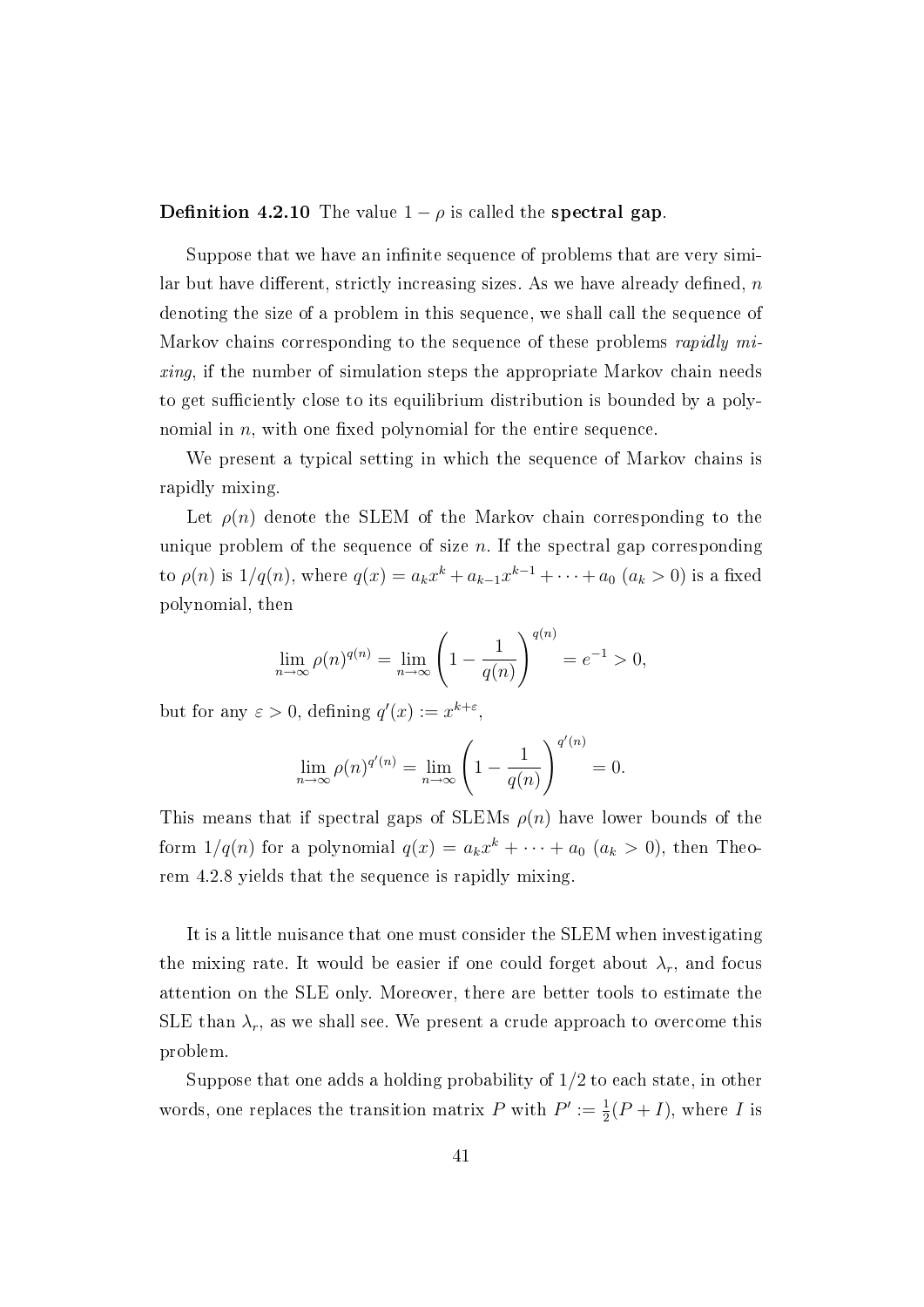**Definition 4.2.10** The value $1 - \rho$ is called the **spectral gap**.

Suppose that we have an infinite sequence of problems that are very similar but have different, strictly increasing sizes. As we have already defined, $n$ denoting the size of a problem in this sequence, we shall call the sequence of Markov chains corresponding to the sequence of these problems *rapidly mixing*, if the number of simulation steps the appropriate Markov chain needs to get sufficiently close to its equilibrium distribution is bounded by a polynomial in $n$, with one fixed polynomial for the entire sequence.

We present a typical setting in which the sequence of Markov chains is rapidly mixing.

Let $\rho(n)$ denote the SLEM of the Markov chain corresponding to the unique problem of the sequence of size $n$. If the spectral gap corresponding to $\rho(n)$ is $1/q(n)$, where $q(x) = a_k x^k + a_{k-1}x^{k-1} + \cdots + a_0$ ($a_k > 0$) is a fixed polynomial, then

$$\lim_{n\to\infty} \rho(n)^{q(n)} = \lim_{n\to\infty} \left(1 - \frac{1}{q(n)}\right)^{q(n)} = e^{-1} > 0,$$

but for any $\varepsilon > 0$, defining $q'(x) := x^{k+\varepsilon}$,

$$\lim_{n\to\infty} \rho(n)^{q'(n)} = \lim_{n\to\infty} \left(1 - \frac{1}{q(n)}\right)^{q'(n)} = 0.$$

This means that if spectral gaps of SLEMs $\rho(n)$ have lower bounds of the form $1/q(n)$ for a polynomial $q(x) = a_k x^k + \cdots + a_0$ ($a_k > 0$), then Theorem 4.2.8 yields that the sequence is rapidly mixing.

It is a little nuisance that one must consider the SLEM when investigating the mixing rate. It would be easier if one could forget about $\lambda_r$, and focus attention on the SLE only. Moreover, there are better tools to estimate the SLE than $\lambda_r$, as we shall see. We present a crude approach to overcome this problem.

Suppose that one adds a holding probability of $1/2$ to each state, in other words, one replaces the transition matrix $P$ with $P' := \frac{1}{2}(P + I)$, where $I$ is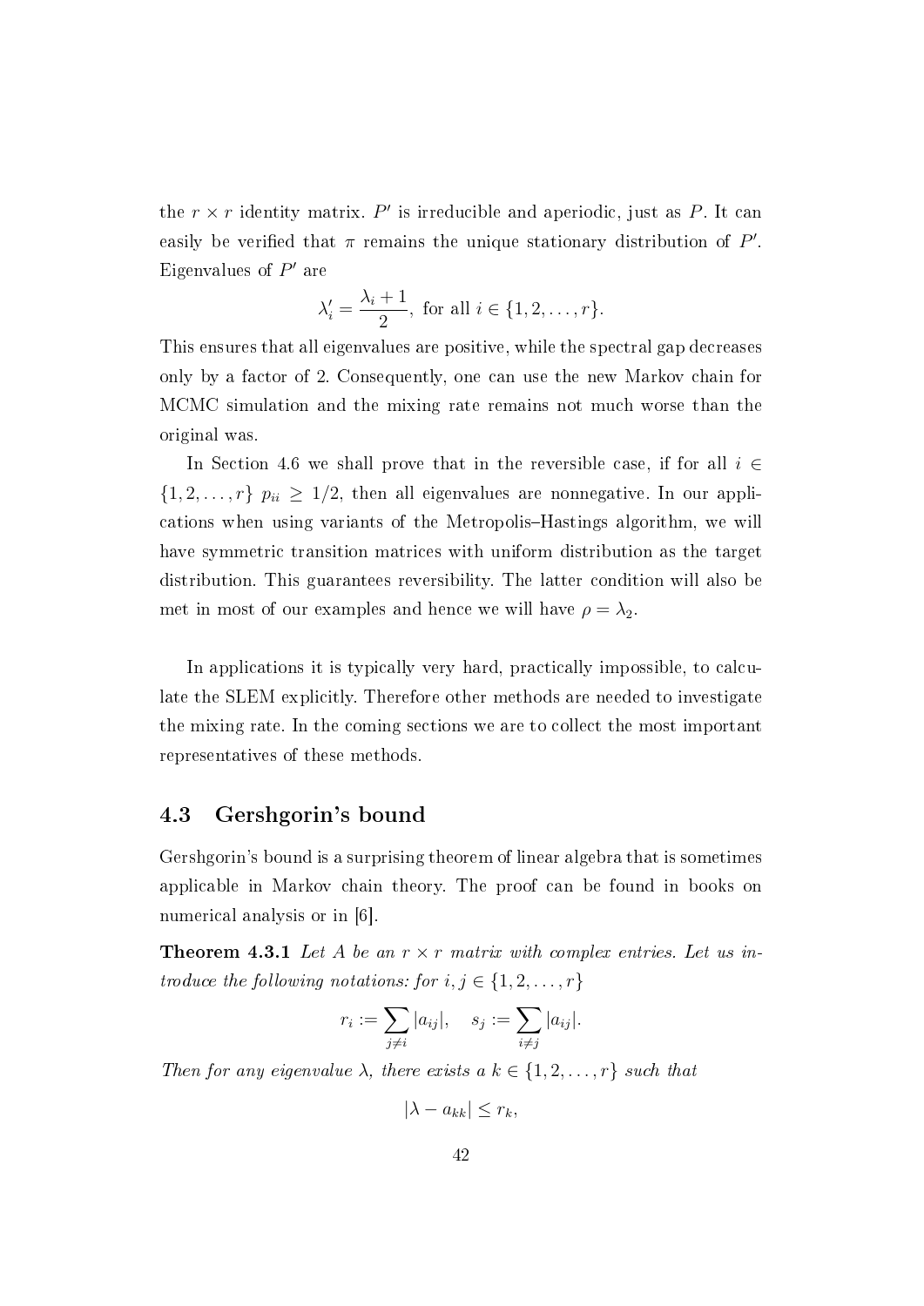the $r \times r$ identity matrix. $P'$ is irreducible and aperiodic, just as $P$. It can easily be verified that $\pi$ remains the unique stationary distribution of $P'$. Eigenvalues of $P'$ are

$$\lambda_i' = \frac{\lambda_i + 1}{2}, \text{ for all } i \in \{1, 2, \ldots, r\}.$$

This ensures that all eigenvalues are positive, while the spectral gap decreases only by a factor of 2. Consequently, one can use the new Markov chain for MCMC simulation and the mixing rate remains not much worse than the original was.

In Section 4.6 we shall prove that in the reversible case, if for all $i \in \{1, 2, \ldots, r\}$ $p_{ii} \geq 1/2$, then all eigenvalues are nonnegative. In our applications when using variants of the Metropolis–Hastings algorithm, we will have symmetric transition matrices with uniform distribution as the target distribution. This guarantees reversibility. The latter condition will also be met in most of our examples and hence we will have $\rho = \lambda_2$.

In applications it is typically very hard, practically impossible, to calculate the SLEM explicitly. Therefore other methods are needed to investigate the mixing rate. In the coming sections we are to collect the most important representatives of these methods.

## 4.3 Gershgorin's bound

Gershgorin's bound is a surprising theorem of linear algebra that is sometimes applicable in Markov chain theory. The proof can be found in books on numerical analysis or in [6].

**Theorem 4.3.1** *Let $A$ be an $r \times r$ matrix with complex entries. Let us introduce the following notations: for $i, j \in \{1, 2, \ldots, r\}$*

$$r_i := \sum_{j \neq i} |a_{ij}|, \quad s_j := \sum_{i \neq j} |a_{ij}|.$$

*Then for any eigenvalue $\lambda$, there exists a $k \in \{1, 2, \ldots, r\}$ such that*

$$|\lambda - a_{kk}| \leq r_k,$$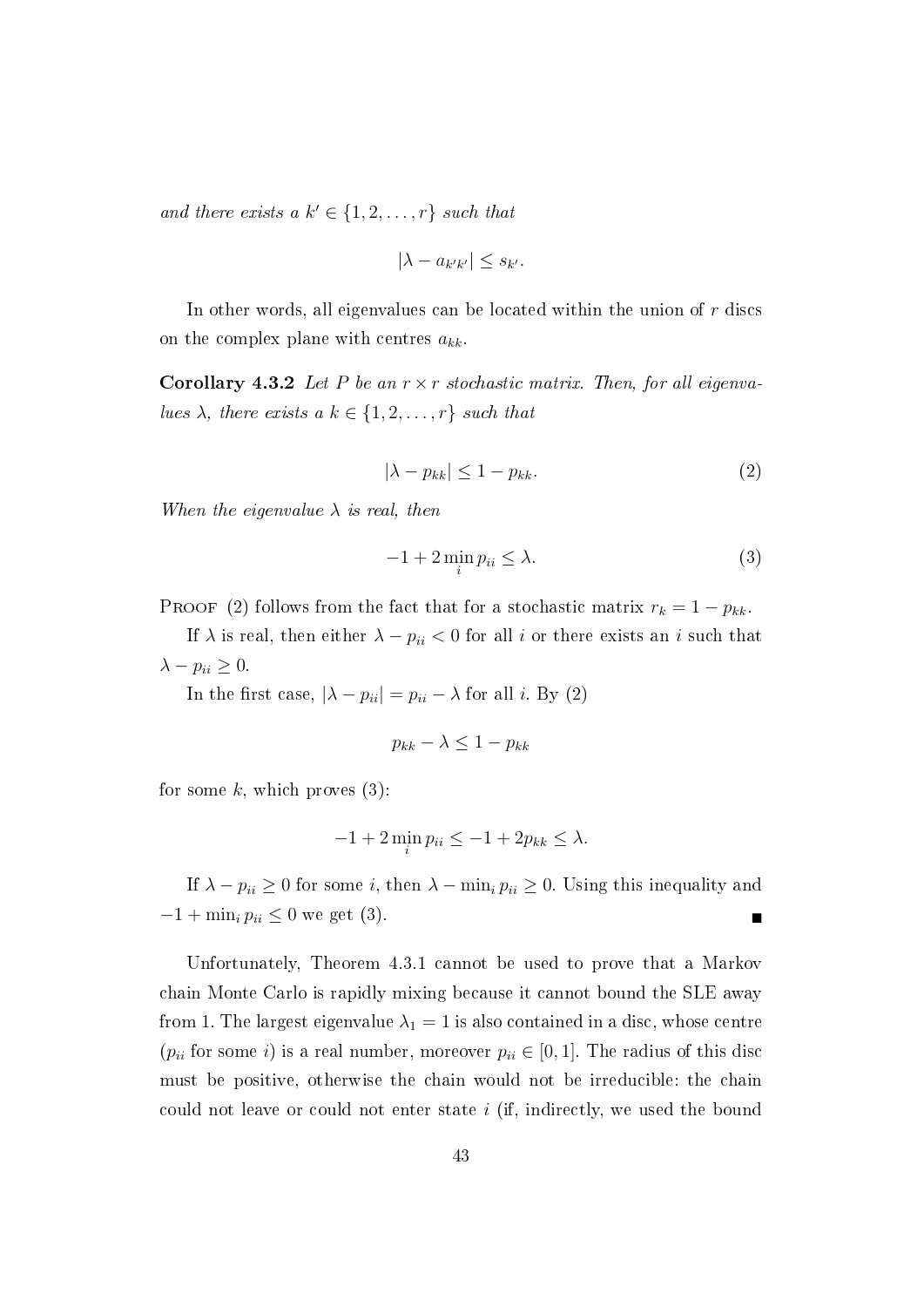*and there exists a* $k' \in \{1, 2, \ldots, r\}$ *such that*

$$|\lambda - a_{k'k'}| \leq s_{k'}.$$

In other words, all eigenvalues can be located within the union of $r$ discs on the complex plane with centres $a_{kk}$.

**Corollary 4.3.2** *Let $P$ be an $r \times r$ stochastic matrix. Then, for all eigenvalues $\lambda$, there exists a $k \in \{1, 2, \ldots, r\}$ such that*

$$|\lambda - p_{kk}| \leq 1 - p_{kk}. \tag{2}$$

*When the eigenvalue $\lambda$ is real, then*

$$-1 + 2\min_i p_{ii} \leq \lambda. \tag{3}$$

Proof (2) follows from the fact that for a stochastic matrix $r_k = 1 - p_{kk}$.

If $\lambda$ is real, then either $\lambda - p_{ii} < 0$ for all $i$ or there exists an $i$ such that $\lambda - p_{ii} \geq 0$.

In the first case, $|\lambda - p_{ii}| = p_{ii} - \lambda$ for all $i$. By (2)

$$p_{kk} - \lambda \leq 1 - p_{kk}$$

for some $k$, which proves (3):

$$-1 + 2\min_i p_{ii} \leq -1 + 2p_{kk} \leq \lambda.$$

If $\lambda - p_{ii} \geq 0$ for some $i$, then $\lambda - \min_i p_{ii} \geq 0$. Using this inequality and $-1 + \min_i p_{ii} \leq 0$ we get (3). ∎

Unfortunately, Theorem 4.3.1 cannot be used to prove that a Markov chain Monte Carlo is rapidly mixing because it cannot bound the SLE away from 1. The largest eigenvalue $\lambda_1 = 1$ is also contained in a disc, whose centre ($p_{ii}$ for some $i$) is a real number, moreover $p_{ii} \in [0, 1]$. The radius of this disc must be positive, otherwise the chain would not be irreducible: the chain could not leave or could not enter state $i$ (if, indirectly, we used the bound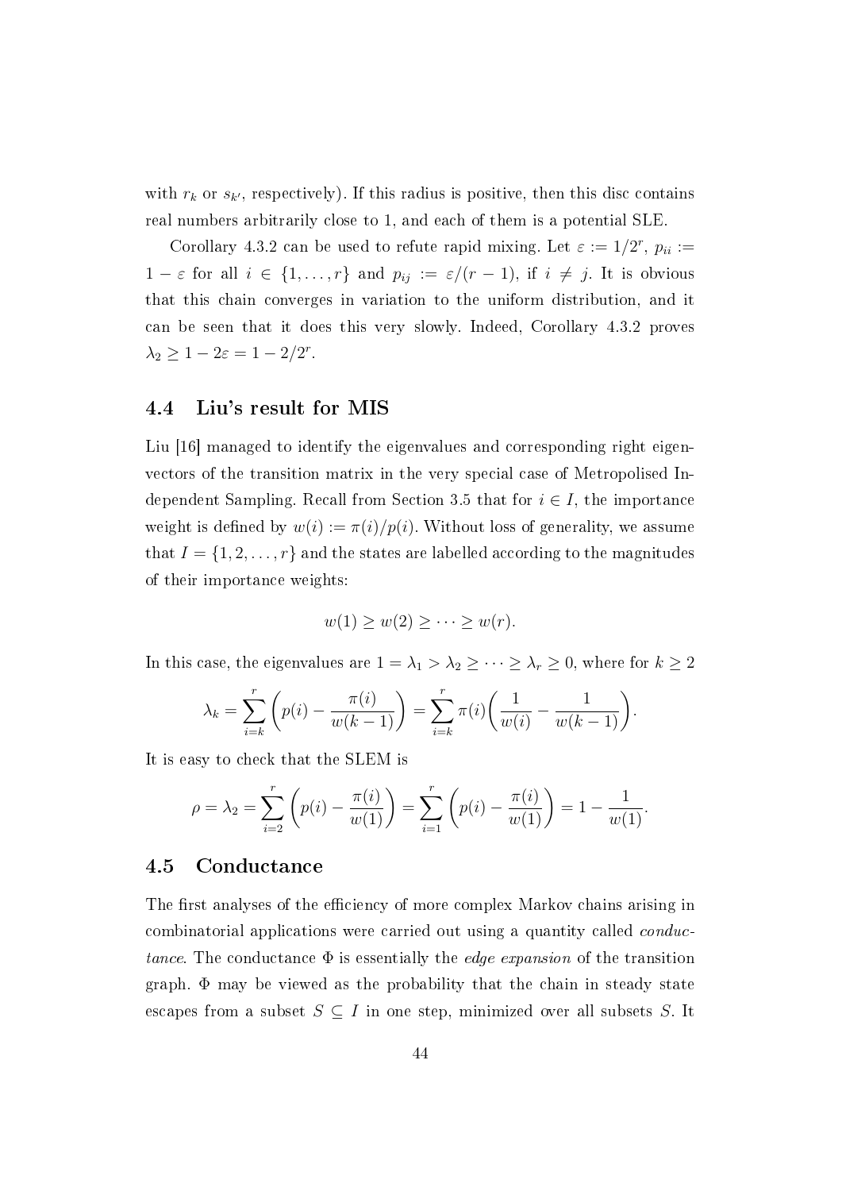with $r_k$ or $s_{k'}$, respectively). If this radius is positive, then this disc contains real numbers arbitrarily close to 1, and each of them is a potential SLE.

Corollary 4.3.2 can be used to refute rapid mixing. Let $\varepsilon := 1/2^r$, $p_{ii} := 1 - \varepsilon$ for all $i \in \{1, \ldots, r\}$ and $p_{ij} := \varepsilon/(r-1)$, if $i \neq j$. It is obvious that this chain converges in variation to the uniform distribution, and it can be seen that it does this very slowly. Indeed, Corollary 4.3.2 proves $\lambda_2 \geq 1 - 2\varepsilon = 1 - 2/2^r$.

## 4.4 Liu's result for MIS

Liu [16] managed to identify the eigenvalues and corresponding right eigenvectors of the transition matrix in the very special case of Metropolised Independent Sampling. Recall from Section 3.5 that for $i \in I$, the importance weight is defined by $w(i) := \pi(i)/p(i)$. Without loss of generality, we assume that $I = \{1, 2, \ldots, r\}$ and the states are labelled according to the magnitudes of their importance weights:

$$w(1) \geq w(2) \geq \cdots \geq w(r).$$

In this case, the eigenvalues are $1 = \lambda_1 > \lambda_2 \geq \cdots \geq \lambda_r \geq 0$, where for $k \geq 2$

$$\lambda_k = \sum_{i=k}^{r} \left( p(i) - \frac{\pi(i)}{w(k-1)} \right) = \sum_{i=k}^{r} \pi(i) \left( \frac{1}{w(i)} - \frac{1}{w(k-1)} \right).$$

It is easy to check that the SLEM is

$$\rho = \lambda_2 = \sum_{i=2}^{r} \left( p(i) - \frac{\pi(i)}{w(1)} \right) = \sum_{i=1}^{r} \left( p(i) - \frac{\pi(i)}{w(1)} \right) = 1 - \frac{1}{w(1)}.$$

## 4.5 Conductance

The first analyses of the efficiency of more complex Markov chains arising in combinatorial applications were carried out using a quantity called *conductance*. The conductance $\Phi$ is essentially the *edge expansion* of the transition graph. $\Phi$ may be viewed as the probability that the chain in steady state escapes from a subset $S \subseteq I$ in one step, minimized over all subsets $S$. It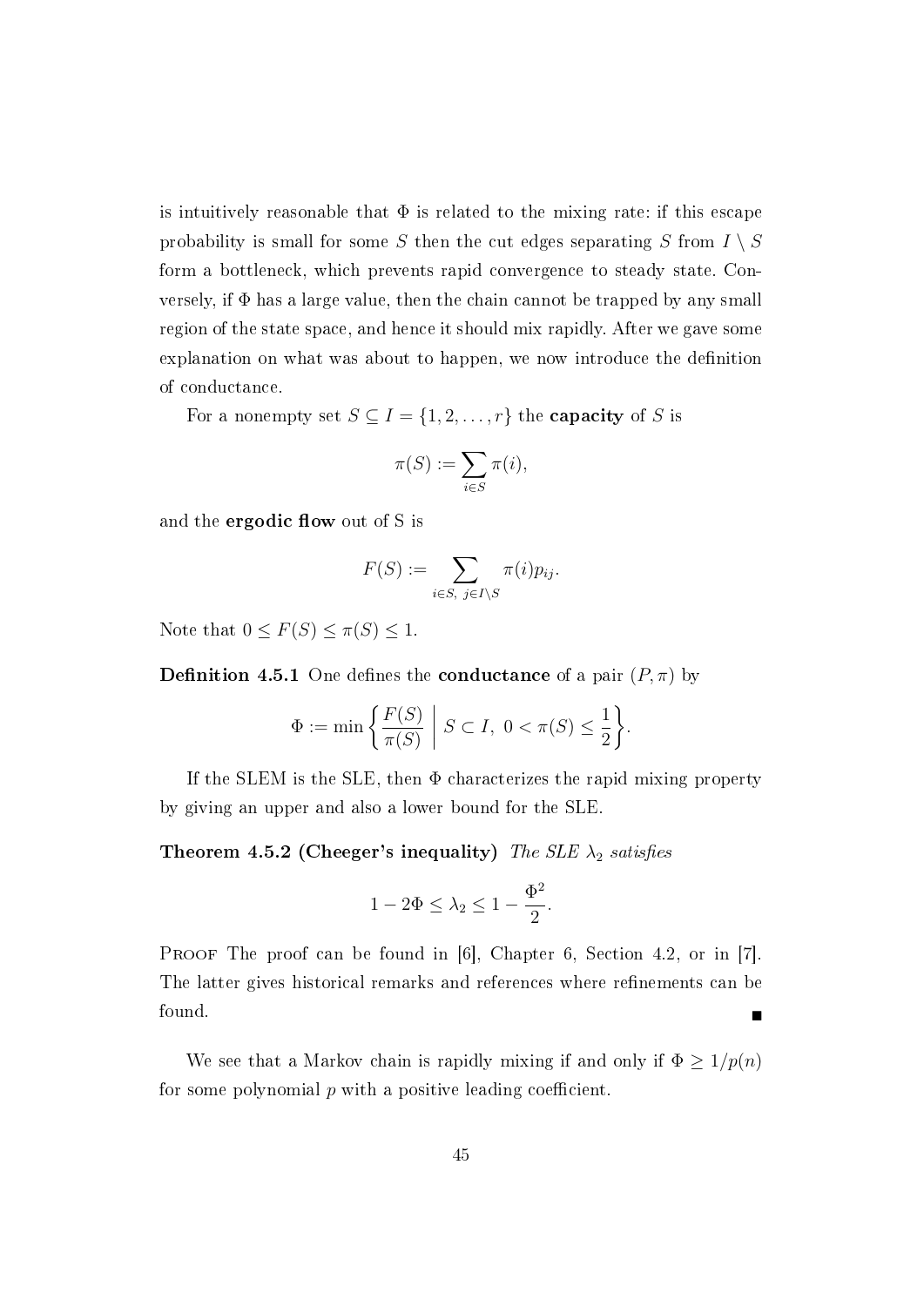is intuitively reasonable that $\Phi$ is related to the mixing rate: if this escape probability is small for some $S$ then the cut edges separating $S$ from $I \setminus S$ form a bottleneck, which prevents rapid convergence to steady state. Conversely, if $\Phi$ has a large value, then the chain cannot be trapped by any small region of the state space, and hence it should mix rapidly. After we gave some explanation on what was about to happen, we now introduce the definition of conductance.

For a nonempty set $S \subseteq I = \{1, 2, \dots, r\}$ the **capacity** of $S$ is

$$\pi(S) := \sum_{i \in S} \pi(i),$$

and the **ergodic flow** out of S is

$$F(S) := \sum_{i \in S, \ j \in I \setminus S} \pi(i) p_{ij}.$$

Note that $0 \leq F(S) \leq \pi(S) \leq 1$.

**Definition 4.5.1** One defines the **conductance** of a pair $(P, \pi)$ by

$$\Phi := \min \left\{ \frac{F(S)}{\pi(S)} \ \middle| \ S \subset I, \ 0 < \pi(S) \leq \frac{1}{2} \right\}.$$

If the SLEM is the SLE, then $\Phi$ characterizes the rapid mixing property by giving an upper and also a lower bound for the SLE.

**Theorem 4.5.2 (Cheeger's inequality)** *The SLE $\lambda_2$ satisfies*

$$1 - 2\Phi \leq \lambda_2 \leq 1 - \frac{\Phi^2}{2}.$$

Proof The proof can be found in [6], Chapter 6, Section 4.2, or in [7]. The latter gives historical remarks and references where refinements can be found. ∎

We see that a Markov chain is rapidly mixing if and only if $\Phi \geq 1/p(n)$ for some polynomial $p$ with a positive leading coefficient.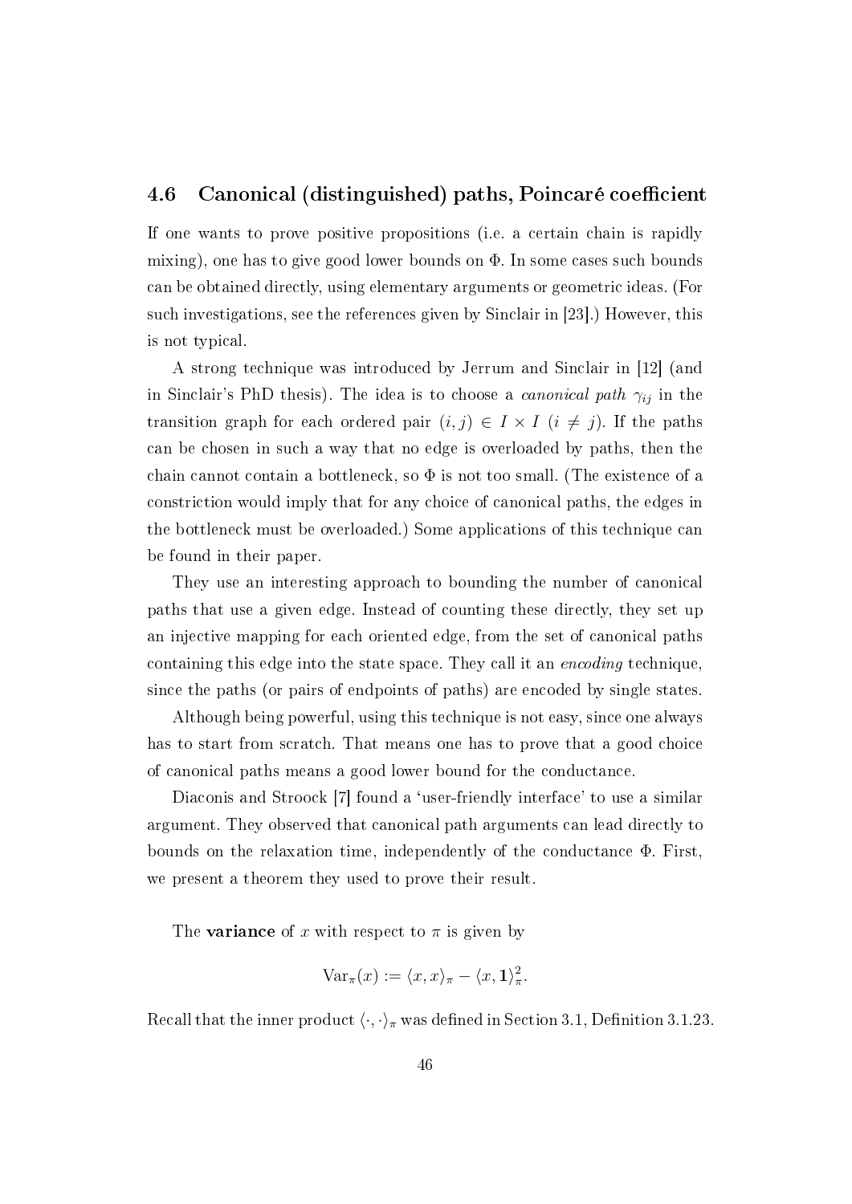## 4.6 Canonical (distinguished) paths, Poincaré coefficient

If one wants to prove positive propositions (i.e. a certain chain is rapidly mixing), one has to give good lower bounds on $\Phi$. In some cases such bounds can be obtained directly, using elementary arguments or geometric ideas. (For such investigations, see the references given by Sinclair in [23].) However, this is not typical.

A strong technique was introduced by Jerrum and Sinclair in [12] (and in Sinclair's PhD thesis). The idea is to choose a *canonical path* $\gamma_{ij}$ in the transition graph for each ordered pair $(i, j) \in I \times I$ $(i \neq j)$. If the paths can be chosen in such a way that no edge is overloaded by paths, then the chain cannot contain a bottleneck, so $\Phi$ is not too small. (The existence of a constriction would imply that for any choice of canonical paths, the edges in the bottleneck must be overloaded.) Some applications of this technique can be found in their paper.

They use an interesting approach to bounding the number of canonical paths that use a given edge. Instead of counting these directly, they set up an injective mapping for each oriented edge, from the set of canonical paths containing this edge into the state space. They call it an *encoding* technique, since the paths (or pairs of endpoints of paths) are encoded by single states.

Although being powerful, using this technique is not easy, since one always has to start from scratch. That means one has to prove that a good choice of canonical paths means a good lower bound for the conductance.

Diaconis and Stroock [7] found a 'user-friendly interface' to use a similar argument. They observed that canonical path arguments can lead directly to bounds on the relaxation time, independently of the conductance $\Phi$. First, we present a theorem they used to prove their result.

The **variance** of $x$ with respect to $\pi$ is given by

$$\mathrm{Var}_\pi(x) := \langle x, x \rangle_\pi - \langle x, \mathbf{1} \rangle_\pi^2.$$

Recall that the inner product $\langle \cdot, \cdot \rangle_\pi$ was defined in Section 3.1, Definition 3.1.23.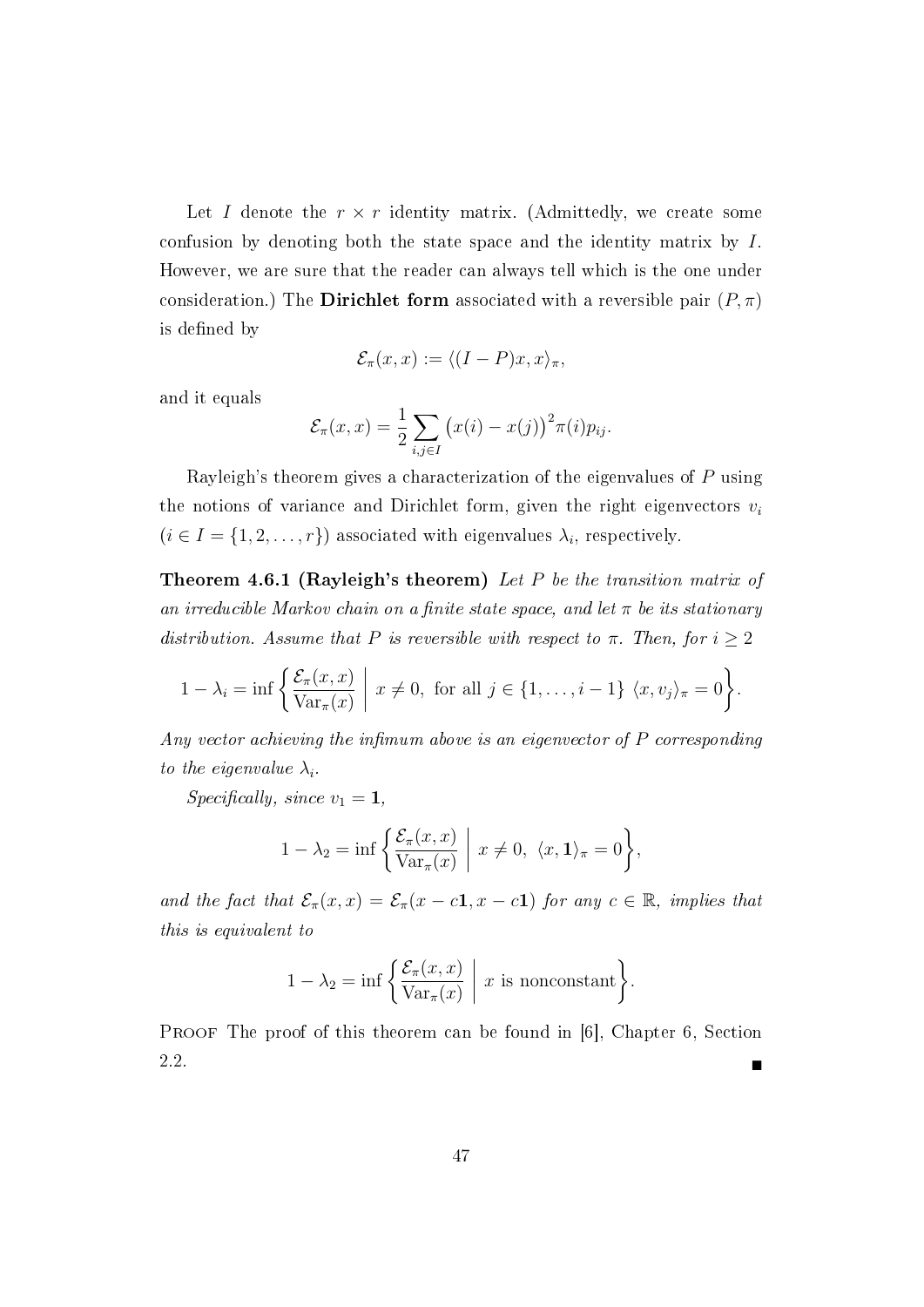Let $I$ denote the $r \times r$ identity matrix. (Admittedly, we create some confusion by denoting both the state space and the identity matrix by $I$. However, we are sure that the reader can always tell which is the one under consideration.) The **Dirichlet form** associated with a reversible pair $(P, \pi)$ is defined by

$$\mathcal{E}_\pi(x, x) := \langle (I - P)x, x \rangle_\pi,$$

and it equals

$$\mathcal{E}_\pi(x, x) = \frac{1}{2} \sum_{i,j \in I} \big(x(i) - x(j)\big)^2 \pi(i) p_{ij}.$$

Rayleigh's theorem gives a characterization of the eigenvalues of $P$ using the notions of variance and Dirichlet form, given the right eigenvectors $v_i$ ($i \in I = \{1, 2, \ldots, r\}$) associated with eigenvalues $\lambda_i$, respectively.

**Theorem 4.6.1 (Rayleigh's theorem)** *Let $P$ be the transition matrix of an irreducible Markov chain on a finite state space, and let $\pi$ be its stationary distribution. Assume that $P$ is reversible with respect to $\pi$. Then, for $i \geq 2$*

$$1 - \lambda_i = \inf \left\{ \frac{\mathcal{E}_\pi(x, x)}{\mathrm{Var}_\pi(x)} \;\middle|\; x \neq 0, \text{ for all } j \in \{1, \ldots, i-1\} \; \langle x, v_j \rangle_\pi = 0 \right\}.$$

*Any vector achieving the infimum above is an eigenvector of $P$ corresponding to the eigenvalue $\lambda_i$.*

*Specifically, since $v_1 = \mathbf{1}$,*

$$1 - \lambda_2 = \inf \left\{ \frac{\mathcal{E}_\pi(x, x)}{\mathrm{Var}_\pi(x)} \;\middle|\; x \neq 0, \; \langle x, \mathbf{1} \rangle_\pi = 0 \right\},$$

*and the fact that $\mathcal{E}_\pi(x, x) = \mathcal{E}_\pi(x - c\mathbf{1}, x - c\mathbf{1})$ for any $c \in \mathbb{R}$, implies that this is equivalent to*

$$1 - \lambda_2 = \inf \left\{ \frac{\mathcal{E}_\pi(x, x)}{\mathrm{Var}_\pi(x)} \;\middle|\; x \text{ is nonconstant} \right\}.$$

PROOF The proof of this theorem can be found in [6], Chapter 6, Section 2.2. ∎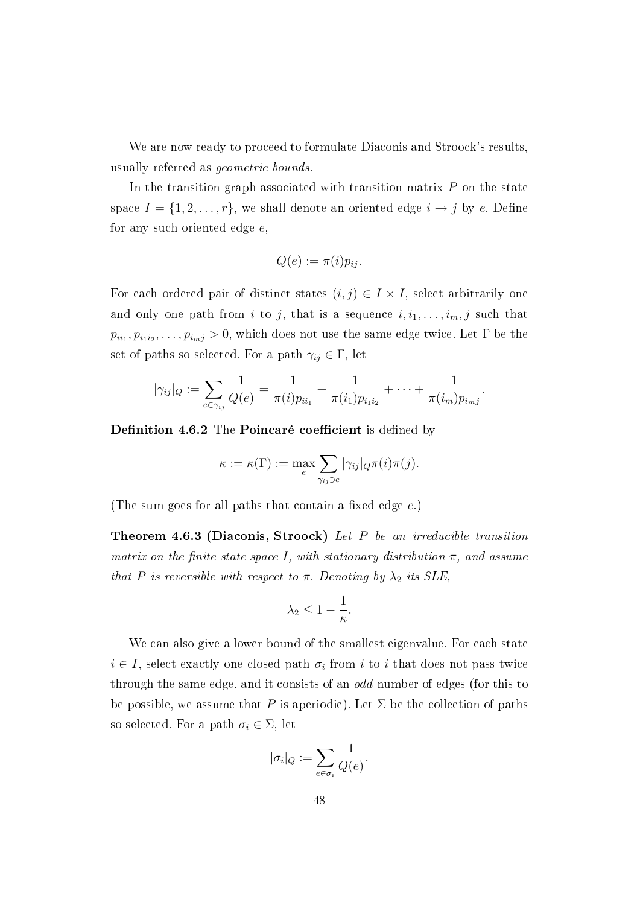We are now ready to proceed to formulate Diaconis and Stroock's results, usually referred as *geometric bounds*.

In the transition graph associated with transition matrix $P$ on the state space $I = \{1, 2, \ldots, r\}$, we shall denote an oriented edge $i \to j$ by $e$. Define for any such oriented edge $e$,

$$Q(e) := \pi(i)p_{ij}.$$

For each ordered pair of distinct states $(i, j) \in I \times I$, select arbitrarily one and only one path from $i$ to $j$, that is a sequence $i, i_1, \ldots, i_m, j$ such that $p_{ii_1}, p_{i_1i_2}, \ldots, p_{i_mj} > 0$, which does not use the same edge twice. Let $\Gamma$ be the set of paths so selected. For a path $\gamma_{ij} \in \Gamma$, let

$$|\gamma_{ij}|_Q := \sum_{e \in \gamma_{ij}} \frac{1}{Q(e)} = \frac{1}{\pi(i)p_{ii_1}} + \frac{1}{\pi(i_1)p_{i_1i_2}} + \cdots + \frac{1}{\pi(i_m)p_{i_mj}}.$$

**Definition 4.6.2** The **Poincaré coefficient** is defined by

$$\kappa := \kappa(\Gamma) := \max_e \sum_{\gamma_{ij} \ni e} |\gamma_{ij}|_Q \pi(i)\pi(j).$$

(The sum goes for all paths that contain a fixed edge $e$.)

**Theorem 4.6.3 (Diaconis, Stroock)** *Let $P$ be an irreducible transition matrix on the finite state space $I$, with stationary distribution $\pi$, and assume that $P$ is reversible with respect to $\pi$. Denoting by $\lambda_2$ its SLE,*

$$\lambda_2 \leq 1 - \frac{1}{\kappa}.$$

We can also give a lower bound of the smallest eigenvalue. For each state $i \in I$, select exactly one closed path $\sigma_i$ from $i$ to $i$ that does not pass twice through the same edge, and it consists of an *odd* number of edges (for this to be possible, we assume that $P$ is aperiodic). Let $\Sigma$ be the collection of paths so selected. For a path $\sigma_i \in \Sigma$, let

$$|\sigma_i|_Q := \sum_{e \in \sigma_i} \frac{1}{Q(e)}.$$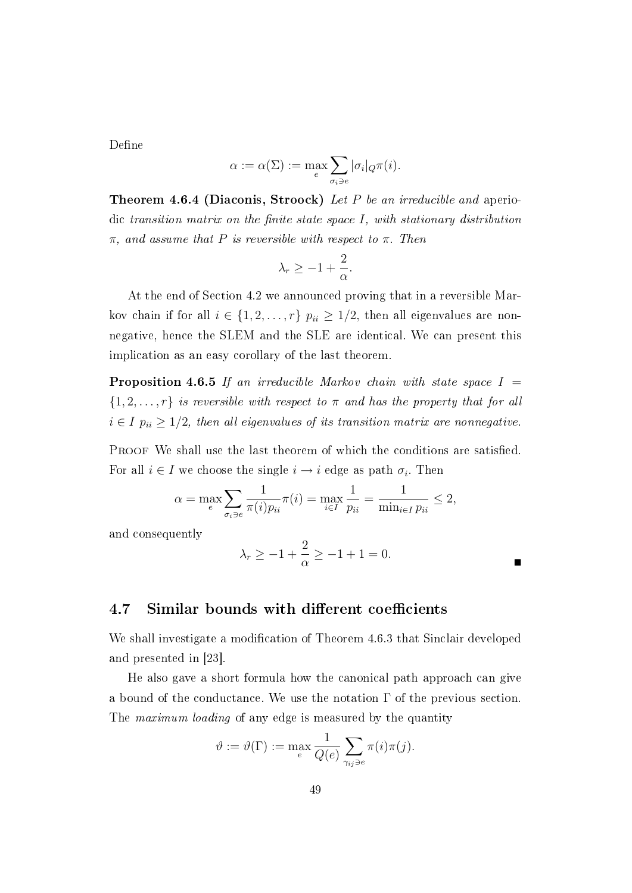Define

$$\alpha := \alpha(\Sigma) := \max_e \sum_{\sigma_i \ni e} |\sigma_i|_Q \pi(i).$$

**Theorem 4.6.4 (Diaconis, Stroock)** *Let $P$ be an irreducible and* aperiodic *transition matrix on the finite state space $I$, with stationary distribution $\pi$, and assume that $P$ is reversible with respect to $\pi$. Then*

$$\lambda_r \geq -1 + \frac{2}{\alpha}.$$

At the end of Section 4.2 we announced proving that in a reversible Markov chain if for all $i \in \{1, 2, \ldots, r\}$ $p_{ii} \geq 1/2$, then all eigenvalues are nonnegative, hence the SLEM and the SLE are identical. We can present this implication as an easy corollary of the last theorem.

**Proposition 4.6.5** *If an irreducible Markov chain with state space $I = \{1, 2, \ldots, r\}$ is reversible with respect to $\pi$ and has the property that for all $i \in I$ $p_{ii} \geq 1/2$, then all eigenvalues of its transition matrix are nonnegative.*

Proof We shall use the last theorem of which the conditions are satisfied. For all $i \in I$ we choose the single $i \to i$ edge as path $\sigma_i$. Then

$$\alpha = \max_e \sum_{\sigma_i \ni e} \frac{1}{\pi(i) p_{ii}} \pi(i) = \max_{i \in I} \frac{1}{p_{ii}} = \frac{1}{\min_{i \in I} p_{ii}} \leq 2,$$

and consequently

$$\lambda_r \geq -1 + \frac{2}{\alpha} \geq -1 + 1 = 0.$$

■

## 4.7 Similar bounds with different coefficients

We shall investigate a modification of Theorem 4.6.3 that Sinclair developed and presented in [23].

He also gave a short formula how the canonical path approach can give a bound of the conductance. We use the notation $\Gamma$ of the previous section. The *maximum loading* of any edge is measured by the quantity

$$\vartheta := \vartheta(\Gamma) := \max_e \frac{1}{Q(e)} \sum_{\gamma_{ij} \ni e} \pi(i)\pi(j).$$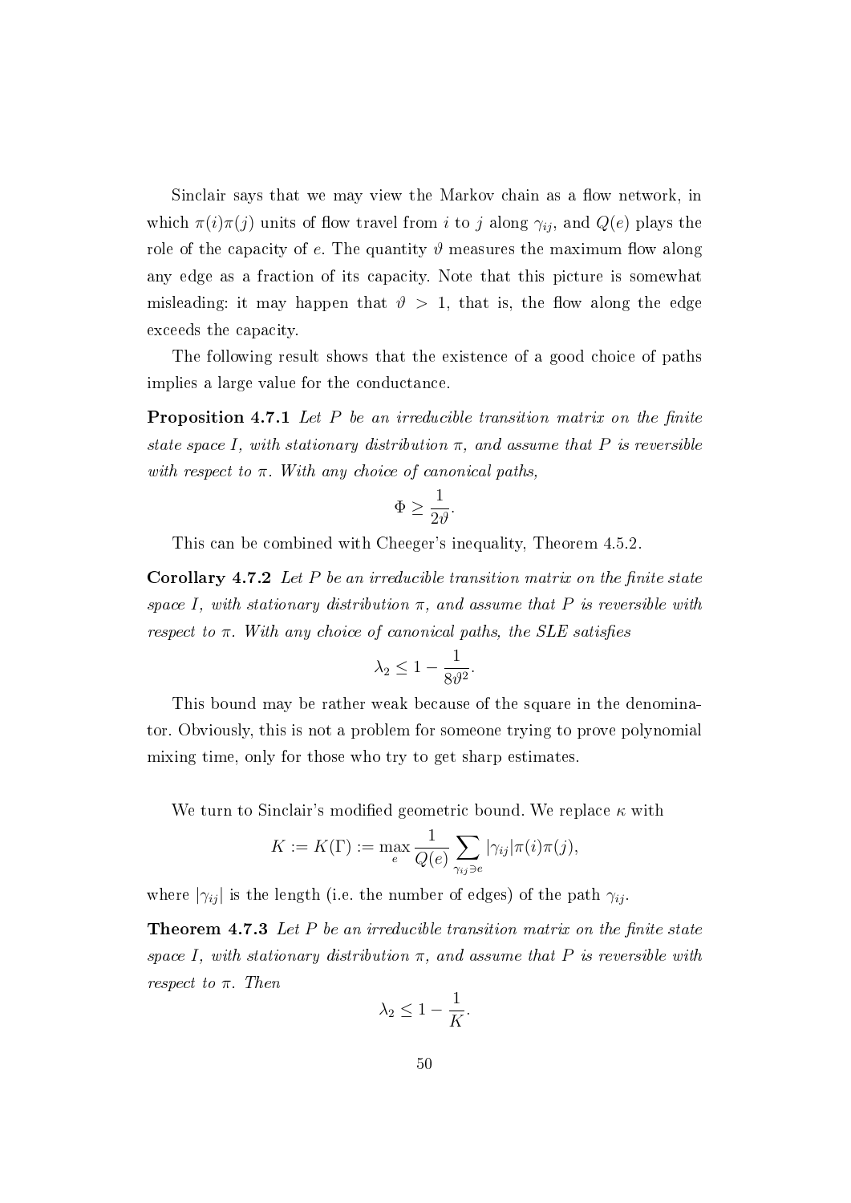Sinclair says that we may view the Markov chain as a flow network, in which $\pi(i)\pi(j)$ units of flow travel from $i$ to $j$ along $\gamma_{ij}$, and $Q(e)$ plays the role of the capacity of $e$. The quantity $\vartheta$ measures the maximum flow along any edge as a fraction of its capacity. Note that this picture is somewhat misleading: it may happen that $\vartheta > 1$, that is, the flow along the edge exceeds the capacity.

The following result shows that the existence of a good choice of paths implies a large value for the conductance.

**Proposition 4.7.1** *Let $P$ be an irreducible transition matrix on the finite state space $I$, with stationary distribution $\pi$, and assume that $P$ is reversible with respect to $\pi$. With any choice of canonical paths,*

$$\Phi \geq \frac{1}{2\vartheta}.$$

This can be combined with Cheeger's inequality, Theorem 4.5.2.

**Corollary 4.7.2** *Let $P$ be an irreducible transition matrix on the finite state space $I$, with stationary distribution $\pi$, and assume that $P$ is reversible with respect to $\pi$. With any choice of canonical paths, the SLE satisfies*

$$\lambda_2 \leq 1 - \frac{1}{8\vartheta^2}.$$

This bound may be rather weak because of the square in the denominator. Obviously, this is not a problem for someone trying to prove polynomial mixing time, only for those who try to get sharp estimates.

We turn to Sinclair's modified geometric bound. We replace $\kappa$ with

$$K := K(\Gamma) := \max_e \frac{1}{Q(e)} \sum_{\gamma_{ij} \ni e} |\gamma_{ij}| \pi(i)\pi(j),$$

where $|\gamma_{ij}|$ is the length (i.e. the number of edges) of the path $\gamma_{ij}$.

**Theorem 4.7.3** *Let $P$ be an irreducible transition matrix on the finite state space $I$, with stationary distribution $\pi$, and assume that $P$ is reversible with respect to $\pi$. Then*

$$\lambda_2 \leq 1 - \frac{1}{K}.$$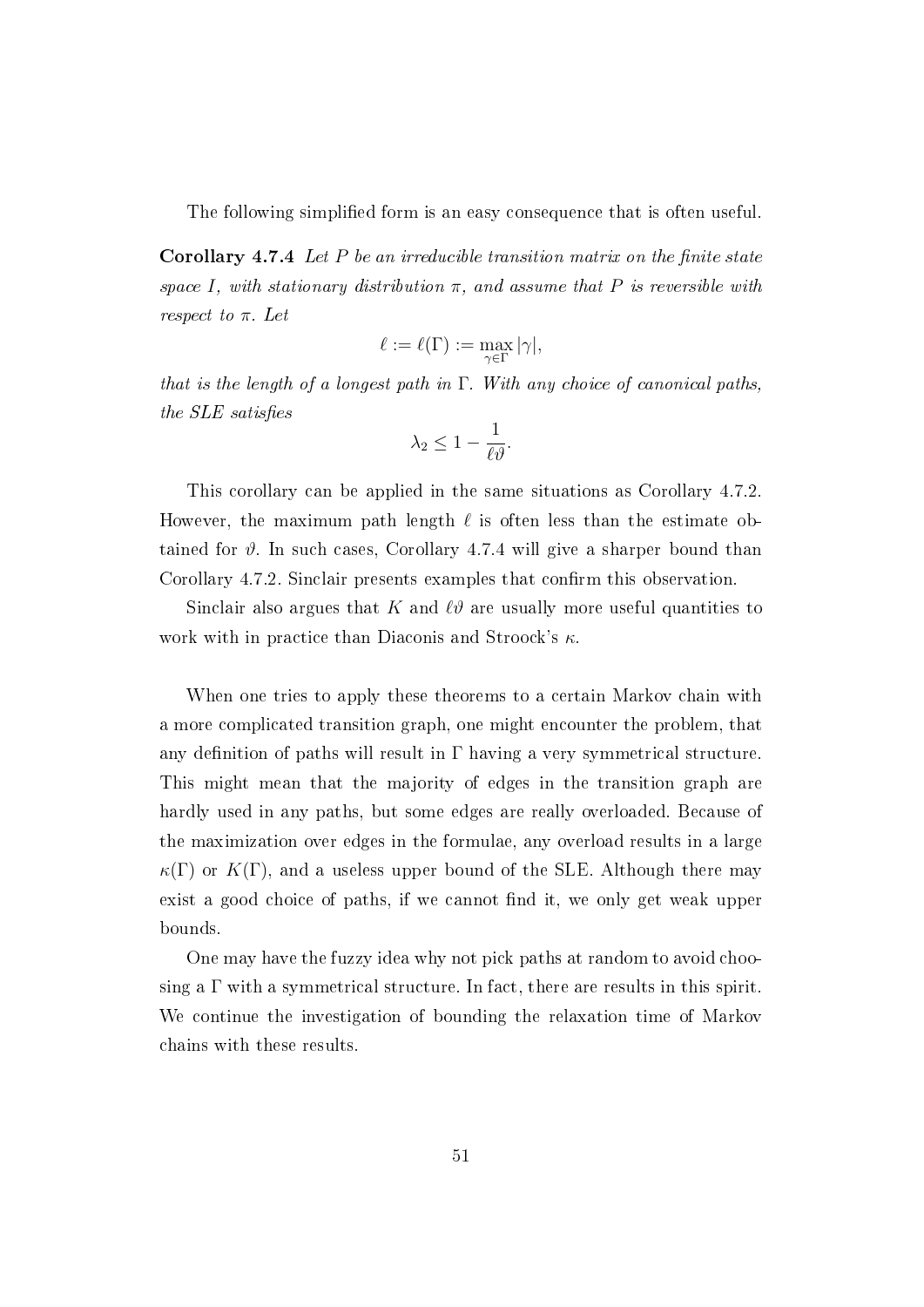The following simplified form is an easy consequence that is often useful.

**Corollary 4.7.4** *Let $P$ be an irreducible transition matrix on the finite state space $I$, with stationary distribution $\pi$, and assume that $P$ is reversible with respect to $\pi$. Let*

$$\ell := \ell(\Gamma) := \max_{\gamma \in \Gamma} |\gamma|,$$

*that is the length of a longest path in $\Gamma$. With any choice of canonical paths, the SLE satisfies*

$$\lambda_2 \leq 1 - \frac{1}{\ell \vartheta}.$$

This corollary can be applied in the same situations as Corollary 4.7.2. However, the maximum path length $\ell$ is often less than the estimate obtained for $\vartheta$. In such cases, Corollary 4.7.4 will give a sharper bound than Corollary 4.7.2. Sinclair presents examples that confirm this observation.

Sinclair also argues that $K$ and $\ell\vartheta$ are usually more useful quantities to work with in practice than Diaconis and Stroock's $\kappa$.

When one tries to apply these theorems to a certain Markov chain with a more complicated transition graph, one might encounter the problem, that any definition of paths will result in $\Gamma$ having a very symmetrical structure. This might mean that the majority of edges in the transition graph are hardly used in any paths, but some edges are really overloaded. Because of the maximization over edges in the formulae, any overload results in a large $\kappa(\Gamma)$ or $K(\Gamma)$, and a useless upper bound of the SLE. Although there may exist a good choice of paths, if we cannot find it, we only get weak upper bounds.

One may have the fuzzy idea why not pick paths at random to avoid choosing a $\Gamma$ with a symmetrical structure. In fact, there are results in this spirit. We continue the investigation of bounding the relaxation time of Markov chains with these results.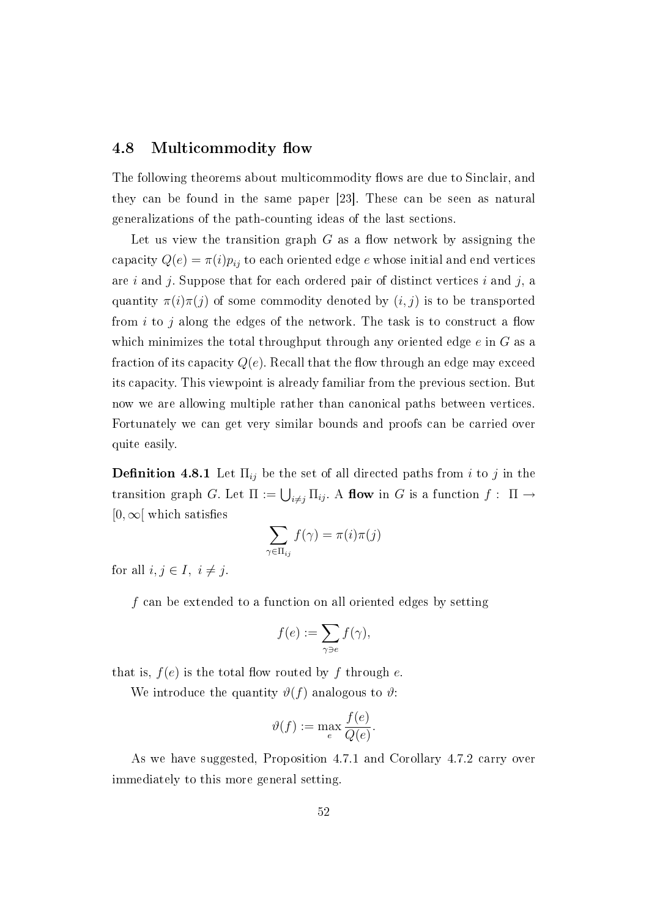## 4.8 Multicommodity flow

The following theorems about multicommodity flows are due to Sinclair, and they can be found in the same paper [23]. These can be seen as natural generalizations of the path-counting ideas of the last sections.

Let us view the transition graph $G$ as a flow network by assigning the capacity $Q(e) = \pi(i)p_{ij}$ to each oriented edge $e$ whose initial and end vertices are $i$ and $j$. Suppose that for each ordered pair of distinct vertices $i$ and $j$, a quantity $\pi(i)\pi(j)$ of some commodity denoted by $(i, j)$ is to be transported from $i$ to $j$ along the edges of the network. The task is to construct a flow which minimizes the total throughput through any oriented edge $e$ in $G$ as a fraction of its capacity $Q(e)$. Recall that the flow through an edge may exceed its capacity. This viewpoint is already familiar from the previous section. But now we are allowing multiple rather than canonical paths between vertices. Fortunately we can get very similar bounds and proofs can be carried over quite easily.

**Definition 4.8.1** Let $\Pi_{ij}$ be the set of all directed paths from $i$ to $j$ in the transition graph $G$. Let $\Pi := \bigcup_{i \neq j} \Pi_{ij}$. A **flow** in $G$ is a function $f : \Pi \to [0, \infty[$ which satisfies

$$\sum_{\gamma \in \Pi_{ij}} f(\gamma) = \pi(i)\pi(j)$$

for all $i, j \in I,\ i \neq j$.

$f$ can be extended to a function on all oriented edges by setting

$$f(e) := \sum_{\gamma \ni e} f(\gamma),$$

that is, $f(e)$ is the total flow routed by $f$ through $e$.

We introduce the quantity $\vartheta(f)$ analogous to $\vartheta$:

$$\vartheta(f) := \max_e \frac{f(e)}{Q(e)}.$$

As we have suggested, Proposition 4.7.1 and Corollary 4.7.2 carry over immediately to this more general setting.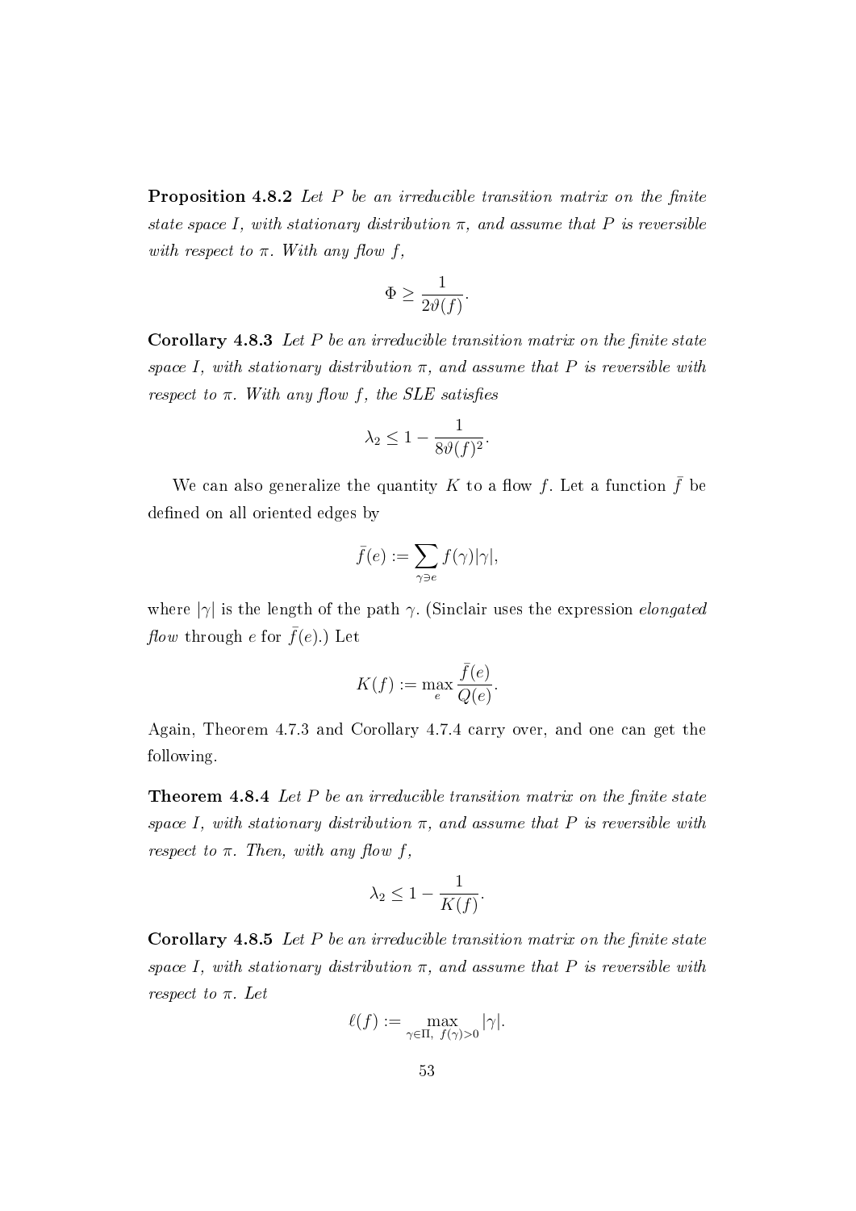**Proposition 4.8.2** *Let $P$ be an irreducible transition matrix on the finite state space $I$, with stationary distribution $\pi$, and assume that $P$ is reversible with respect to $\pi$. With any flow $f$,*

$$\Phi \geq \frac{1}{2\vartheta(f)}.$$

**Corollary 4.8.3** *Let $P$ be an irreducible transition matrix on the finite state space $I$, with stationary distribution $\pi$, and assume that $P$ is reversible with respect to $\pi$. With any flow $f$, the SLE satisfies*

$$\lambda_2 \leq 1 - \frac{1}{8\vartheta(f)^2}.$$

We can also generalize the quantity $K$ to a flow $f$. Let a function $\bar{f}$ be defined on all oriented edges by

$$\bar{f}(e) := \sum_{\gamma \ni e} f(\gamma)|\gamma|,$$

where $|\gamma|$ is the length of the path $\gamma$. (Sinclair uses the expression *elongated flow* through $e$ for $\bar{f}(e)$.) Let

$$K(f) := \max_{e} \frac{\bar{f}(e)}{Q(e)}.$$

Again, Theorem 4.7.3 and Corollary 4.7.4 carry over, and one can get the following.

**Theorem 4.8.4** *Let $P$ be an irreducible transition matrix on the finite state space $I$, with stationary distribution $\pi$, and assume that $P$ is reversible with respect to $\pi$. Then, with any flow $f$,*

$$\lambda_2 \leq 1 - \frac{1}{K(f)}.$$

**Corollary 4.8.5** *Let $P$ be an irreducible transition matrix on the finite state space $I$, with stationary distribution $\pi$, and assume that $P$ is reversible with respect to $\pi$. Let*

$$\ell(f) := \max_{\gamma \in \Pi,\ f(\gamma) > 0} |\gamma|.$$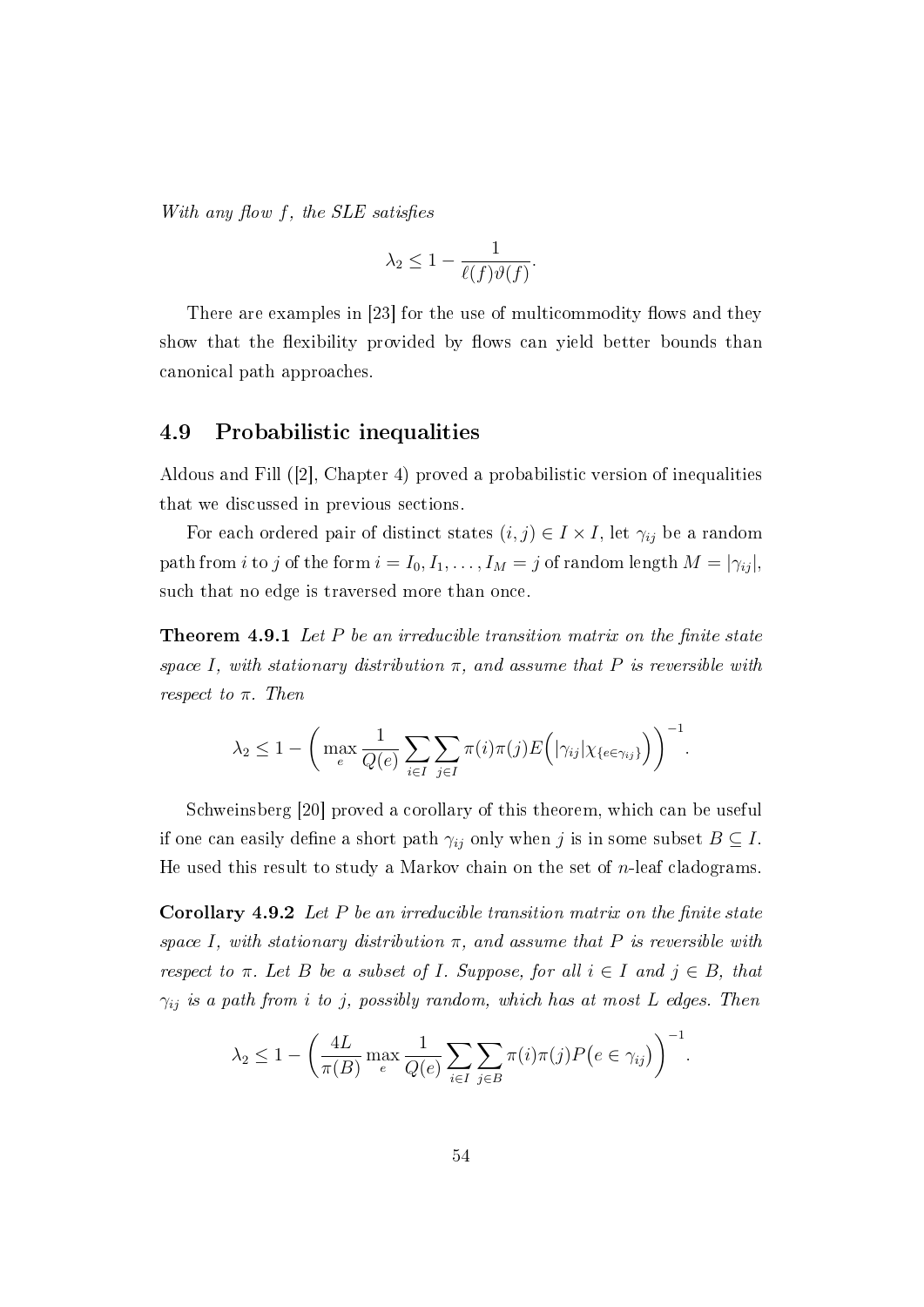*With any flow $f$, the SLE satisfies*

$$\lambda_2 \leq 1 - \frac{1}{\ell(f)\vartheta(f)}.$$

There are examples in [23] for the use of multicommodity flows and they show that the flexibility provided by flows can yield better bounds than canonical path approaches.

## 4.9 Probabilistic inequalities

Aldous and Fill ([2], Chapter 4) proved a probabilistic version of inequalities that we discussed in previous sections.

For each ordered pair of distinct states $(i, j) \in I \times I$, let $\gamma_{ij}$ be a random path from $i$ to $j$ of the form $i = I_0, I_1, \ldots, I_M = j$ of random length $M = |\gamma_{ij}|$, such that no edge is traversed more than once.

**Theorem 4.9.1** *Let $P$ be an irreducible transition matrix on the finite state space $I$, with stationary distribution $\pi$, and assume that $P$ is reversible with respect to $\pi$. Then*

$$\lambda_2 \leq 1 - \left( \max_e \frac{1}{Q(e)} \sum_{i \in I} \sum_{j \in I} \pi(i)\pi(j) E\Big(|\gamma_{ij}| \chi_{\{e \in \gamma_{ij}\}}\Big) \right)^{-1}.$$

Schweinsberg [20] proved a corollary of this theorem, which can be useful if one can easily define a short path $\gamma_{ij}$ only when $j$ is in some subset $B \subseteq I$. He used this result to study a Markov chain on the set of $n$-leaf cladograms.

**Corollary 4.9.2** *Let $P$ be an irreducible transition matrix on the finite state space $I$, with stationary distribution $\pi$, and assume that $P$ is reversible with respect to $\pi$. Let $B$ be a subset of $I$. Suppose, for all $i \in I$ and $j \in B$, that $\gamma_{ij}$ is a path from $i$ to $j$, possibly random, which has at most $L$ edges. Then*

$$\lambda_2 \leq 1 - \left( \frac{4L}{\pi(B)} \max_e \frac{1}{Q(e)} \sum_{i \in I} \sum_{j \in B} \pi(i)\pi(j) P\big(e \in \gamma_{ij}\big) \right)^{-1}.$$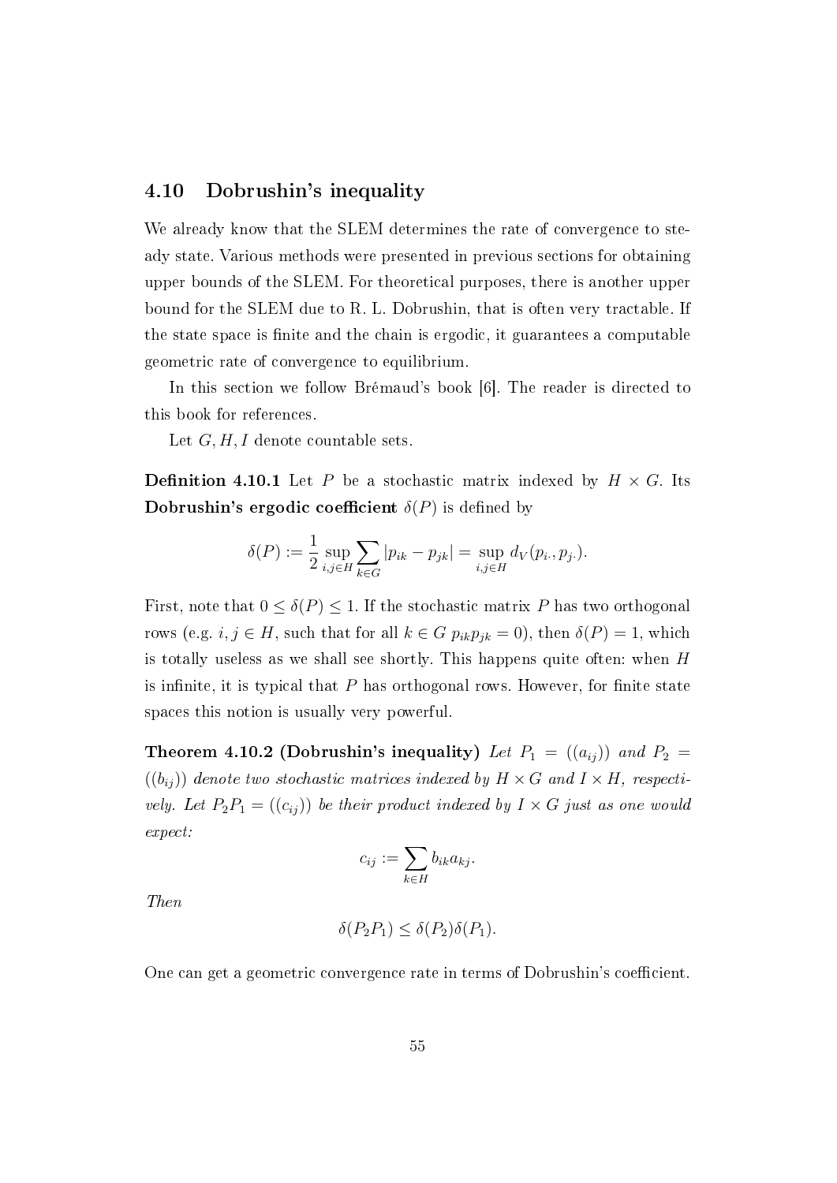## 4.10 Dobrushin's inequality

We already know that the SLEM determines the rate of convergence to steady state. Various methods were presented in previous sections for obtaining upper bounds of the SLEM. For theoretical purposes, there is another upper bound for the SLEM due to R. L. Dobrushin, that is often very tractable. If the state space is finite and the chain is ergodic, it guarantees a computable geometric rate of convergence to equilibrium.

In this section we follow Brémaud's book [6]. The reader is directed to this book for references.

Let $G, H, I$ denote countable sets.

**Definition 4.10.1** Let $P$ be a stochastic matrix indexed by $H \times G$. Its **Dobrushin's ergodic coefficient** $\delta(P)$ is defined by

$$\delta(P) := \frac{1}{2} \sup_{i,j \in H} \sum_{k \in G} |p_{ik} - p_{jk}| = \sup_{i,j \in H} d_V(p_{i\cdot}, p_{j\cdot}).$$

First, note that $0 \leq \delta(P) \leq 1$. If the stochastic matrix $P$ has two orthogonal rows (e.g. $i, j \in H$, such that for all $k \in G$ $p_{ik}p_{jk} = 0$), then $\delta(P) = 1$, which is totally useless as we shall see shortly. This happens quite often: when $H$ is infinite, it is typical that $P$ has orthogonal rows. However, for finite state spaces this notion is usually very powerful.

**Theorem 4.10.2 (Dobrushin's inequality)** *Let $P_1 = ((a_{ij}))$ and $P_2 = ((b_{ij}))$ denote two stochastic matrices indexed by $H \times G$ and $I \times H$, respectively. Let $P_2P_1 = ((c_{ij}))$ be their product indexed by $I \times G$ just as one would expect:*

$$c_{ij} := \sum_{k \in H} b_{ik} a_{kj}.$$

*Then*

$$\delta(P_2P_1) \leq \delta(P_2)\delta(P_1).$$

One can get a geometric convergence rate in terms of Dobrushin's coefficient.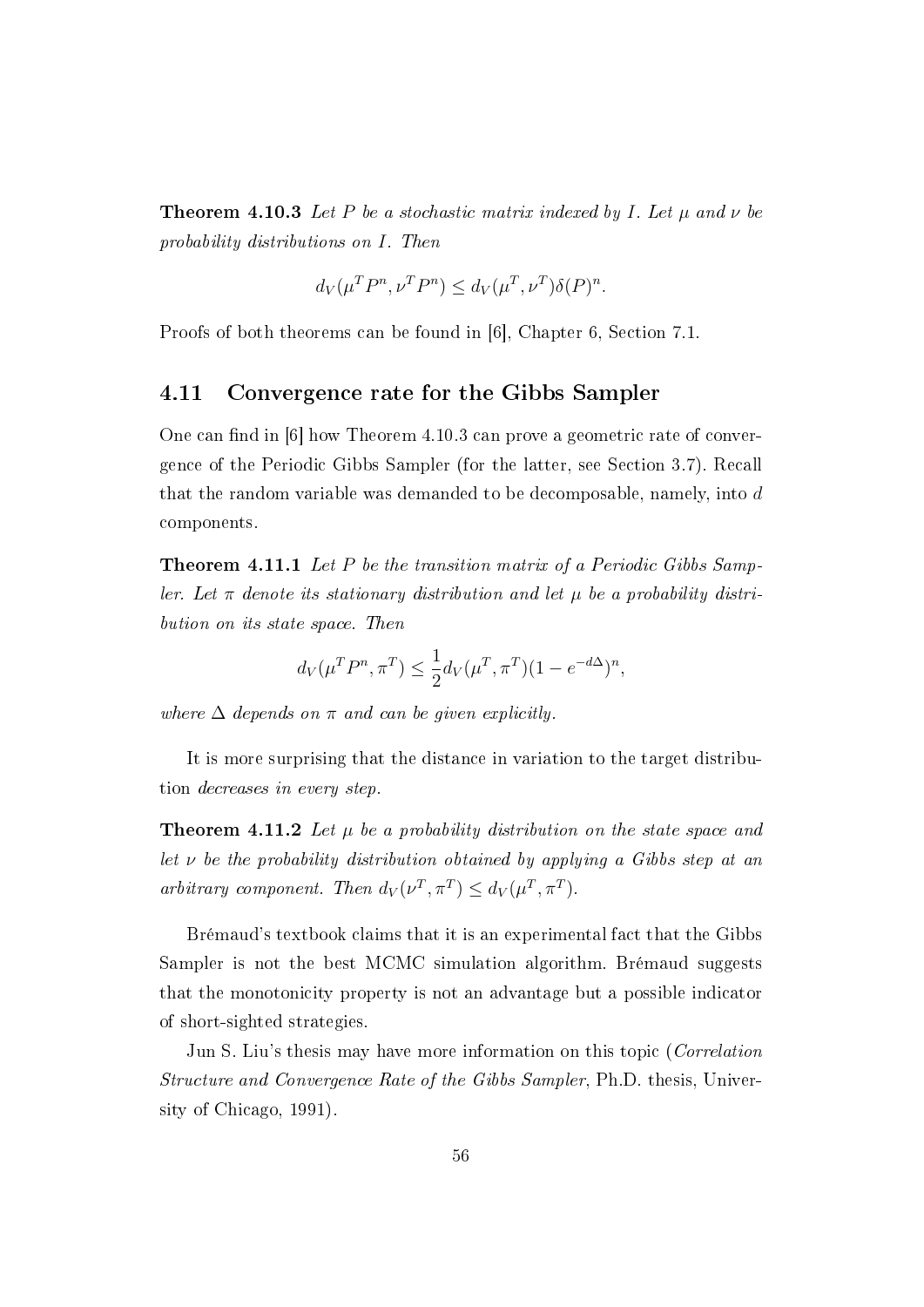**Theorem 4.10.3** *Let $P$ be a stochastic matrix indexed by $I$. Let $\mu$ and $\nu$ be probability distributions on $I$. Then*

$$d_V(\mu^T P^n, \nu^T P^n) \leq d_V(\mu^T, \nu^T)\delta(P)^n.$$

Proofs of both theorems can be found in [6], Chapter 6, Section 7.1.

## 4.11 Convergence rate for the Gibbs Sampler

One can find in [6] how Theorem 4.10.3 can prove a geometric rate of convergence of the Periodic Gibbs Sampler (for the latter, see Section 3.7). Recall that the random variable was demanded to be decomposable, namely, into $d$ components.

**Theorem 4.11.1** *Let $P$ be the transition matrix of a Periodic Gibbs Sampler. Let $\pi$ denote its stationary distribution and let $\mu$ be a probability distribution on its state space. Then*

$$d_V(\mu^T P^n, \pi^T) \leq \frac{1}{2} d_V(\mu^T, \pi^T)(1 - e^{-d\Delta})^n,$$

*where $\Delta$ depends on $\pi$ and can be given explicitly.*

It is more surprising that the distance in variation to the target distribution *decreases in every step*.

**Theorem 4.11.2** *Let $\mu$ be a probability distribution on the state space and let $\nu$ be the probability distribution obtained by applying a Gibbs step at an arbitrary component. Then $d_V(\nu^T, \pi^T) \leq d_V(\mu^T, \pi^T)$.*

Brémaud's textbook claims that it is an experimental fact that the Gibbs Sampler is not the best MCMC simulation algorithm. Brémaud suggests that the monotonicity property is not an advantage but a possible indicator of short-sighted strategies.

Jun S. Liu's thesis may have more information on this topic (*Correlation Structure and Convergence Rate of the Gibbs Sampler*, Ph.D. thesis, University of Chicago, 1991).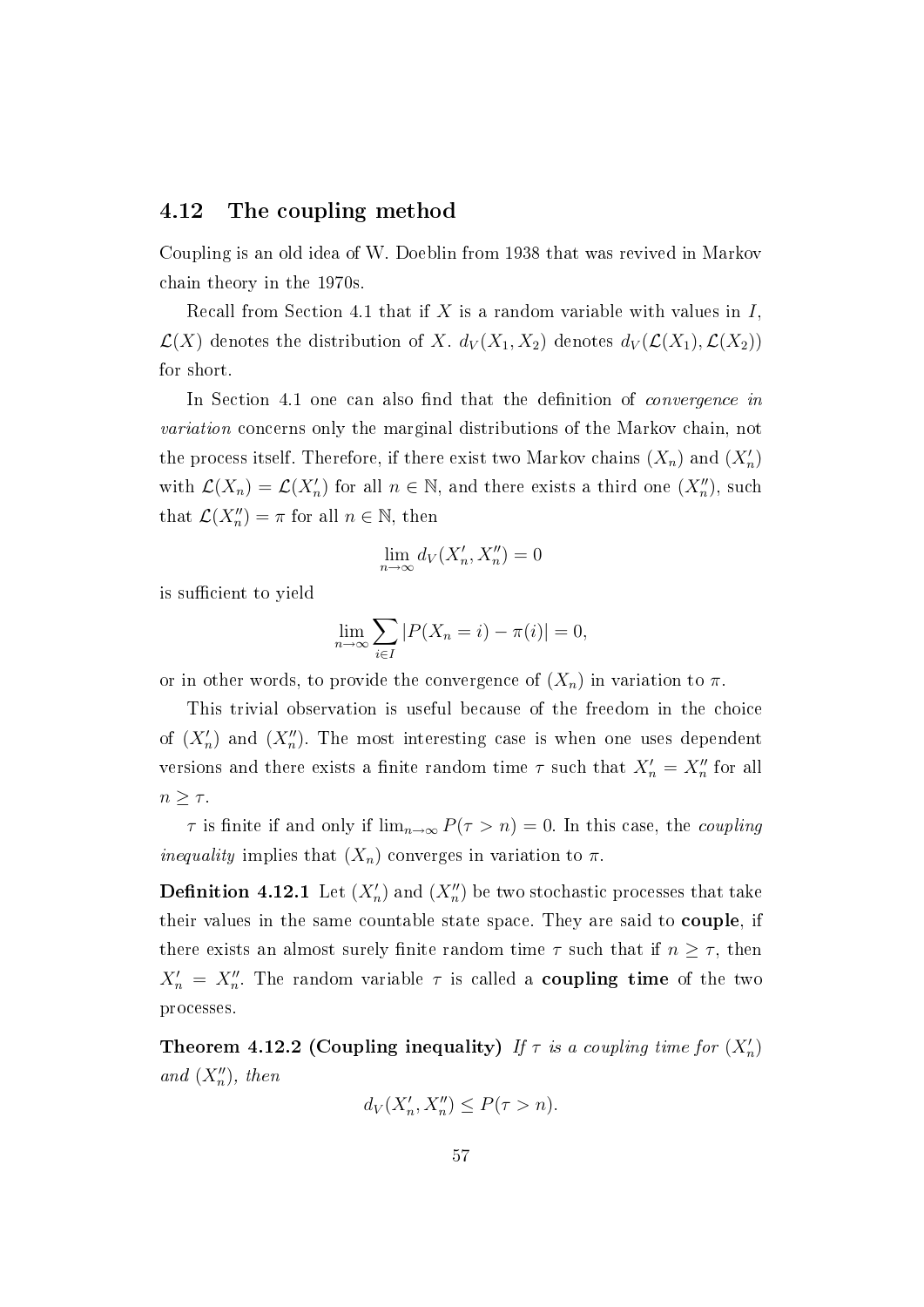## 4.12 The coupling method

Coupling is an old idea of W. Doeblin from 1938 that was revived in Markov chain theory in the 1970s.

Recall from Section 4.1 that if $X$ is a random variable with values in $I$, $\mathcal{L}(X)$ denotes the distribution of $X$. $d_V(X_1, X_2)$ denotes $d_V(\mathcal{L}(X_1), \mathcal{L}(X_2))$ for short.

In Section 4.1 one can also find that the definition of *convergence in variation* concerns only the marginal distributions of the Markov chain, not the process itself. Therefore, if there exist two Markov chains $(X_n)$ and $(X'_n)$ with $\mathcal{L}(X_n) = \mathcal{L}(X'_n)$ for all $n \in \mathbb{N}$, and there exists a third one $(X''_n)$, such that $\mathcal{L}(X''_n) = \pi$ for all $n \in \mathbb{N}$, then

$$\lim_{n\to\infty} d_V(X'_n, X''_n) = 0$$

is sufficient to yield

$$\lim_{n\to\infty} \sum_{i\in I} |P(X_n = i) - \pi(i)| = 0,$$

or in other words, to provide the convergence of $(X_n)$ in variation to $\pi$.

This trivial observation is useful because of the freedom in the choice of $(X'_n)$ and $(X''_n)$. The most interesting case is when one uses dependent versions and there exists a finite random time $\tau$ such that $X'_n = X''_n$ for all $n \geq \tau$.

$\tau$ is finite if and only if $\lim_{n\to\infty} P(\tau > n) = 0$. In this case, the *coupling inequality* implies that $(X_n)$ converges in variation to $\pi$.

**Definition 4.12.1** Let $(X'_n)$ and $(X''_n)$ be two stochastic processes that take their values in the same countable state space. They are said to **couple**, if there exists an almost surely finite random time $\tau$ such that if $n \geq \tau$, then $X'_n = X''_n$. The random variable $\tau$ is called a **coupling time** of the two processes.

**Theorem 4.12.2 (Coupling inequality)** *If $\tau$ is a coupling time for $(X'_n)$ and $(X''_n)$, then*

$$d_V(X'_n, X''_n) \leq P(\tau > n).$$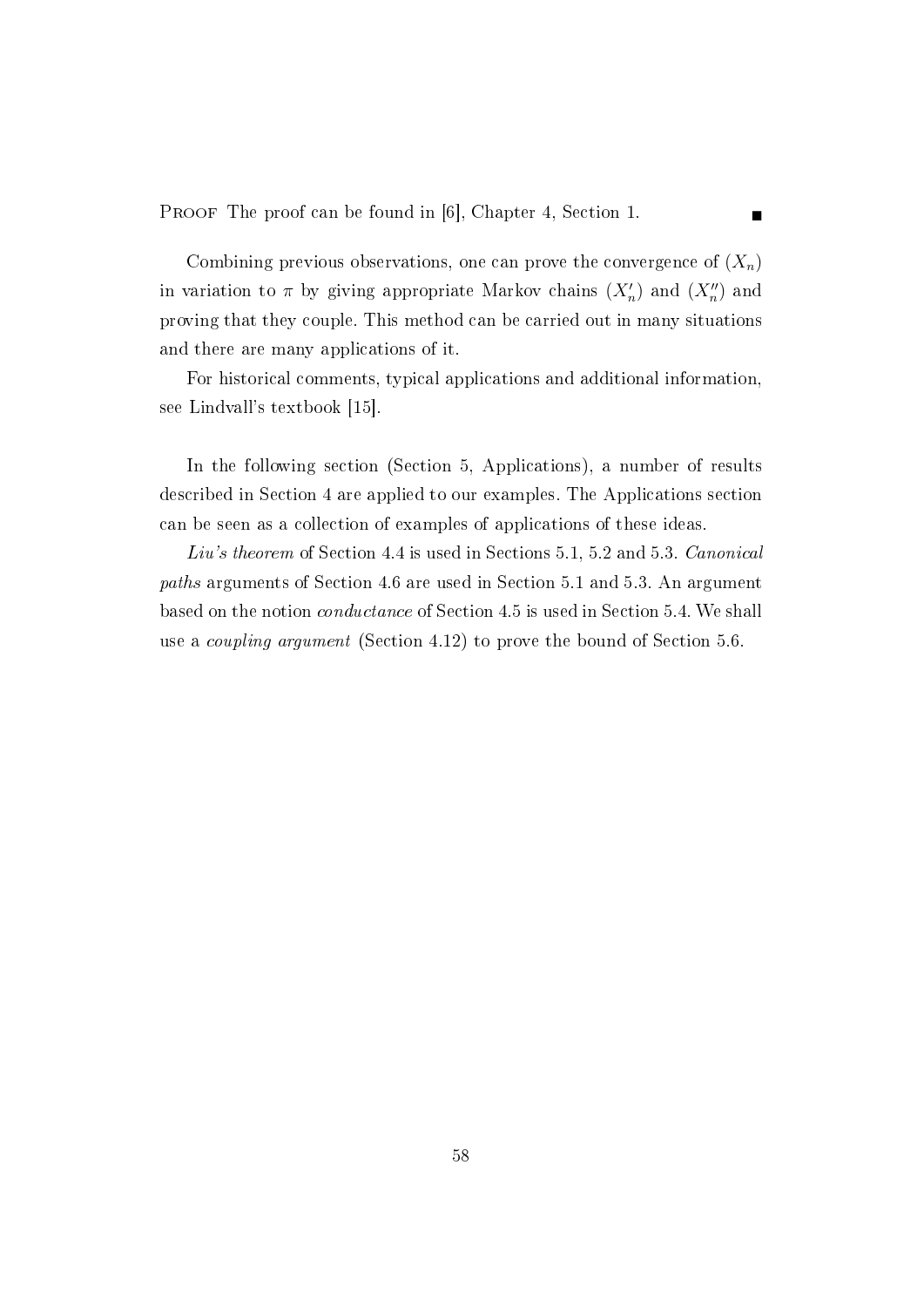Proof The proof can be found in [6], Chapter 4, Section 1. ∎

Combining previous observations, one can prove the convergence of $(X_n)$ in variation to $\pi$ by giving appropriate Markov chains $(X'_n)$ and $(X''_n)$ and proving that they couple. This method can be carried out in many situations and there are many applications of it.

For historical comments, typical applications and additional information, see Lindvall's textbook [15].

In the following section (Section 5, Applications), a number of results described in Section 4 are applied to our examples. The Applications section can be seen as a collection of examples of applications of these ideas.

*Liu's theorem* of Section 4.4 is used in Sections 5.1, 5.2 and 5.3. *Canonical paths* arguments of Section 4.6 are used in Section 5.1 and 5.3. An argument based on the notion *conductance* of Section 4.5 is used in Section 5.4. We shall use a *coupling argument* (Section 4.12) to prove the bound of Section 5.6.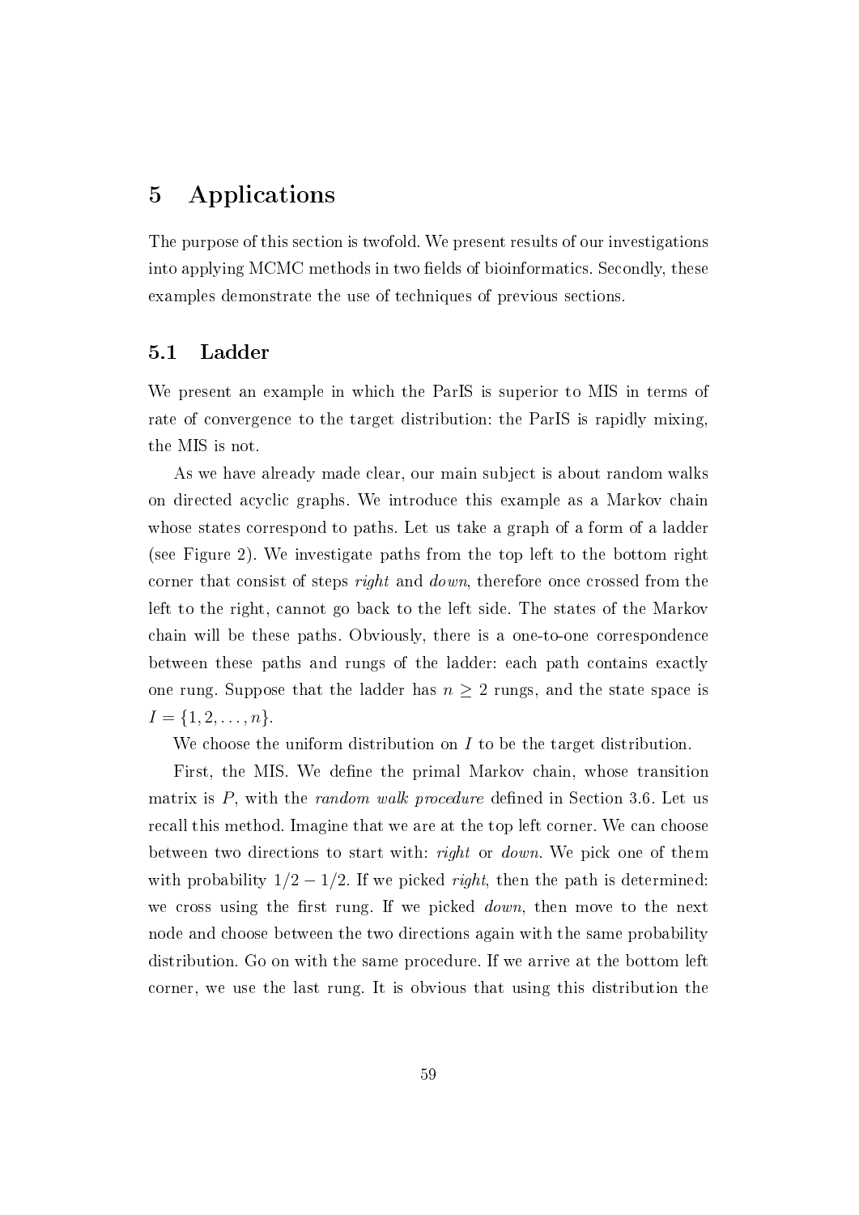# 5 Applications

The purpose of this section is twofold. We present results of our investigations into applying MCMC methods in two fields of bioinformatics. Secondly, these examples demonstrate the use of techniques of previous sections.

## 5.1 Ladder

We present an example in which the ParIS is superior to MIS in terms of rate of convergence to the target distribution: the ParIS is rapidly mixing, the MIS is not.

As we have already made clear, our main subject is about random walks on directed acyclic graphs. We introduce this example as a Markov chain whose states correspond to paths. Let us take a graph of a form of a ladder (see Figure 2). We investigate paths from the top left to the bottom right corner that consist of steps *right* and *down*, therefore once crossed from the left to the right, cannot go back to the left side. The states of the Markov chain will be these paths. Obviously, there is a one-to-one correspondence between these paths and rungs of the ladder: each path contains exactly one rung. Suppose that the ladder has $n \geq 2$ rungs, and the state space is $I = \{1, 2, \ldots, n\}$.

We choose the uniform distribution on $I$ to be the target distribution.

First, the MIS. We define the primal Markov chain, whose transition matrix is $P$, with the *random walk procedure* defined in Section 3.6. Let us recall this method. Imagine that we are at the top left corner. We can choose between two directions to start with: *right* or *down*. We pick one of them with probability $1/2 - 1/2$. If we picked *right*, then the path is determined: we cross using the first rung. If we picked *down*, then move to the next node and choose between the two directions again with the same probability distribution. Go on with the same procedure. If we arrive at the bottom left corner, we use the last rung. It is obvious that using this distribution the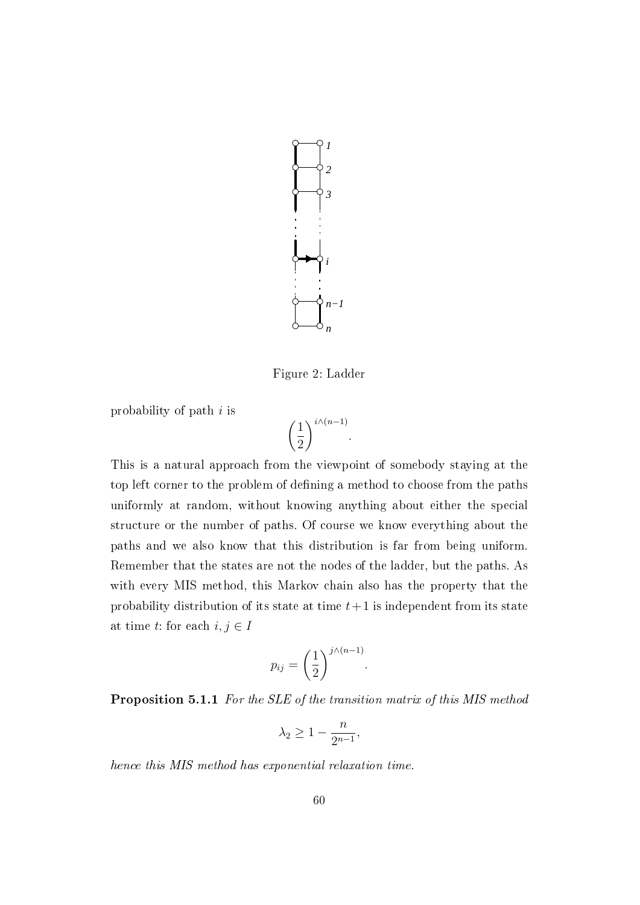Figure 2: Ladder

probability of path $i$ is

$$\left(\frac{1}{2}\right)^{i \wedge (n-1)}.$$

This is a natural approach from the viewpoint of somebody staying at the top left corner to the problem of defining a method to choose from the paths uniformly at random, without knowing anything about either the special structure or the number of paths. Of course we know everything about the paths and we also know that this distribution is far from being uniform. Remember that the states are not the nodes of the ladder, but the paths. As with every MIS method, this Markov chain also has the property that the probability distribution of its state at time $t+1$ is independent from its state at time $t$: for each $i, j \in I$

$$p_{ij} = \left(\frac{1}{2}\right)^{j \wedge (n-1)}.$$

**Proposition 5.1.1** *For the SLE of the transition matrix of this MIS method*

$$\lambda_2 \geq 1 - \frac{n}{2^{n-1}},$$

*hence this MIS method has exponential relaxation time.*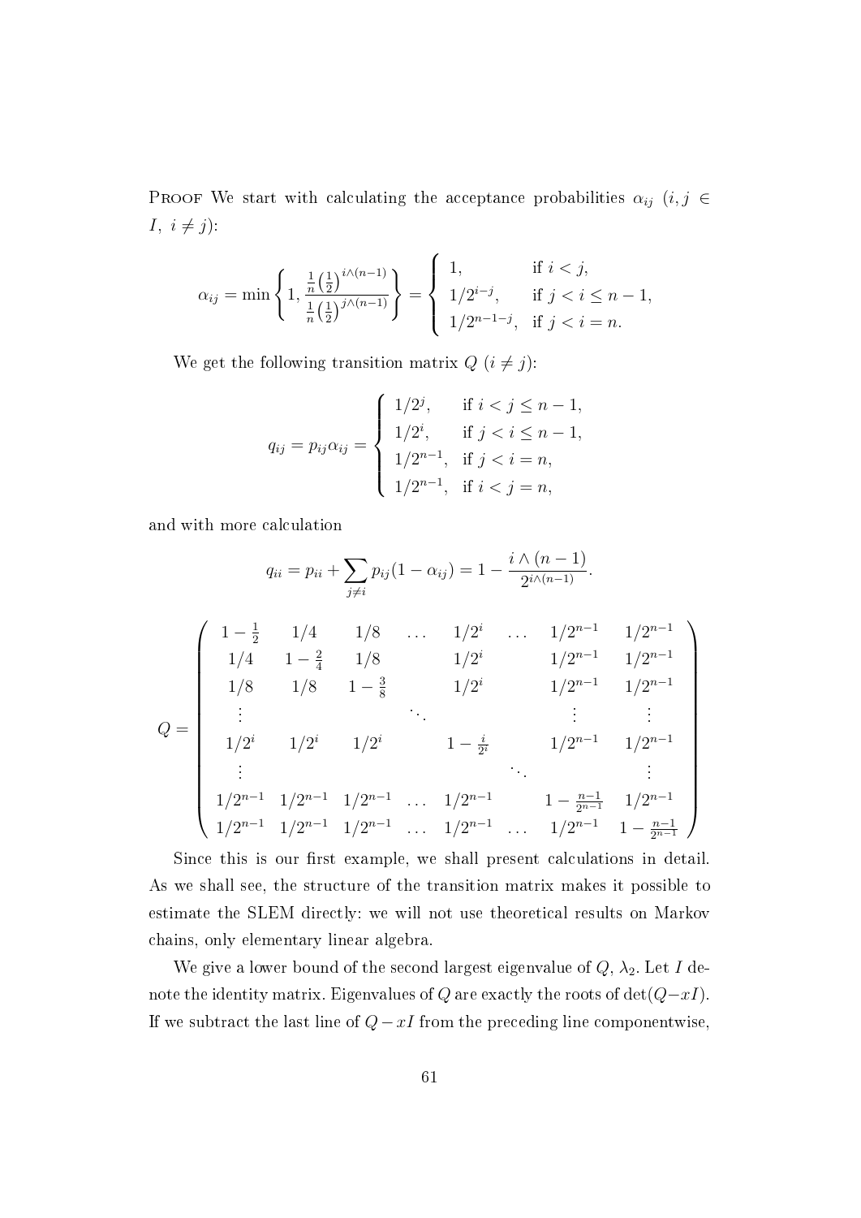Proof We start with calculating the acceptance probabilities $\alpha_{ij}$ $(i, j \in I,\ i \neq j)$:

$$\alpha_{ij} = \min\left\{1, \frac{\frac{1}{n}\left(\frac{1}{2}\right)^{i\wedge(n-1)}}{\frac{1}{n}\left(\frac{1}{2}\right)^{j\wedge(n-1)}}\right\} = \begin{cases} 1, & \text{if } i < j, \\ 1/2^{i-j}, & \text{if } j < i \leq n-1, \\ 1/2^{n-1-j}, & \text{if } j < i = n. \end{cases}$$

We get the following transition matrix $Q$ $(i \neq j)$:

$$q_{ij} = p_{ij}\alpha_{ij} = \begin{cases} 1/2^j, & \text{if } i < j \leq n-1, \\ 1/2^i, & \text{if } j < i \leq n-1, \\ 1/2^{n-1}, & \text{if } j < i = n, \\ 1/2^{n-1}, & \text{if } i < j = n, \end{cases}$$

and with more calculation

$$q_{ii} = p_{ii} + \sum_{j \neq i} p_{ij}(1 - \alpha_{ij}) = 1 - \frac{i \wedge (n-1)}{2^{i\wedge(n-1)}}.$$

$$Q = \begin{pmatrix} 1-\frac{1}{2} & 1/4 & 1/8 & \dots & 1/2^i & \dots & 1/2^{n-1} & 1/2^{n-1} \\ 1/4 & 1-\frac{2}{4} & 1/8 & & 1/2^i & & 1/2^{n-1} & 1/2^{n-1} \\ 1/8 & 1/8 & 1-\frac{3}{8} & & 1/2^i & & 1/2^{n-1} & 1/2^{n-1} \\ \vdots & & & \ddots & & & \vdots & \vdots \\ 1/2^i & 1/2^i & 1/2^i & & 1-\frac{i}{2^i} & & 1/2^{n-1} & 1/2^{n-1} \\ \vdots & & & & & \ddots & & \vdots \\ 1/2^{n-1} & 1/2^{n-1} & 1/2^{n-1} & \dots & 1/2^{n-1} & & 1-\frac{n-1}{2^{n-1}} & 1/2^{n-1} \\ 1/2^{n-1} & 1/2^{n-1} & 1/2^{n-1} & \dots & 1/2^{n-1} & \dots & 1/2^{n-1} & 1-\frac{n-1}{2^{n-1}} \end{pmatrix}$$

Since this is our first example, we shall present calculations in detail. As we shall see, the structure of the transition matrix makes it possible to estimate the SLEM directly: we will not use theoretical results on Markov chains, only elementary linear algebra.

We give a lower bound of the second largest eigenvalue of $Q$, $\lambda_2$. Let $I$ denote the identity matrix. Eigenvalues of $Q$ are exactly the roots of $\det(Q - xI)$. If we subtract the last line of $Q - xI$ from the preceding line componentwise,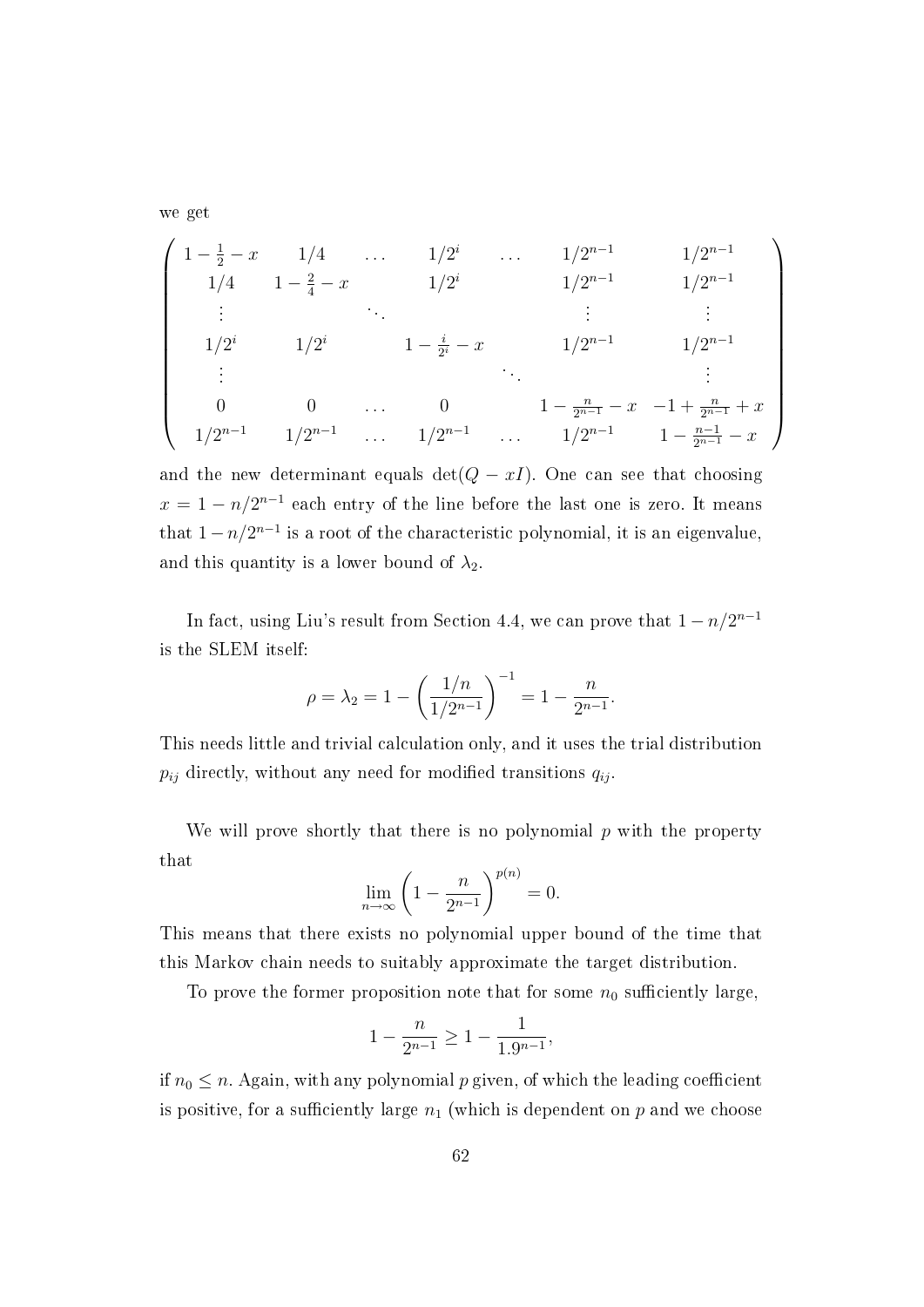we get

$$
\begin{pmatrix}
1-\frac{1}{2}-x & 1/4 & \dots & 1/2^i & \dots & 1/2^{n-1} & 1/2^{n-1} \\
1/4 & 1-\frac{2}{4}-x & & 1/2^i & & 1/2^{n-1} & 1/2^{n-1} \\
\vdots & & \ddots & & & \vdots & \vdots \\
1/2^i & 1/2^i & & 1-\frac{i}{2^i}-x & & 1/2^{n-1} & 1/2^{n-1} \\
\vdots & & & & \ddots & & \vdots \\
0 & 0 & \dots & 0 & & 1-\frac{n}{2^{n-1}}-x & -1+\frac{n}{2^{n-1}}+x \\
1/2^{n-1} & 1/2^{n-1} & \dots & 1/2^{n-1} & \dots & 1/2^{n-1} & 1-\frac{n-1}{2^{n-1}}-x
\end{pmatrix}
$$

and the new determinant equals $\det(Q - xI)$. One can see that choosing $x = 1 - n/2^{n-1}$ each entry of the line before the last one is zero. It means that $1 - n/2^{n-1}$ is a root of the characteristic polynomial, it is an eigenvalue, and this quantity is a lower bound of $\lambda_2$.

In fact, using Liu's result from Section 4.4, we can prove that $1 - n/2^{n-1}$ is the SLEM itself:

$$\rho = \lambda_2 = 1 - \left(\frac{1/n}{1/2^{n-1}}\right)^{-1} = 1 - \frac{n}{2^{n-1}}.$$

This needs little and trivial calculation only, and it uses the trial distribution $p_{ij}$ directly, without any need for modified transitions $q_{ij}$.

We will prove shortly that there is no polynomial $p$ with the property that

$$\lim_{n\to\infty}\left(1 - \frac{n}{2^{n-1}}\right)^{p(n)} = 0.$$

This means that there exists no polynomial upper bound of the time that this Markov chain needs to suitably approximate the target distribution.

To prove the former proposition note that for some $n_0$ sufficiently large,

$$1 - \frac{n}{2^{n-1}} \geq 1 - \frac{1}{1.9^{n-1}},$$

if $n_0 \leq n$. Again, with any polynomial $p$ given, of which the leading coefficient is positive, for a sufficiently large $n_1$ (which is dependent on $p$ and we choose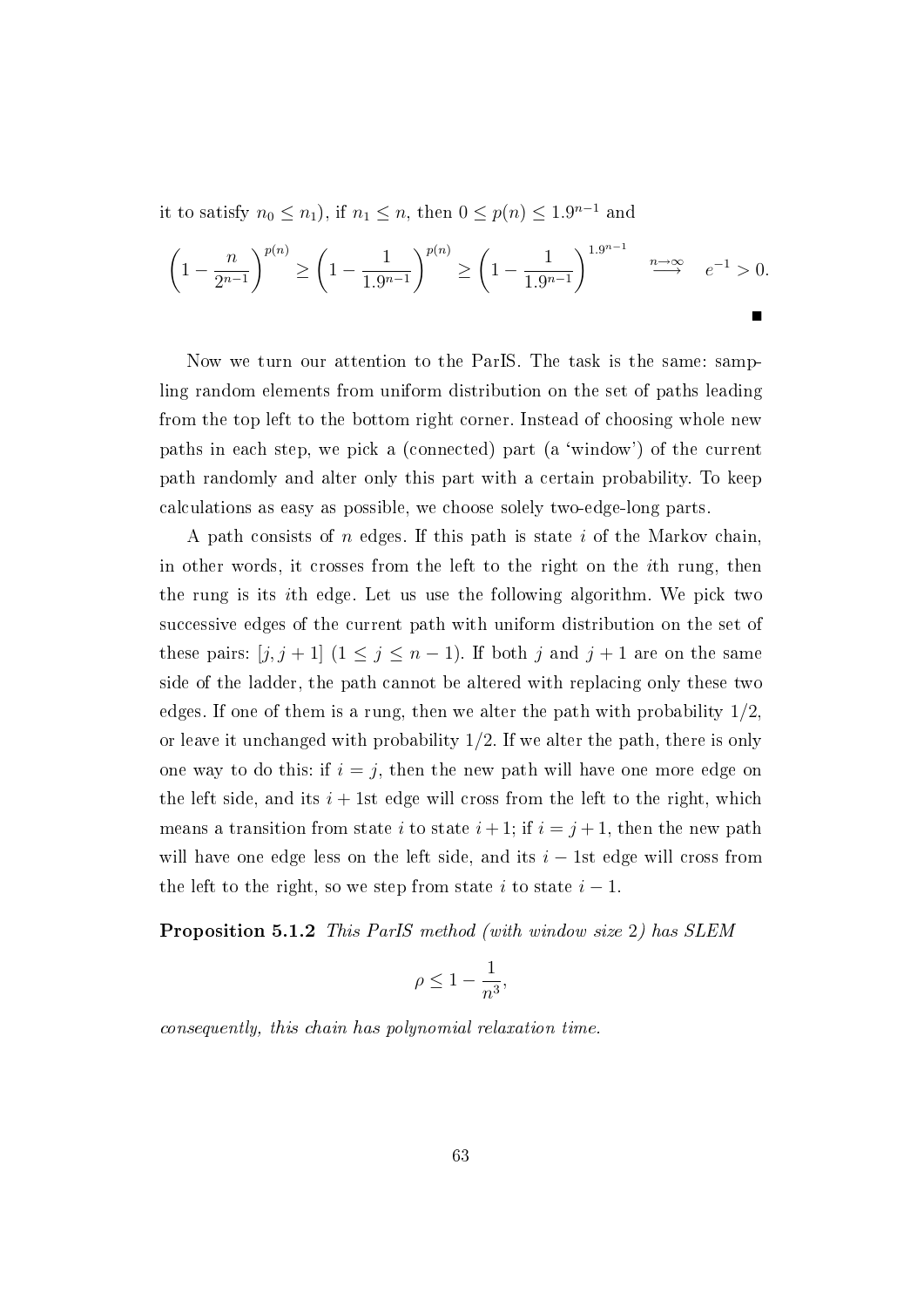it to satisfy $n_0 \leq n_1$), if $n_1 \leq n$, then $0 \leq p(n) \leq 1.9^{n-1}$ and

$$\left(1 - \frac{n}{2^{n-1}}\right)^{p(n)} \geq \left(1 - \frac{1}{1.9^{n-1}}\right)^{p(n)} \geq \left(1 - \frac{1}{1.9^{n-1}}\right)^{1.9^{n-1}} \quad \stackrel{n\to\infty}{\longrightarrow} \quad e^{-1} > 0.$$

∎

Now we turn our attention to the ParIS. The task is the same: sampling random elements from uniform distribution on the set of paths leading from the top left to the bottom right corner. Instead of choosing whole new paths in each step, we pick a (connected) part (a 'window') of the current path randomly and alter only this part with a certain probability. To keep calculations as easy as possible, we choose solely two-edge-long parts.

A path consists of $n$ edges. If this path is state $i$ of the Markov chain, in other words, it crosses from the left to the right on the $i$th rung, then the rung is its $i$th edge. Let us use the following algorithm. We pick two successive edges of the current path with uniform distribution on the set of these pairs: $[j, j+1]$ $(1 \leq j \leq n-1)$. If both $j$ and $j+1$ are on the same side of the ladder, the path cannot be altered with replacing only these two edges. If one of them is a rung, then we alter the path with probability $1/2$, or leave it unchanged with probability $1/2$. If we alter the path, there is only one way to do this: if $i = j$, then the new path will have one more edge on the left side, and its $i+1$st edge will cross from the left to the right, which means a transition from state $i$ to state $i+1$; if $i = j+1$, then the new path will have one edge less on the left side, and its $i-1$st edge will cross from the left to the right, so we step from state $i$ to state $i-1$.

**Proposition 5.1.2** *This ParIS method (with window size* 2*) has SLEM*

$$\rho \leq 1 - \frac{1}{n^3},$$

*consequently, this chain has polynomial relaxation time.*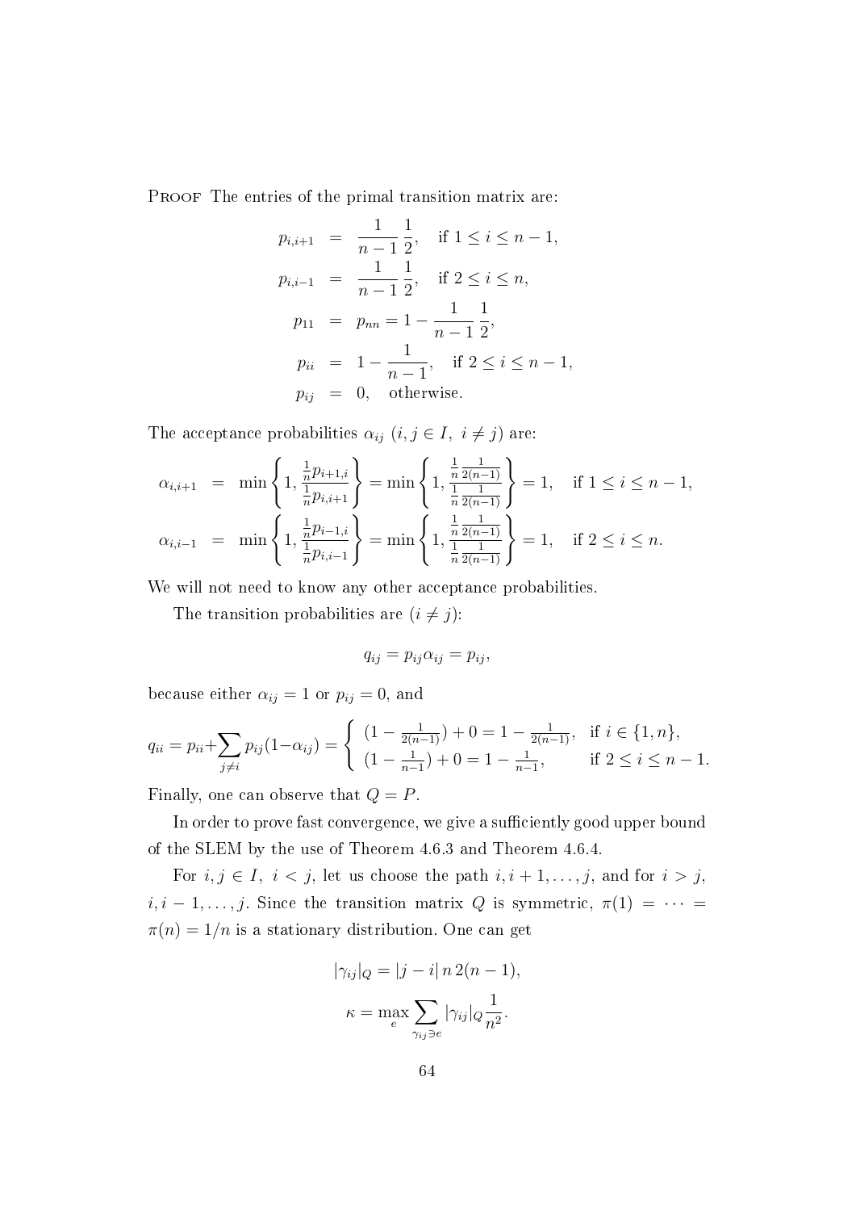Proof The entries of the primal transition matrix are:

$$
\begin{aligned}
p_{i,i+1} &= \frac{1}{n-1}\,\frac{1}{2}, \quad \text{if } 1 \le i \le n-1,\\
p_{i,i-1} &= \frac{1}{n-1}\,\frac{1}{2}, \quad \text{if } 2 \le i \le n,\\
p_{11} &= p_{nn} = 1 - \frac{1}{n-1}\,\frac{1}{2},\\
p_{ii} &= 1 - \frac{1}{n-1}, \quad \text{if } 2 \le i \le n-1,\\
p_{ij} &= 0, \quad \text{otherwise.}
\end{aligned}
$$

The acceptance probabilities $\alpha_{ij}$ $(i, j \in I,\ i \neq j)$ are:

$$
\begin{aligned}
\alpha_{i,i+1} &= \min\left\{1, \frac{\frac{1}{n}p_{i+1,i}}{\frac{1}{n}p_{i,i+1}}\right\} = \min\left\{1, \frac{\frac{1}{n}\frac{1}{2(n-1)}}{\frac{1}{n}\frac{1}{2(n-1)}}\right\} = 1, \quad \text{if } 1 \le i \le n-1,\\
\alpha_{i,i-1} &= \min\left\{1, \frac{\frac{1}{n}p_{i-1,i}}{\frac{1}{n}p_{i,i-1}}\right\} = \min\left\{1, \frac{\frac{1}{n}\frac{1}{2(n-1)}}{\frac{1}{n}\frac{1}{2(n-1)}}\right\} = 1, \quad \text{if } 2 \le i \le n.
\end{aligned}
$$

We will not need to know any other acceptance probabilities.

The transition probabilities are $(i \neq j)$:

$$
q_{ij} = p_{ij}\alpha_{ij} = p_{ij},
$$

because either $\alpha_{ij} = 1$ or $p_{ij} = 0$, and

$$
q_{ii} = p_{ii} + \sum_{j \neq i} p_{ij}(1 - \alpha_{ij}) = \begin{cases} (1 - \frac{1}{2(n-1)}) + 0 = 1 - \frac{1}{2(n-1)}, & \text{if } i \in \{1, n\},\\ (1 - \frac{1}{n-1}) + 0 = 1 - \frac{1}{n-1}, & \text{if } 2 \le i \le n-1. \end{cases}
$$

Finally, one can observe that $Q = P$.

In order to prove fast convergence, we give a sufficiently good upper bound of the SLEM by the use of Theorem 4.6.3 and Theorem 4.6.4.

For $i, j \in I,\ i < j$, let us choose the path $i, i+1, \ldots, j$, and for $i > j$, $i, i-1, \ldots, j$. Since the transition matrix $Q$ is symmetric, $\pi(1) = \cdots = \pi(n) = 1/n$ is a stationary distribution. One can get

$$
|\gamma_{ij}|_Q = |j - i|\, n\, 2(n-1),
$$

$$
\kappa = \max_e \sum_{\gamma_{ij} \ni e} |\gamma_{ij}|_Q \frac{1}{n^2}.
$$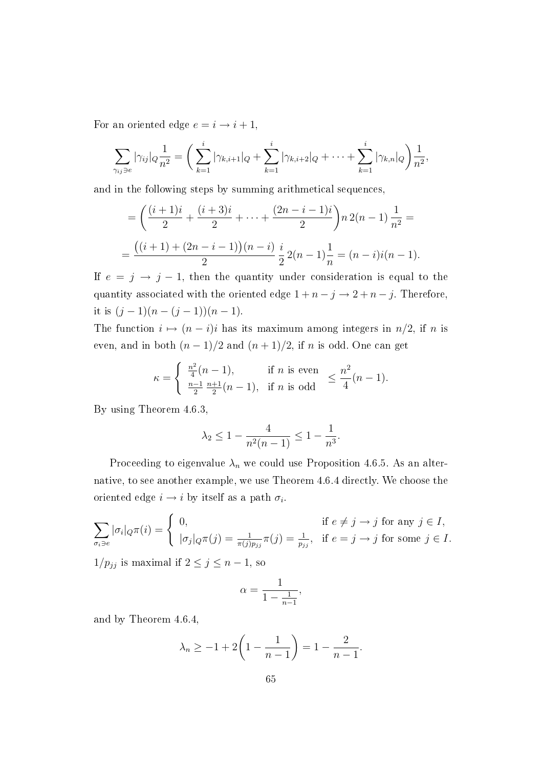For an oriented edge $e = i \to i+1$,

$$\sum_{\gamma_{ij} \ni e} |\gamma_{ij}|_Q \frac{1}{n^2} = \bigg( \sum_{k=1}^{i} |\gamma_{k,i+1}|_Q + \sum_{k=1}^{i} |\gamma_{k,i+2}|_Q + \cdots + \sum_{k=1}^{i} |\gamma_{k,n}|_Q \bigg) \frac{1}{n^2},$$

and in the following steps by summing arithmetical sequences,

$$= \bigg( \frac{(i+1)i}{2} + \frac{(i+3)i}{2} + \cdots + \frac{(2n-i-1)i}{2} \bigg) n \, 2(n-1) \, \frac{1}{n^2} =$$

$$= \frac{\big((i+1) + (2n-i-1)\big)(n-i)}{2} \, \frac{i}{2} \, 2(n-1) \frac{1}{n} = (n-i)i(n-1).$$

If $e = j \to j-1$, then the quantity under consideration is equal to the quantity associated with the oriented edge $1 + n - j \to 2 + n - j$. Therefore, it is $(j-1)(n-(j-1))(n-1)$.

The function $i \mapsto (n-i)i$ has its maximum among integers in $n/2$, if $n$ is even, and in both $(n-1)/2$ and $(n+1)/2$, if $n$ is odd. One can get

$$\kappa = \begin{cases} \frac{n^2}{4}(n-1), & \text{if } n \text{ is even} \\ \frac{n-1}{2}\,\frac{n+1}{2}(n-1), & \text{if } n \text{ is odd} \end{cases} \leq \frac{n^2}{4}(n-1).$$

By using Theorem 4.6.3,

$$\lambda_2 \leq 1 - \frac{4}{n^2(n-1)} \leq 1 - \frac{1}{n^3}.$$

Proceeding to eigenvalue $\lambda_n$ we could use Proposition 4.6.5. As an alternative, to see another example, we use Theorem 4.6.4 directly. We choose the oriented edge $i \to i$ by itself as a path $\sigma_i$.

$$\sum_{\sigma_i \ni e} |\sigma_i|_Q \pi(i) = \begin{cases} 0, & \text{if } e \neq j \to j \text{ for any } j \in I, \\ |\sigma_j|_Q \pi(j) = \frac{1}{\pi(j) p_{jj}} \pi(j) = \frac{1}{p_{jj}}, & \text{if } e = j \to j \text{ for some } j \in I. \end{cases}$$

$1/p_{jj}$ is maximal if $2 \leq j \leq n-1$, so

$$\alpha = \frac{1}{1 - \frac{1}{n-1}},$$

and by Theorem 4.6.4,

$$\lambda_n \geq -1 + 2\bigg(1 - \frac{1}{n-1}\bigg) = 1 - \frac{2}{n-1}.$$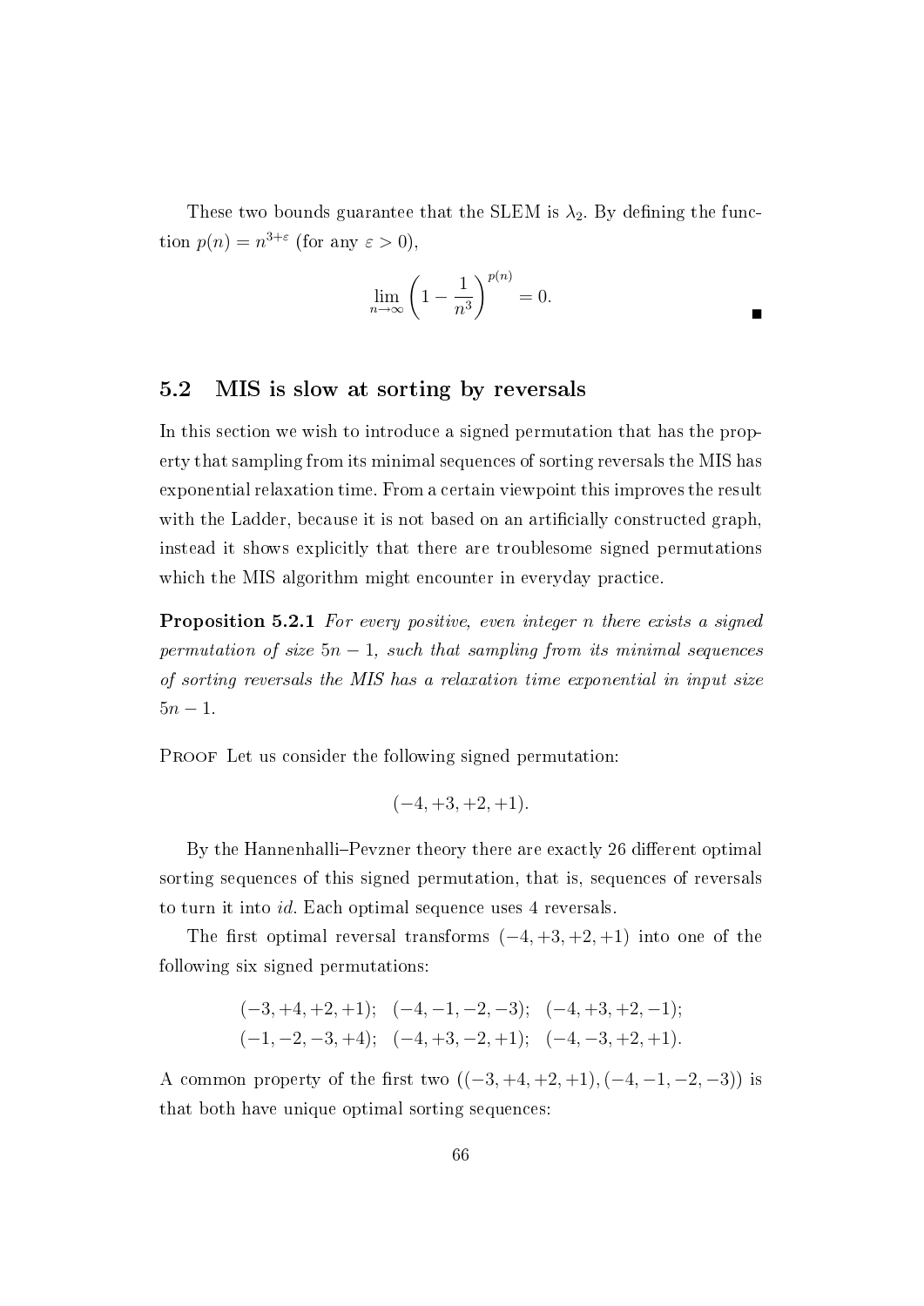These two bounds guarantee that the SLEM is $\lambda_2$. By defining the function $p(n) = n^{3+\varepsilon}$ (for any $\varepsilon > 0$),

$$\lim_{n\to\infty}\left(1 - \frac{1}{n^3}\right)^{p(n)} = 0.$$

■

## 5.2 MIS is slow at sorting by reversals

In this section we wish to introduce a signed permutation that has the property that sampling from its minimal sequences of sorting reversals the MIS has exponential relaxation time. From a certain viewpoint this improves the result with the Ladder, because it is not based on an artificially constructed graph, instead it shows explicitly that there are troublesome signed permutations which the MIS algorithm might encounter in everyday practice.

**Proposition 5.2.1** *For every positive, even integer n there exists a signed permutation of size $5n - 1$, such that sampling from its minimal sequences of sorting reversals the MIS has a relaxation time exponential in input size $5n - 1$.*

Proof Let us consider the following signed permutation:

$$(-4, +3, +2, +1).$$

By the Hannenhalli–Pevzner theory there are exactly 26 different optimal sorting sequences of this signed permutation, that is, sequences of reversals to turn it into *id*. Each optimal sequence uses 4 reversals.

The first optimal reversal transforms $(-4, +3, +2, +1)$ into one of the following six signed permutations:

$$(-3, +4, +2, +1); \quad (-4, -1, -2, -3); \quad (-4, +3, +2, -1);$$
$$(-1, -2, -3, +4); \quad (-4, +3, -2, +1); \quad (-4, -3, +2, +1).$$

A common property of the first two $((-3, +4, +2, +1), (-4, -1, -2, -3))$ is that both have unique optimal sorting sequences: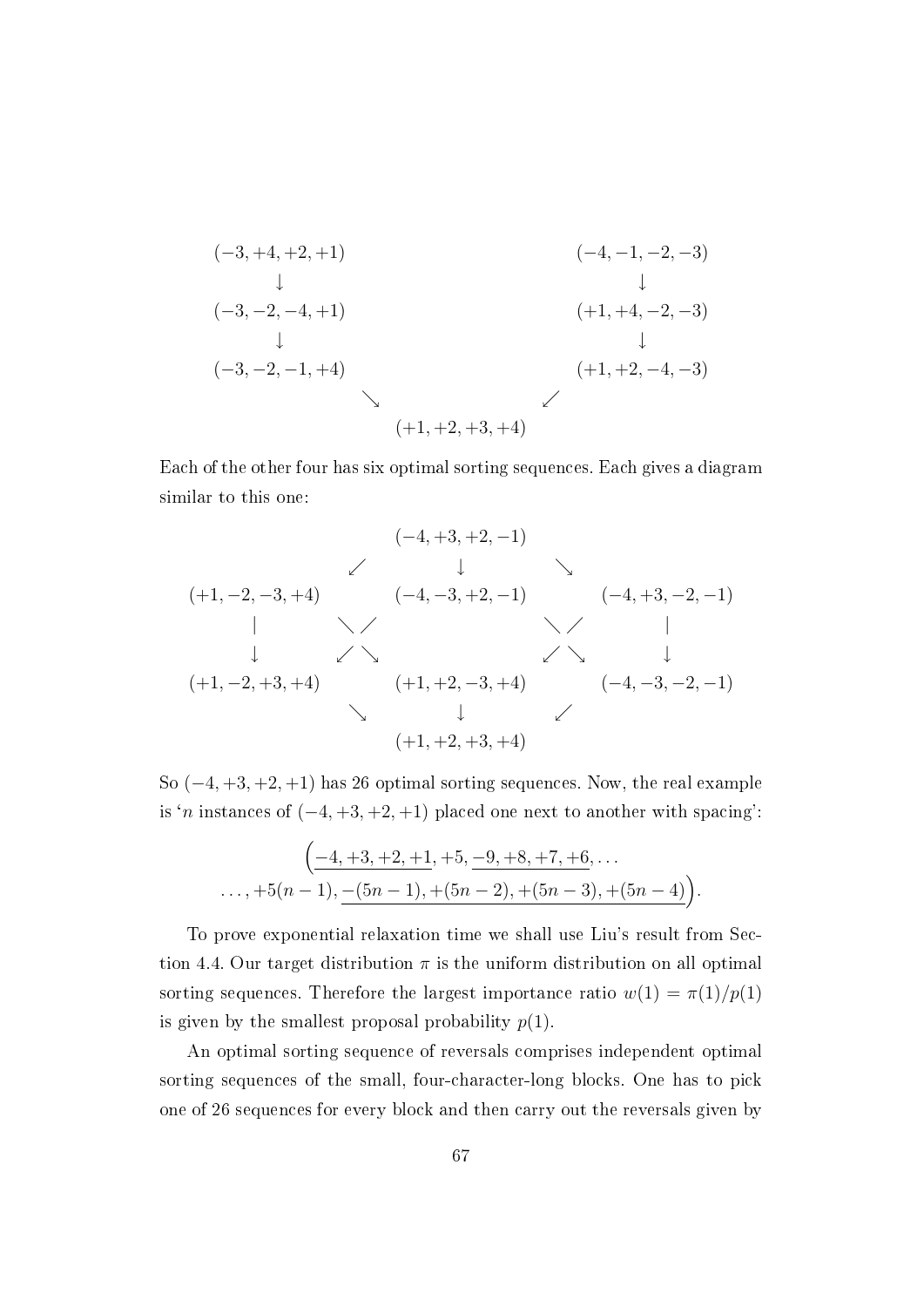$$
\begin{array}{ccccc}
(-3,+4,+2,+1) & & & & (-4,-1,-2,-3) \\
\downarrow & & & & \downarrow \\
(-3,-2,-4,+1) & & & & (+1,+4,-2,-3) \\
\downarrow & & & & \downarrow \\
(-3,-2,-1,+4) & & & & (+1,+2,-4,-3) \\
& \searrow & & \swarrow & \\
& & (+1,+2,+3,+4) & &
\end{array}
$$

Each of the other four has six optimal sorting sequences. Each gives a diagram similar to this one:

$$
\begin{array}{ccccc}
& & (-4,+3,+2,-1) & & \\
& \swarrow & \downarrow & \searrow & \\
(+1,-2,-3,+4) & & (-4,-3,+2,-1) & & (-4,+3,-2,-1) \\
| & \searrow\swarrow & & \searrow\swarrow & | \\
\downarrow & \swarrow\searrow & & \swarrow\searrow & \downarrow \\
(+1,-2,+3,+4) & & (+1,+2,-3,+4) & & (-4,-3,-2,-1) \\
& \searrow & \downarrow & \swarrow & \\
& & (+1,+2,+3,+4) & &
\end{array}
$$

So $(-4,+3,+2,+1)$ has 26 optimal sorting sequences. Now, the real example is '$n$ instances of $(-4,+3,+2,+1)$ placed one next to another with spacing':

$$
\Big(\underline{-4,+3,+2,+1},+5,\underline{-9,+8,+7,+6},\dots
$$
$$
\dots,+5(n-1),\underline{-(5n-1),+(5n-2),+(5n-3),+(5n-4)}\Big).
$$

To prove exponential relaxation time we shall use Liu's result from Section 4.4. Our target distribution $\pi$ is the uniform distribution on all optimal sorting sequences. Therefore the largest importance ratio $w(1)=\pi(1)/p(1)$ is given by the smallest proposal probability $p(1)$.

An optimal sorting sequence of reversals comprises independent optimal sorting sequences of the small, four-character-long blocks. One has to pick one of 26 sequences for every block and then carry out the reversals given by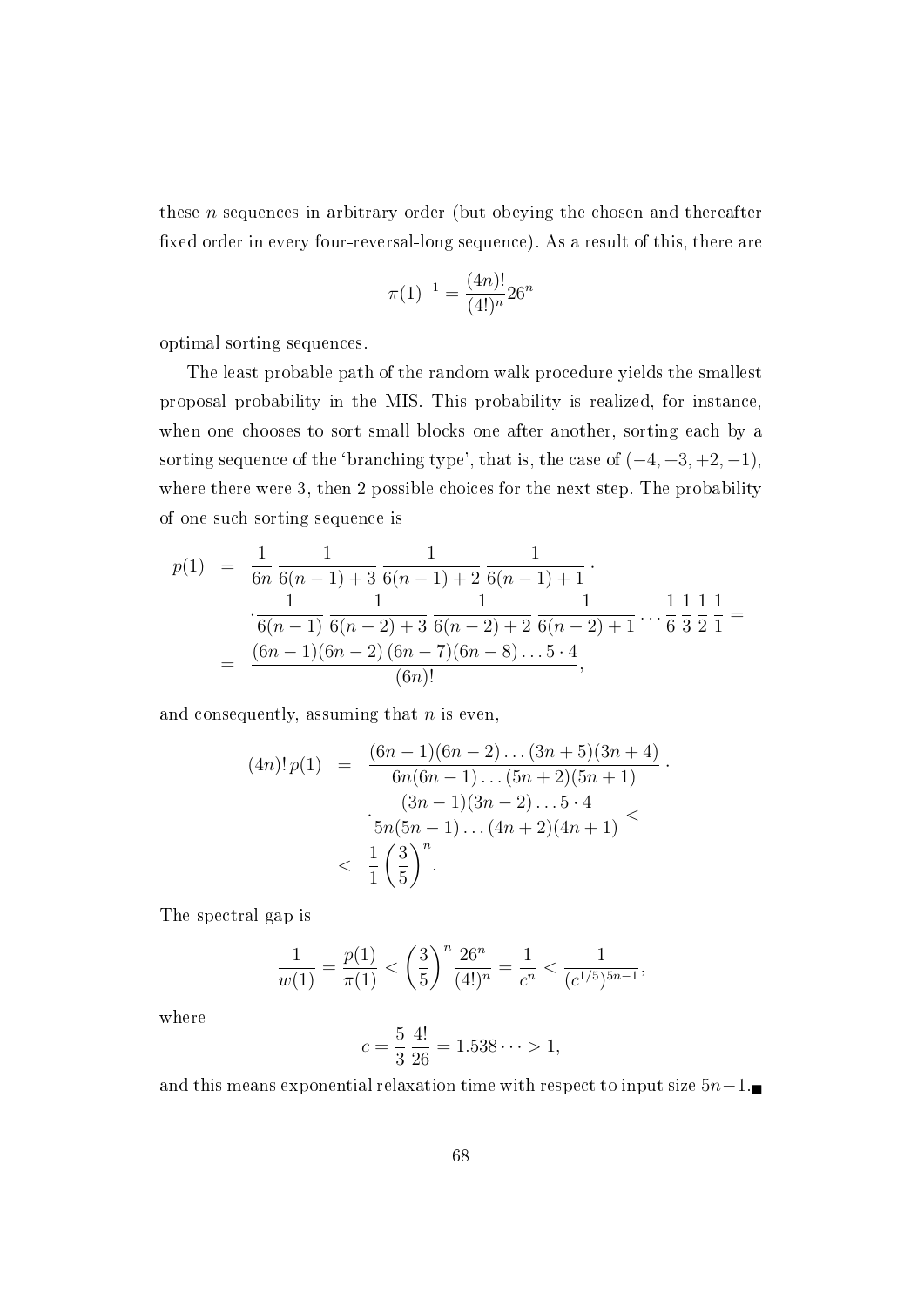these $n$ sequences in arbitrary order (but obeying the chosen and thereafter fixed order in every four-reversal-long sequence). As a result of this, there are

$$\pi(1)^{-1} = \frac{(4n)!}{(4!)^n} 26^n$$

optimal sorting sequences.

The least probable path of the random walk procedure yields the smallest proposal probability in the MIS. This probability is realized, for instance, when one chooses to sort small blocks one after another, sorting each by a sorting sequence of the 'branching type', that is, the case of $(-4, +3, +2, -1)$, where there were 3, then 2 possible choices for the next step. The probability of one such sorting sequence is

$$\begin{aligned}
p(1) &= \frac{1}{6n} \frac{1}{6(n-1)+3} \frac{1}{6(n-1)+2} \frac{1}{6(n-1)+1} \cdot \\
&\quad \cdot \frac{1}{6(n-1)} \frac{1}{6(n-2)+3} \frac{1}{6(n-2)+2} \frac{1}{6(n-2)+1} \cdots \frac{1}{6} \frac{1}{3} \frac{1}{2} \frac{1}{1} = \\
&= \frac{(6n-1)(6n-2)\,(6n-7)(6n-8)\ldots 5 \cdot 4}{(6n)!},
\end{aligned}$$

and consequently, assuming that $n$ is even,

$$\begin{aligned}
(4n)!\, p(1) &= \frac{(6n-1)(6n-2)\ldots(3n+5)(3n+4)}{6n(6n-1)\ldots(5n+2)(5n+1)} \cdot \\
&\quad \cdot \frac{(3n-1)(3n-2)\ldots 5 \cdot 4}{5n(5n-1)\ldots(4n+2)(4n+1)} < \\
&< \frac{1}{1}\left(\frac{3}{5}\right)^n.
\end{aligned}$$

The spectral gap is

$$\frac{1}{w(1)} = \frac{p(1)}{\pi(1)} < \left(\frac{3}{5}\right)^n \frac{26^n}{(4!)^n} = \frac{1}{c^n} < \frac{1}{(c^{1/5})^{5n-1}},$$

where

$$c = \frac{5}{3}\frac{4!}{26} = 1.538\cdots > 1,$$

and this means exponential relaxation time with respect to input size $5n-1$. ∎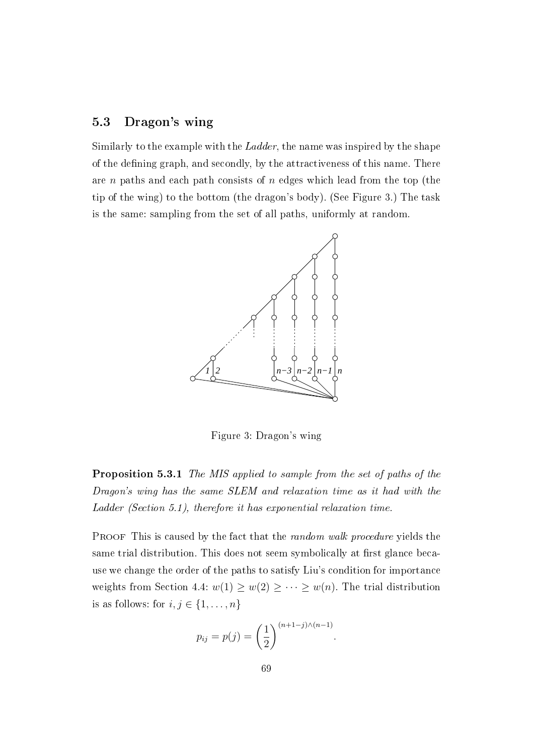## 5.3 Dragon's wing

Similarly to the example with the *Ladder*, the name was inspired by the shape of the defining graph, and secondly, by the attractiveness of this name. There are $n$ paths and each path consists of $n$ edges which lead from the top (the tip of the wing) to the bottom (the dragon's body). (See Figure 3.) The task is the same: sampling from the set of all paths, uniformly at random.

Figure 3: Dragon's wing

**Proposition 5.3.1** *The MIS applied to sample from the set of paths of the Dragon's wing has the same SLEM and relaxation time as it had with the Ladder (Section 5.1), therefore it has exponential relaxation time.*

PROOF This is caused by the fact that the *random walk procedure* yields the same trial distribution. This does not seem symbolically at first glance because we change the order of the paths to satisfy Liu's condition for importance weights from Section 4.4: $w(1) \geq w(2) \geq \cdots \geq w(n)$. The trial distribution is as follows: for $i, j \in \{1, \ldots, n\}$

$$p_{ij} = p(j) = \left(\frac{1}{2}\right)^{(n+1-j)\wedge(n-1)}.$$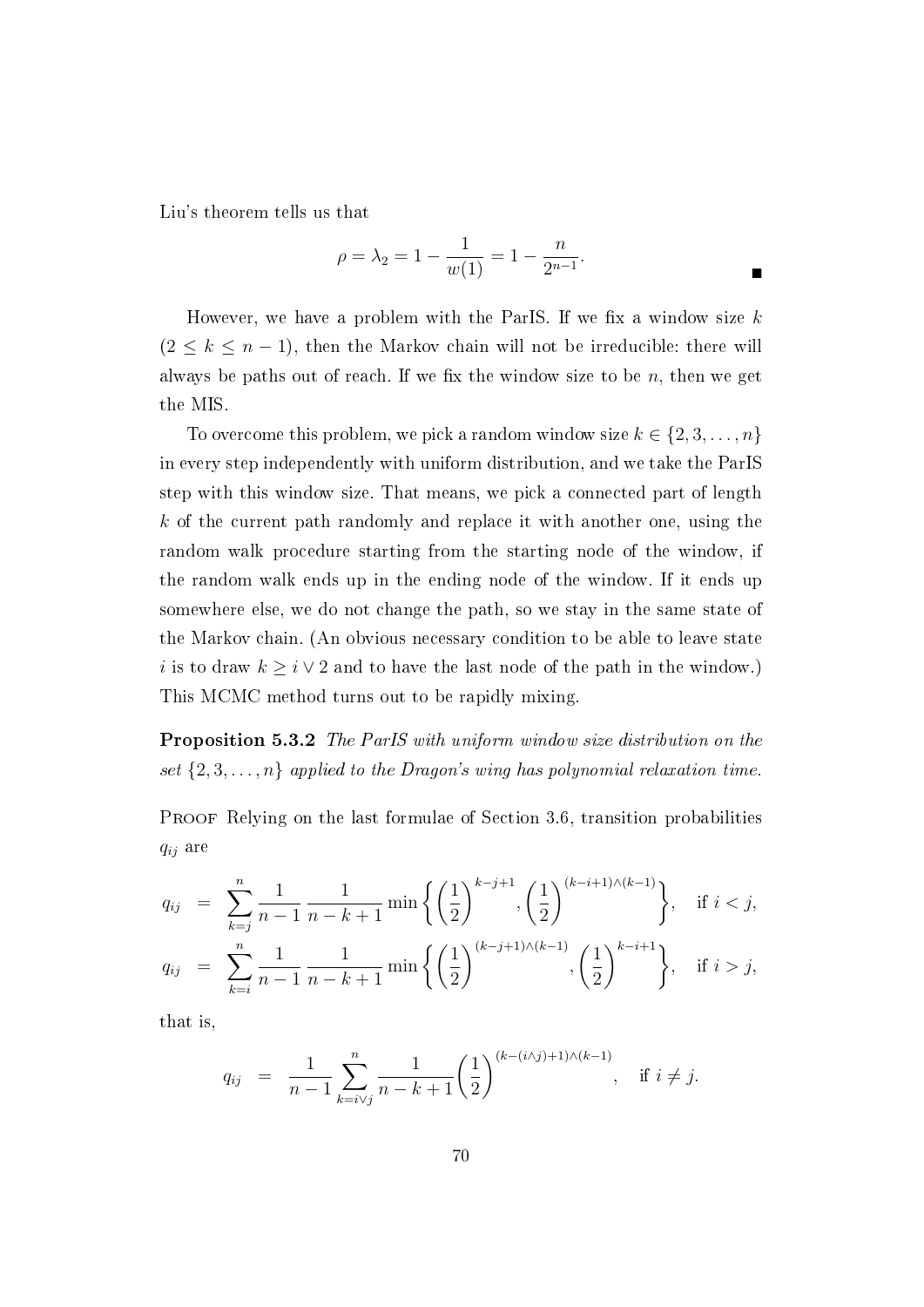Liu's theorem tells us that

$$\rho = \lambda_2 = 1 - \frac{1}{w(1)} = 1 - \frac{n}{2^{n-1}}.$$

∎

However, we have a problem with the ParIS. If we fix a window size $k$ ($2 \le k \le n-1$), then the Markov chain will not be irreducible: there will always be paths out of reach. If we fix the window size to be $n$, then we get the MIS.

To overcome this problem, we pick a random window size $k \in \{2, 3, \ldots, n\}$ in every step independently with uniform distribution, and we take the ParIS step with this window size. That means, we pick a connected part of length $k$ of the current path randomly and replace it with another one, using the random walk procedure starting from the starting node of the window, if the random walk ends up in the ending node of the window. If it ends up somewhere else, we do not change the path, so we stay in the same state of the Markov chain. (An obvious necessary condition to be able to leave state $i$ is to draw $k \ge i \vee 2$ and to have the last node of the path in the window.) This MCMC method turns out to be rapidly mixing.

**Proposition 5.3.2** *The ParIS with uniform window size distribution on the set $\{2, 3, \ldots, n\}$ applied to the Dragon's wing has polynomial relaxation time.*

Proof Relying on the last formulae of Section 3.6, transition probabilities $q_{ij}$ are

$$q_{ij} = \sum_{k=j}^{n} \frac{1}{n-1} \frac{1}{n-k+1} \min\left\{ \left(\frac{1}{2}\right)^{k-j+1}, \left(\frac{1}{2}\right)^{(k-i+1)\wedge(k-1)} \right\}, \quad \text{if } i < j,$$

$$q_{ij} = \sum_{k=i}^{n} \frac{1}{n-1} \frac{1}{n-k+1} \min\left\{ \left(\frac{1}{2}\right)^{(k-j+1)\wedge(k-1)}, \left(\frac{1}{2}\right)^{k-i+1} \right\}, \quad \text{if } i > j,$$

that is,

$$q_{ij} = \frac{1}{n-1} \sum_{k=i\vee j}^{n} \frac{1}{n-k+1} \left(\frac{1}{2}\right)^{(k-(i\wedge j)+1)\wedge(k-1)}, \quad \text{if } i \neq j.$$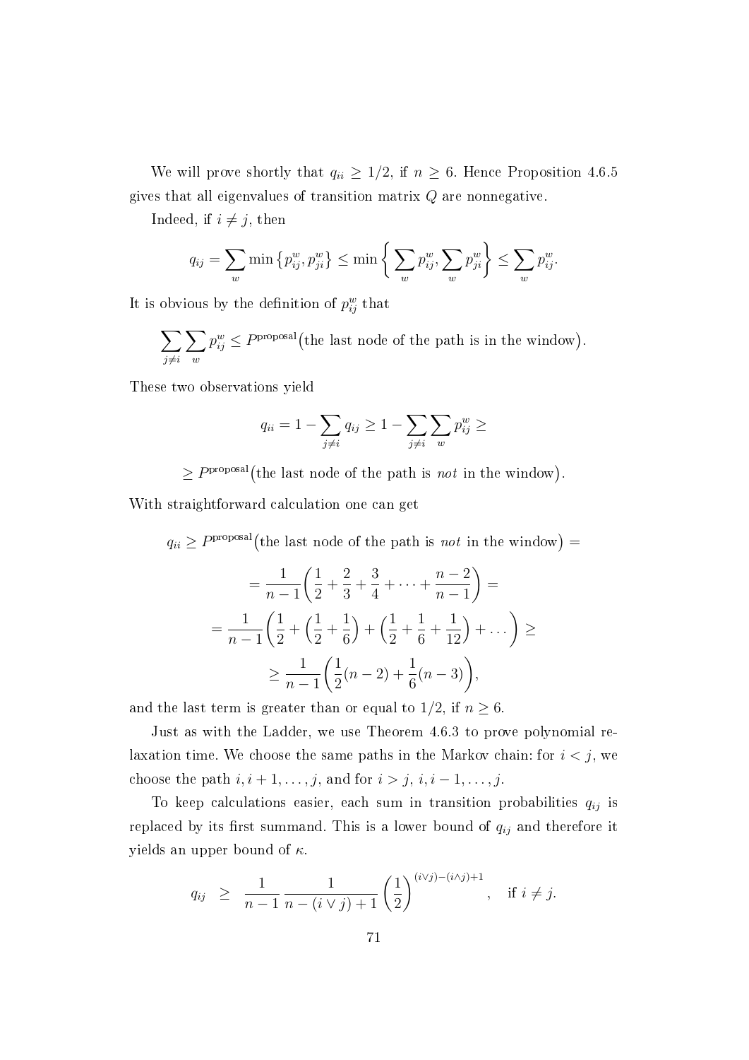We will prove shortly that $q_{ii} \geq 1/2$, if $n \geq 6$. Hence Proposition 4.6.5 gives that all eigenvalues of transition matrix $Q$ are nonnegative.

Indeed, if $i \neq j$, then

$$q_{ij} = \sum_{w} \min\left\{p_{ij}^w, p_{ji}^w\right\} \leq \min\left\{ \sum_{w} p_{ij}^w, \sum_{w} p_{ji}^w \right\} \leq \sum_{w} p_{ij}^w.$$

It is obvious by the definition of $p_{ij}^w$ that

$$\sum_{j \neq i} \sum_{w} p_{ij}^w \leq P^{\text{proposal}}\big(\text{the last node of the path is in the window}\big).$$

These two observations yield

$$q_{ii} = 1 - \sum_{j \neq i} q_{ij} \geq 1 - \sum_{j \neq i} \sum_{w} p_{ij}^w \geq$$

$$\geq P^{\text{proposal}}\big(\text{the last node of the path is } \textit{not} \text{ in the window}\big).$$

With straightforward calculation one can get

$$q_{ii} \geq P^{\text{proposal}}\big(\text{the last node of the path is } \textit{not} \text{ in the window}\big) =$$

$$= \frac{1}{n-1}\left(\frac{1}{2} + \frac{2}{3} + \frac{3}{4} + \dots + \frac{n-2}{n-1}\right) =$$

$$= \frac{1}{n-1}\left(\frac{1}{2} + \left(\frac{1}{2} + \frac{1}{6}\right) + \left(\frac{1}{2} + \frac{1}{6} + \frac{1}{12}\right) + \dots\right) \geq$$

$$\geq \frac{1}{n-1}\left(\frac{1}{2}(n-2) + \frac{1}{6}(n-3)\right),$$

and the last term is greater than or equal to $1/2$, if $n \geq 6$.

Just as with the Ladder, we use Theorem 4.6.3 to prove polynomial relaxation time. We choose the same paths in the Markov chain: for $i < j$, we choose the path $i, i+1, \dots, j$, and for $i > j$, $i, i-1, \dots, j$.

To keep calculations easier, each sum in transition probabilities $q_{ij}$ is replaced by its first summand. This is a lower bound of $q_{ij}$ and therefore it yields an upper bound of $\kappa$.

$$q_{ij} \quad \geq \quad \frac{1}{n-1} \, \frac{1}{n - (i \vee j) + 1} \left(\frac{1}{2}\right)^{(i \vee j) - (i \wedge j) + 1}, \quad \text{if } i \neq j.$$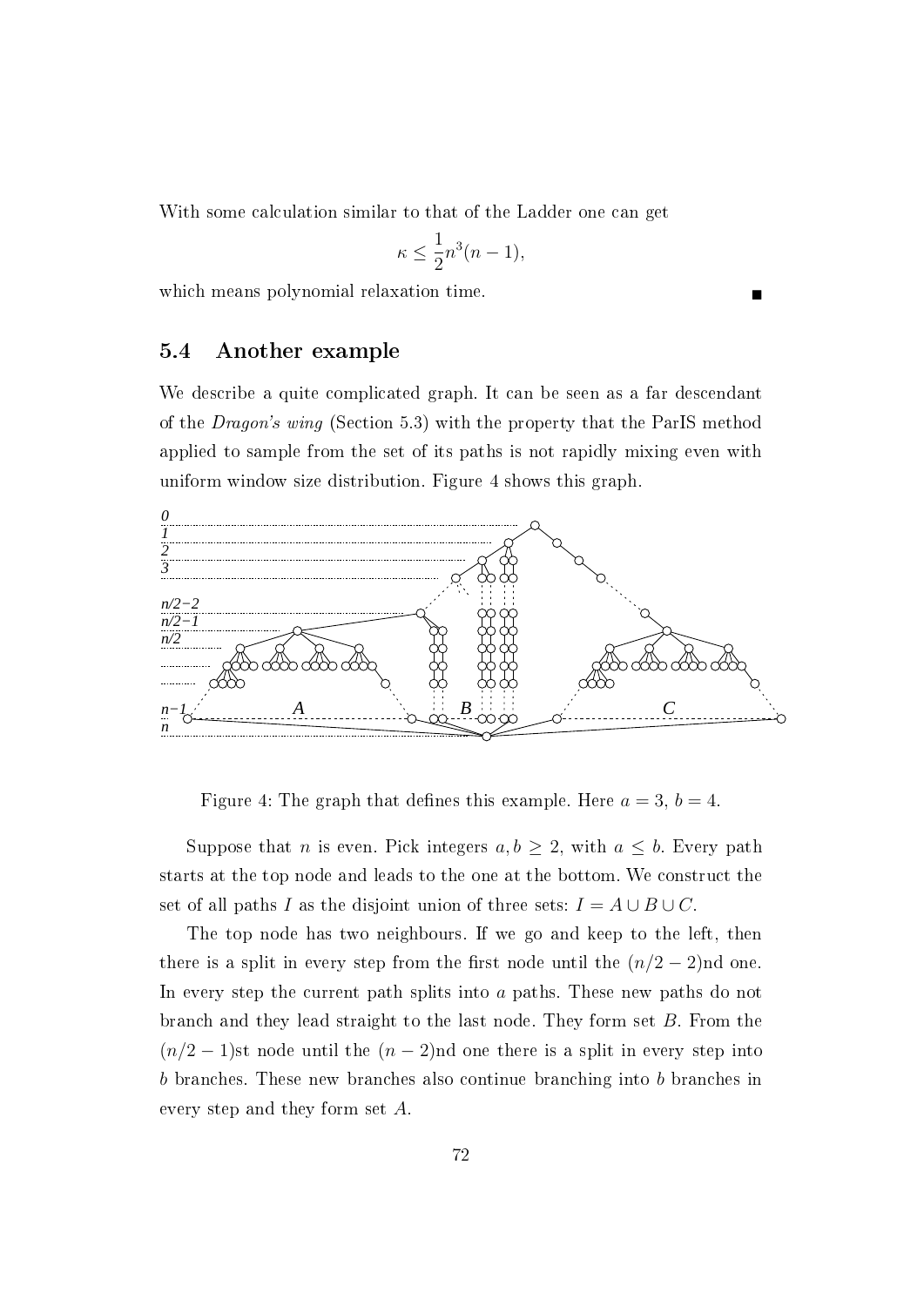With some calculation similar to that of the Ladder one can get

$$\kappa \leq \frac{1}{2}n^3(n-1),$$

which means polynomial relaxation time. ■

### 5.4 Another example

We describe a quite complicated graph. It can be seen as a far descendant of the *Dragon's wing* (Section 5.3) with the property that the ParIS method applied to sample from the set of its paths is not rapidly mixing even with uniform window size distribution. Figure 4 shows this graph.

Figure 4: The graph that defines this example. Here $a = 3$, $b = 4$.

Suppose that $n$ is even. Pick integers $a, b \geq 2$, with $a \leq b$. Every path starts at the top node and leads to the one at the bottom. We construct the set of all paths $I$ as the disjoint union of three sets: $I = A \cup B \cup C$.

The top node has two neighbours. If we go and keep to the left, then there is a split in every step from the first node until the $(n/2-2)$nd one. In every step the current path splits into $a$ paths. These new paths do not branch and they lead straight to the last node. They form set $B$. From the $(n/2-1)$st node until the $(n-2)$nd one there is a split in every step into $b$ branches. These new branches also continue branching into $b$ branches in every step and they form set $A$.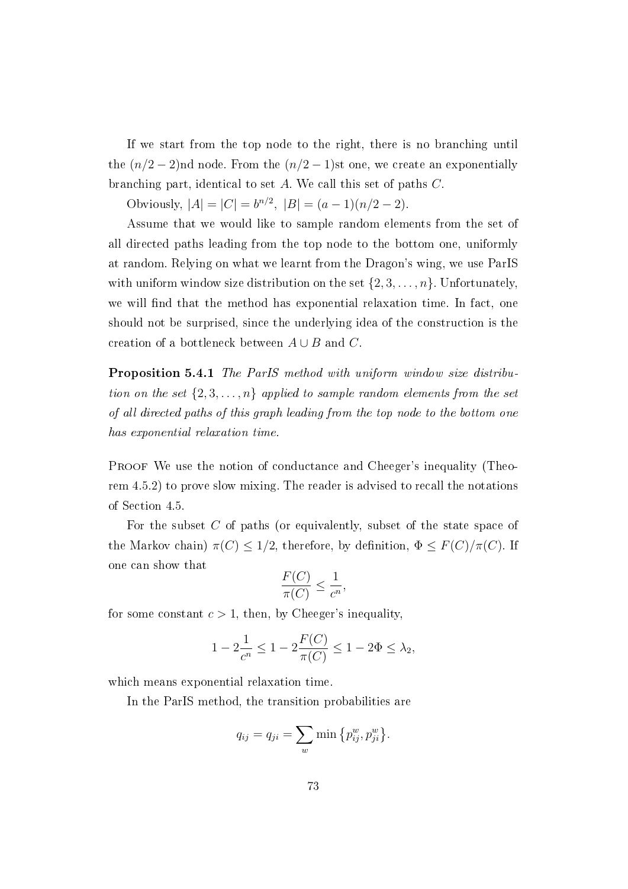If we start from the top node to the right, there is no branching until the $(n/2-2)$nd node. From the $(n/2-1)$st one, we create an exponentially branching part, identical to set $A$. We call this set of paths $C$.

Obviously, $|A| = |C| = b^{n/2}$, $|B| = (a-1)(n/2-2)$.

Assume that we would like to sample random elements from the set of all directed paths leading from the top node to the bottom one, uniformly at random. Relying on what we learnt from the Dragon's wing, we use ParIS with uniform window size distribution on the set $\{2, 3, \ldots, n\}$. Unfortunately, we will find that the method has exponential relaxation time. In fact, one should not be surprised, since the underlying idea of the construction is the creation of a bottleneck between $A \cup B$ and $C$.

**Proposition 5.4.1** *The ParIS method with uniform window size distribution on the set $\{2, 3, \ldots, n\}$ applied to sample random elements from the set of all directed paths of this graph leading from the top node to the bottom one has exponential relaxation time.*

Proof We use the notion of conductance and Cheeger's inequality (Theorem 4.5.2) to prove slow mixing. The reader is advised to recall the notations of Section 4.5.

For the subset $C$ of paths (or equivalently, subset of the state space of the Markov chain) $\pi(C) \leq 1/2$, therefore, by definition, $\Phi \leq F(C)/\pi(C)$. If one can show that

$$\frac{F(C)}{\pi(C)} \leq \frac{1}{c^n},$$

for some constant $c > 1$, then, by Cheeger's inequality,

$$1 - 2\frac{1}{c^n} \leq 1 - 2\frac{F(C)}{\pi(C)} \leq 1 - 2\Phi \leq \lambda_2,$$

which means exponential relaxation time.

In the ParIS method, the transition probabilities are

$$q_{ij} = q_{ji} = \sum_w \min\left\{p_{ij}^w, p_{ji}^w\right\}.$$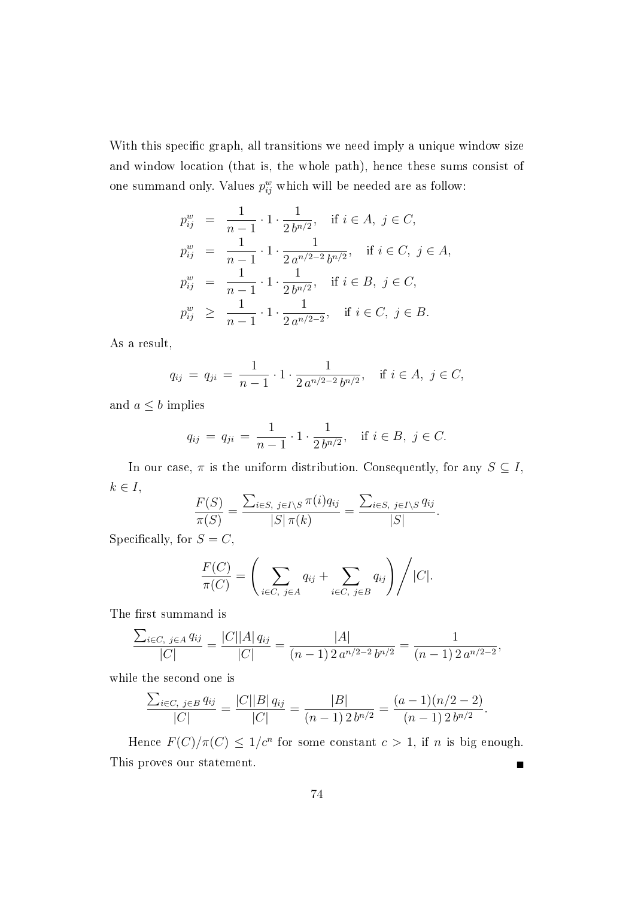With this specific graph, all transitions we need imply a unique window size and window location (that is, the whole path), hence these sums consist of one summand only. Values $p^w_{ij}$ which will be needed are as follow:

$$
\begin{aligned}
p^w_{ij} &= \frac{1}{n-1} \cdot 1 \cdot \frac{1}{2\, b^{n/2}}, \quad \text{if } i \in A,\ j \in C, \\
p^w_{ij} &= \frac{1}{n-1} \cdot 1 \cdot \frac{1}{2\, a^{n/2-2}\, b^{n/2}}, \quad \text{if } i \in C,\ j \in A, \\
p^w_{ij} &= \frac{1}{n-1} \cdot 1 \cdot \frac{1}{2\, b^{n/2}}, \quad \text{if } i \in B,\ j \in C, \\
p^w_{ij} &\geq \frac{1}{n-1} \cdot 1 \cdot \frac{1}{2\, a^{n/2-2}}, \quad \text{if } i \in C,\ j \in B.
\end{aligned}
$$

As a result,

$$
q_{ij} = q_{ji} = \frac{1}{n-1} \cdot 1 \cdot \frac{1}{2\, a^{n/2-2}\, b^{n/2}}, \quad \text{if } i \in A,\ j \in C,
$$

and $a \leq b$ implies

$$
q_{ij} = q_{ji} = \frac{1}{n-1} \cdot 1 \cdot \frac{1}{2\, b^{n/2}}, \quad \text{if } i \in B,\ j \in C.
$$

In our case, $\pi$ is the uniform distribution. Consequently, for any $S \subseteq I$, $k \in I$,

$$
\frac{F(S)}{\pi(S)} = \frac{\sum_{i \in S,\ j \in I \setminus S} \pi(i) q_{ij}}{|S|\, \pi(k)} = \frac{\sum_{i \in S,\ j \in I \setminus S} q_{ij}}{|S|}.
$$

Specifically, for $S = C$,

$$
\frac{F(C)}{\pi(C)} = \left( \sum_{i \in C,\ j \in A} q_{ij} + \sum_{i \in C,\ j \in B} q_{ij} \right) \Bigg/ |C|.
$$

The first summand is

$$
\frac{\sum_{i \in C,\ j \in A} q_{ij}}{|C|} = \frac{|C||A|\, q_{ij}}{|C|} = \frac{|A|}{(n-1)\, 2\, a^{n/2-2}\, b^{n/2}} = \frac{1}{(n-1)\, 2\, a^{n/2-2}},
$$

while the second one is

$$
\frac{\sum_{i \in C,\ j \in B} q_{ij}}{|C|} = \frac{|C||B|\, q_{ij}}{|C|} = \frac{|B|}{(n-1)\, 2\, b^{n/2}} = \frac{(a-1)(n/2-2)}{(n-1)\, 2\, b^{n/2}}.
$$

Hence $F(C)/\pi(C) \leq 1/c^n$ for some constant $c > 1$, if $n$ is big enough. This proves our statement. ∎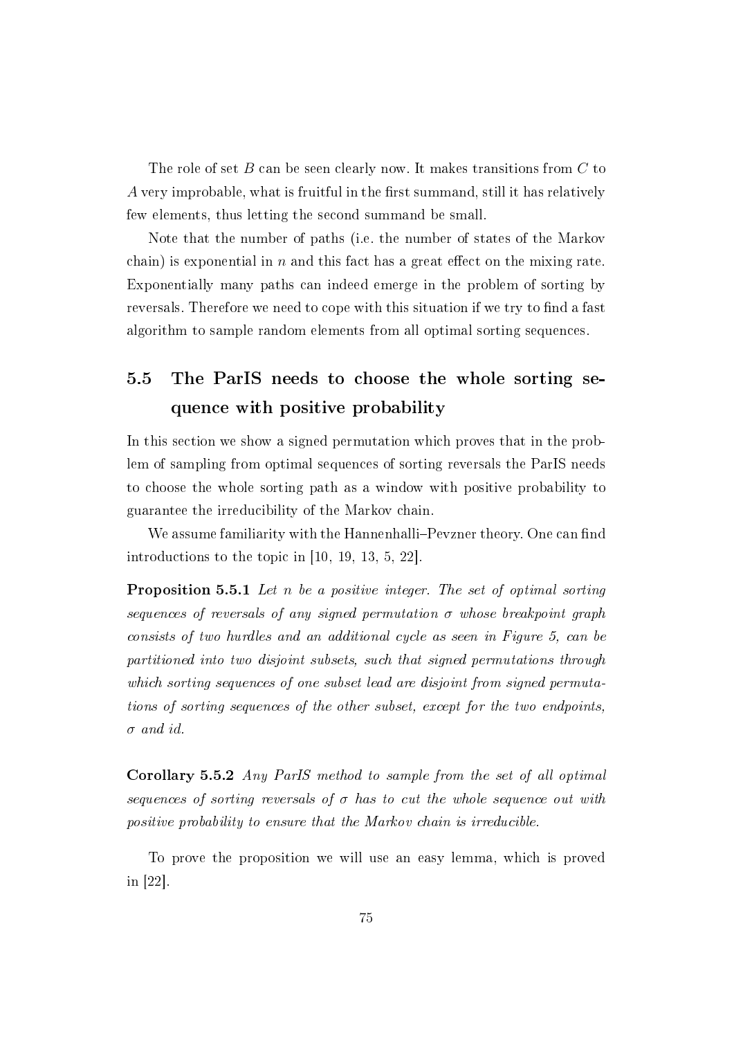The role of set $B$ can be seen clearly now. It makes transitions from $C$ to $A$ very improbable, what is fruitful in the first summand, still it has relatively few elements, thus letting the second summand be small.

Note that the number of paths (i.e. the number of states of the Markov chain) is exponential in $n$ and this fact has a great effect on the mixing rate. Exponentially many paths can indeed emerge in the problem of sorting by reversals. Therefore we need to cope with this situation if we try to find a fast algorithm to sample random elements from all optimal sorting sequences.

## 5.5 The ParIS needs to choose the whole sorting sequence with positive probability

In this section we show a signed permutation which proves that in the problem of sampling from optimal sequences of sorting reversals the ParIS needs to choose the whole sorting path as a window with positive probability to guarantee the irreducibility of the Markov chain.

We assume familiarity with the Hannenhalli–Pevzner theory. One can find introductions to the topic in [10, 19, 13, 5, 22].

**Proposition 5.5.1** *Let $n$ be a positive integer. The set of optimal sorting sequences of reversals of any signed permutation $\sigma$ whose breakpoint graph consists of two hurdles and an additional cycle as seen in Figure 5, can be partitioned into two disjoint subsets, such that signed permutations through which sorting sequences of one subset lead are disjoint from signed permutations of sorting sequences of the other subset, except for the two endpoints, $\sigma$ and id.*

**Corollary 5.5.2** *Any ParIS method to sample from the set of all optimal sequences of sorting reversals of $\sigma$ has to cut the whole sequence out with positive probability to ensure that the Markov chain is irreducible.*

To prove the proposition we will use an easy lemma, which is proved in [22].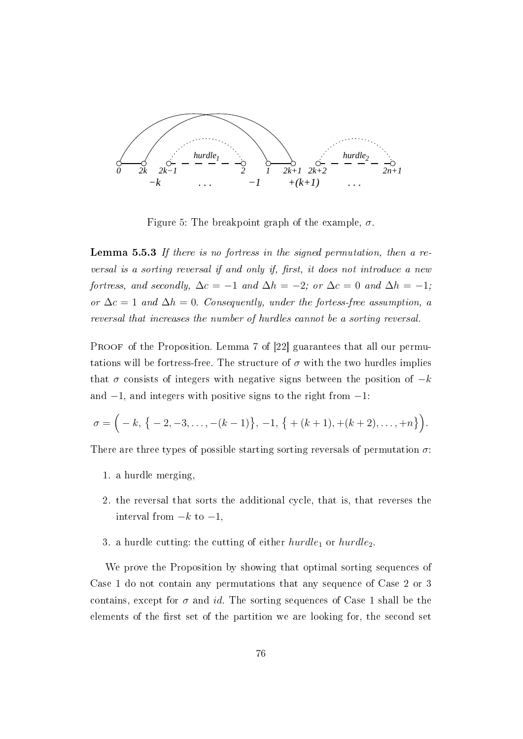Figure 5: The breakpoint graph of the example, $\sigma$.

**Lemma 5.5.3** *If there is no fortress in the signed permutation, then a reversal is a sorting reversal if and only if, first, it does not introduce a new fortress, and secondly, $\Delta c = -1$ and $\Delta h = -2$; or $\Delta c = 0$ and $\Delta h = -1$; or $\Delta c = 1$ and $\Delta h = 0$. Consequently, under the fortess-free assumption, a reversal that increases the number of hurdles cannot be a sorting reversal.*

PROOF of the Proposition. Lemma 7 of [22] guarantees that all our permutations will be fortress-free. The structure of $\sigma$ with the two hurdles implies that $\sigma$ consists of integers with negative signs between the position of $-k$ and $-1$, and integers with positive signs to the right from $-1$:

$$\sigma = \Big( -k, \big\{ -2, -3, \ldots, -(k-1) \big\}, -1, \big\{ +(k+1), +(k+2), \ldots, +n \big\} \Big).$$

There are three types of possible starting sorting reversals of permutation $\sigma$:

1. a hurdle merging,
2. the reversal that sorts the additional cycle, that is, that reverses the interval from $-k$ to $-1$,
3. a hurdle cutting: the cutting of either $hurdle_1$ or $hurdle_2$.

We prove the Proposition by showing that optimal sorting sequences of Case 1 do not contain any permutations that any sequence of Case 2 or 3 contains, except for $\sigma$ and $id$. The sorting sequences of Case 1 shall be the elements of the first set of the partition we are looking for, the second set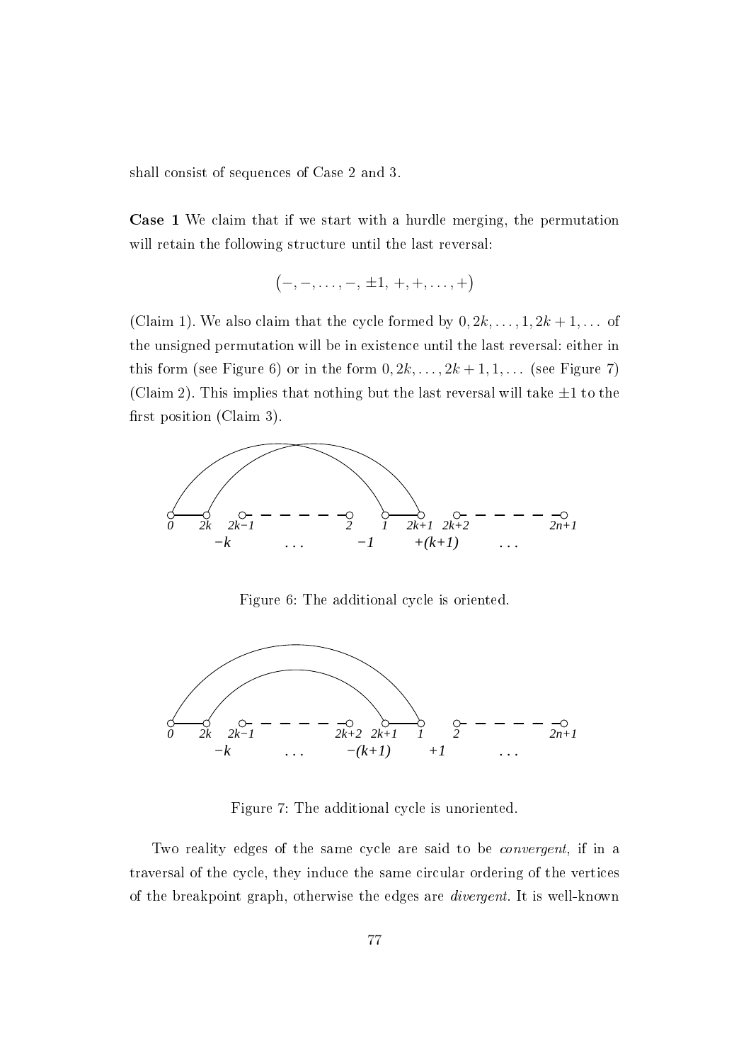shall consist of sequences of Case 2 and 3.

**Case 1** We claim that if we start with a hurdle merging, the permutation will retain the following structure until the last reversal:

$$(-, -, \ldots, -, \pm 1, +, +, \ldots, +)$$

(Claim 1). We also claim that the cycle formed by $0, 2k, \ldots, 1, 2k+1, \ldots$ of the unsigned permutation will be in existence until the last reversal: either in this form (see Figure 6) or in the form $0, 2k, \ldots, 2k+1, 1, \ldots$ (see Figure 7) (Claim 2). This implies that nothing but the last reversal will take $\pm 1$ to the first position (Claim 3).

Figure 6: The additional cycle is oriented.

Figure 7: The additional cycle is unoriented.

Two reality edges of the same cycle are said to be *convergent*, if in a traversal of the cycle, they induce the same circular ordering of the vertices of the breakpoint graph, otherwise the edges are *divergent*. It is well-known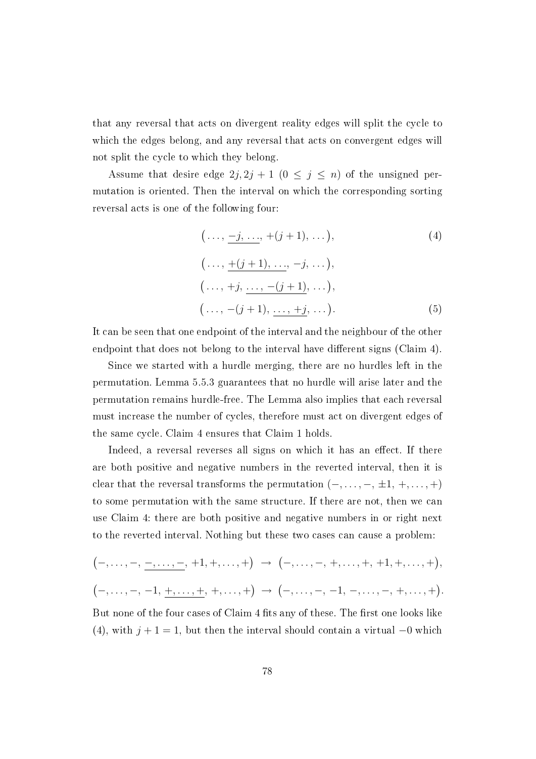that any reversal that acts on divergent reality edges will split the cycle to which the edges belong, and any reversal that acts on convergent edges will not split the cycle to which they belong.

Assume that desire edge $2j, 2j+1$ $(0 \le j \le n)$ of the unsigned permutation is oriented. Then the interval on which the corresponding sorting reversal acts is one of the following four:

$$\big(\ldots,\ \underline{-j,\ \ldots,}\ +(j+1),\ \ldots\big), \tag{4}$$

$$\big(\ldots,\ \underline{+(j+1),\ \ldots,}\ -j,\ \ldots\big),$$

$$\big(\ldots,\ +j,\ \underline{\ldots,\ -(j+1)},\ \ldots\big),$$

$$\big(\ldots,\ -(j+1),\ \underline{\ldots,\ +j},\ \ldots\big). \tag{5}$$

It can be seen that one endpoint of the interval and the neighbour of the other endpoint that does not belong to the interval have different signs (Claim 4).

Since we started with a hurdle merging, there are no hurdles left in the permutation. Lemma 5.5.3 guarantees that no hurdle will arise later and the permutation remains hurdle-free. The Lemma also implies that each reversal must increase the number of cycles, therefore must act on divergent edges of the same cycle. Claim 4 ensures that Claim 1 holds.

Indeed, a reversal reverses all signs on which it has an effect. If there are both positive and negative numbers in the reverted interval, then it is clear that the reversal transforms the permutation $(-, \ldots, -, \pm 1, +, \ldots, +)$ to some permutation with the same structure. If there are not, then we can use Claim 4: there are both positive and negative numbers in or right next to the reverted interval. Nothing but these two cases can cause a problem:

$$\big(-, \ldots, -,\ \underline{-, \ldots, -},\ +1, +, \ldots, +\big) \ \to\ \big(-, \ldots, -,\ +, \ldots, +,\ +1, +, \ldots, +\big),$$

$$\big(-, \ldots, -,\ -1,\ \underline{+, \ldots, +},\ +, \ldots, +\big) \ \to\ \big(-, \ldots, -,\ -1,\ -, \ldots, -,\ +, \ldots, +\big).$$

But none of the four cases of Claim 4 fits any of these. The first one looks like (4), with $j+1 = 1$, but then the interval should contain a virtual $-0$ which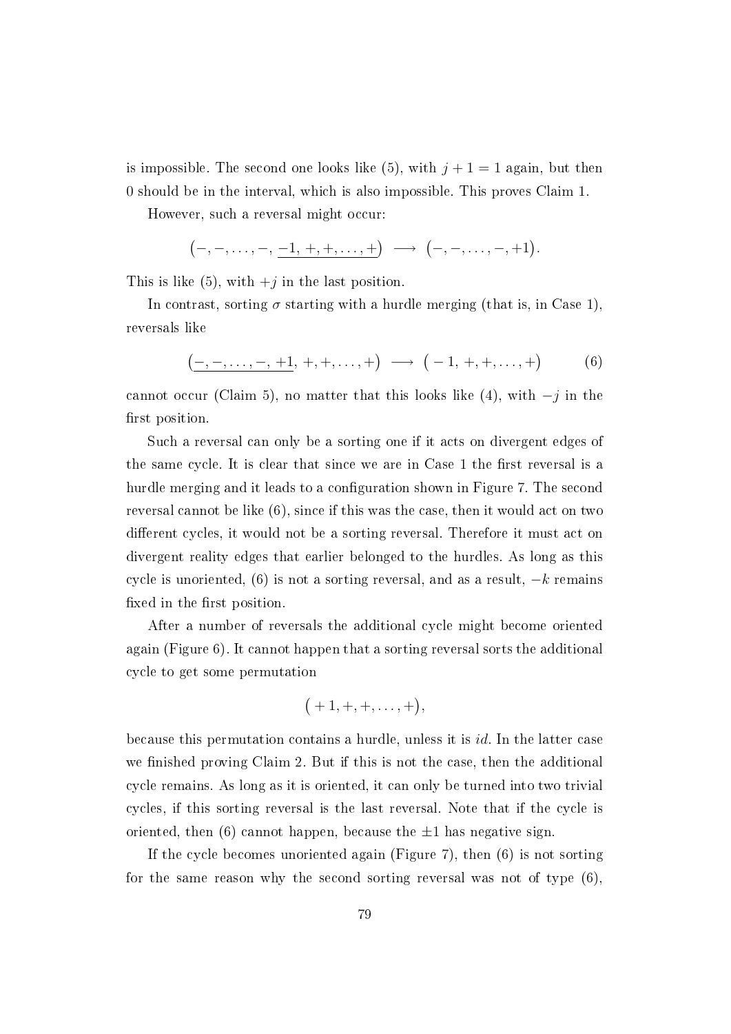is impossible. The second one looks like (5), with $j+1=1$ again, but then 0 should be in the interval, which is also impossible. This proves Claim 1.

However, such a reversal might occur:

$$\big(-,-,\ldots,-,\ \underline{-1,\ +,+,\ldots,+}\big)\ \longrightarrow\ \big(-,-,\ldots,-,+1\big).$$

This is like (5), with $+j$ in the last position.

In contrast, sorting $\sigma$ starting with a hurdle merging (that is, in Case 1), reversals like

$$\big(\underline{-,-,\ldots,-,\ +1},\ +,+,\ldots,+\big)\ \longrightarrow\ \big(-1,\ +,+,\ldots,+\big) \tag{6}$$

cannot occur (Claim 5), no matter that this looks like (4), with $-j$ in the first position.

Such a reversal can only be a sorting one if it acts on divergent edges of the same cycle. It is clear that since we are in Case 1 the first reversal is a hurdle merging and it leads to a configuration shown in Figure 7. The second reversal cannot be like (6), since if this was the case, then it would act on two different cycles, it would not be a sorting reversal. Therefore it must act on divergent reality edges that earlier belonged to the hurdles. As long as this cycle is unoriented, (6) is not a sorting reversal, and as a result, $-k$ remains fixed in the first position.

After a number of reversals the additional cycle might become oriented again (Figure 6). It cannot happen that a sorting reversal sorts the additional cycle to get some permutation

$$\big(+1,+,+,\ldots,+\big),$$

because this permutation contains a hurdle, unless it is $id$. In the latter case we finished proving Claim 2. But if this is not the case, then the additional cycle remains. As long as it is oriented, it can only be turned into two trivial cycles, if this sorting reversal is the last reversal. Note that if the cycle is oriented, then (6) cannot happen, because the $\pm 1$ has negative sign.

If the cycle becomes unoriented again (Figure 7), then (6) is not sorting for the same reason why the second sorting reversal was not of type (6),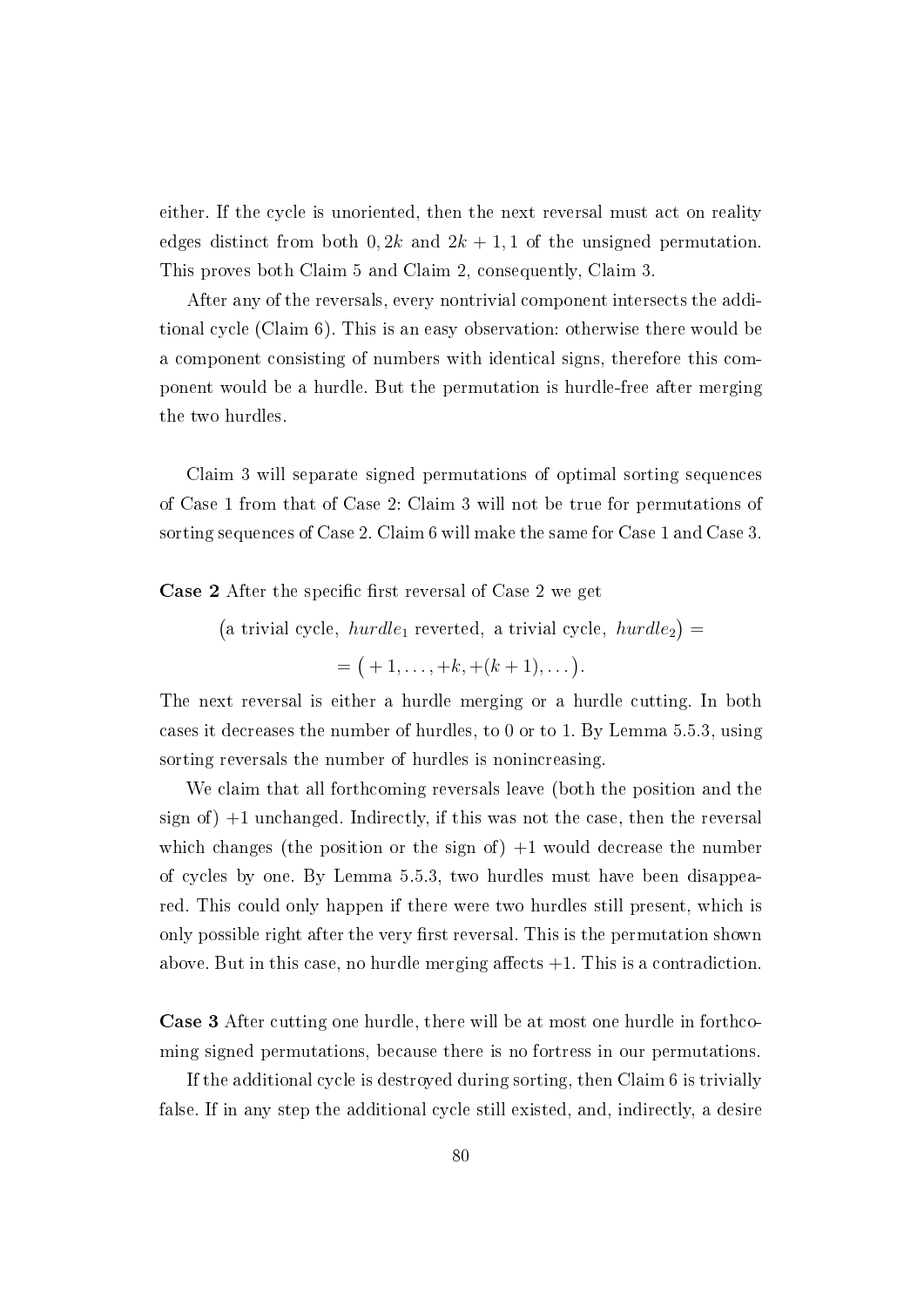either. If the cycle is unoriented, then the next reversal must act on reality edges distinct from both $0, 2k$ and $2k+1, 1$ of the unsigned permutation. This proves both Claim 5 and Claim 2, consequently, Claim 3.

After any of the reversals, every nontrivial component intersects the additional cycle (Claim 6). This is an easy observation: otherwise there would be a component consisting of numbers with identical signs, therefore this component would be a hurdle. But the permutation is hurdle-free after merging the two hurdles.

Claim 3 will separate signed permutations of optimal sorting sequences of Case 1 from that of Case 2: Claim 3 will not be true for permutations of sorting sequences of Case 2. Claim 6 will make the same for Case 1 and Case 3.

**Case 2** After the specific first reversal of Case 2 we get

$$\big(\text{a trivial cycle},\ hurdle_1 \text{ reverted},\ \text{a trivial cycle},\ hurdle_2\big) =$$
$$= \big(+1, \ldots, +k, +(k+1), \ldots\big).$$

The next reversal is either a hurdle merging or a hurdle cutting. In both cases it decreases the number of hurdles, to 0 or to 1. By Lemma 5.5.3, using sorting reversals the number of hurdles is nonincreasing.

We claim that all forthcoming reversals leave (both the position and the sign of) $+1$ unchanged. Indirectly, if this was not the case, then the reversal which changes (the position or the sign of) $+1$ would decrease the number of cycles by one. By Lemma 5.5.3, two hurdles must have been disappeared. This could only happen if there were two hurdles still present, which is only possible right after the very first reversal. This is the permutation shown above. But in this case, no hurdle merging affects $+1$. This is a contradiction.

**Case 3** After cutting one hurdle, there will be at most one hurdle in forthcoming signed permutations, because there is no fortress in our permutations.

If the additional cycle is destroyed during sorting, then Claim 6 is trivially false. If in any step the additional cycle still existed, and, indirectly, a desire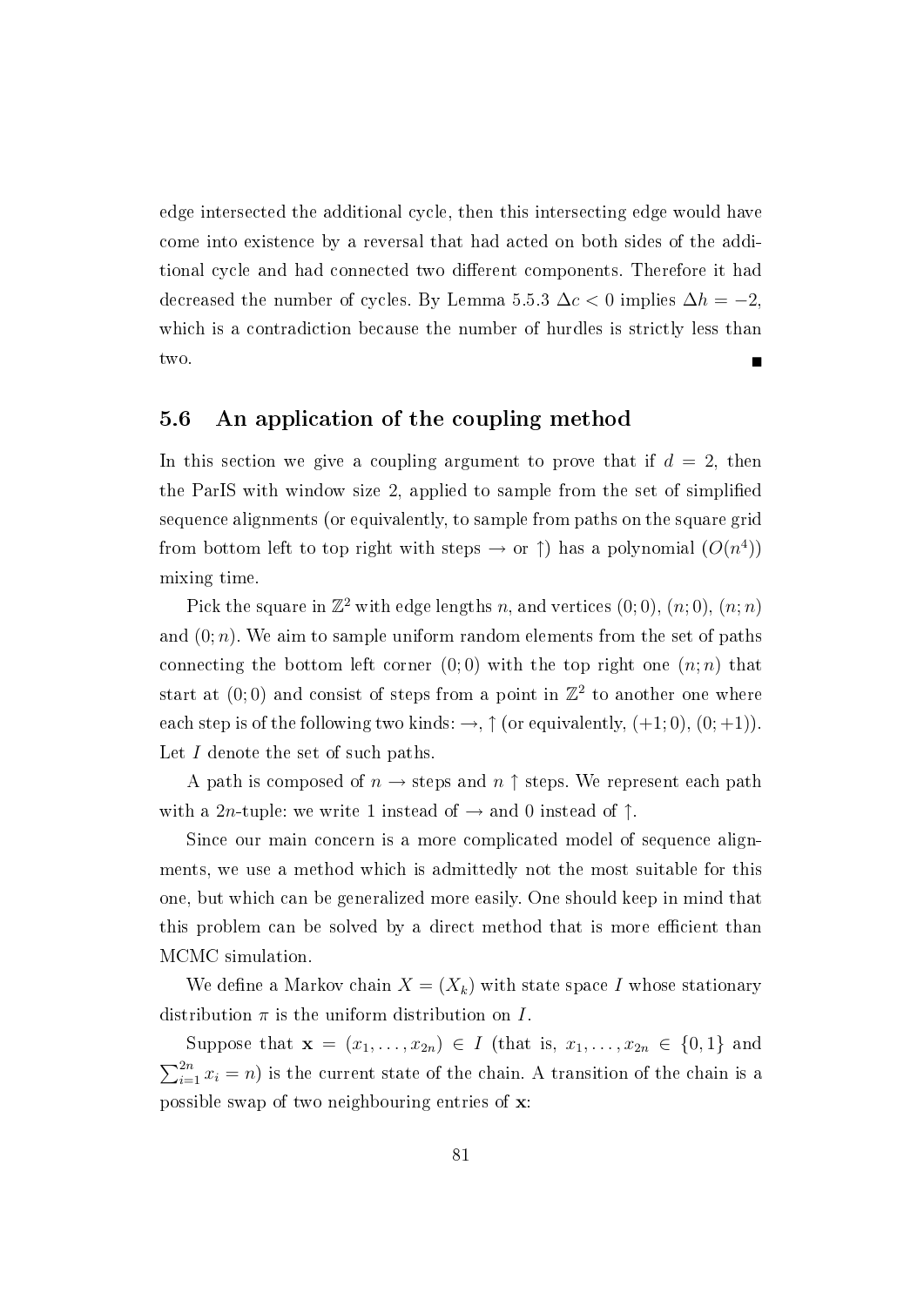edge intersected the additional cycle, then this intersecting edge would have come into existence by a reversal that had acted on both sides of the additional cycle and had connected two different components. Therefore it had decreased the number of cycles. By Lemma 5.5.3 $\Delta c < 0$ implies $\Delta h = -2$, which is a contradiction because the number of hurdles is strictly less than two. ∎

## 5.6 An application of the coupling method

In this section we give a coupling argument to prove that if $d = 2$, then the ParIS with window size 2, applied to sample from the set of simplified sequence alignments (or equivalently, to sample from paths on the square grid from bottom left to top right with steps $\rightarrow$ or $\uparrow$) has a polynomial ($O(n^4)$) mixing time.

Pick the square in $\mathbb{Z}^2$ with edge lengths $n$, and vertices $(0;0)$, $(n;0)$, $(n;n)$ and $(0;n)$. We aim to sample uniform random elements from the set of paths connecting the bottom left corner $(0;0)$ with the top right one $(n;n)$ that start at $(0;0)$ and consist of steps from a point in $\mathbb{Z}^2$ to another one where each step is of the following two kinds: $\rightarrow$, $\uparrow$ (or equivalently, $(+1;0)$, $(0;+1)$). Let $I$ denote the set of such paths.

A path is composed of $n$ $\rightarrow$ steps and $n$ $\uparrow$ steps. We represent each path with a $2n$-tuple: we write 1 instead of $\rightarrow$ and 0 instead of $\uparrow$.

Since our main concern is a more complicated model of sequence alignments, we use a method which is admittedly not the most suitable for this one, but which can be generalized more easily. One should keep in mind that this problem can be solved by a direct method that is more efficient than MCMC simulation.

We define a Markov chain $X = (X_k)$ with state space $I$ whose stationary distribution $\pi$ is the uniform distribution on $I$.

Suppose that $\mathbf{x} = (x_1, \ldots, x_{2n}) \in I$ (that is, $x_1, \ldots, x_{2n} \in \{0, 1\}$ and $\sum_{i=1}^{2n} x_i = n$) is the current state of the chain. A transition of the chain is a possible swap of two neighbouring entries of $\mathbf{x}$: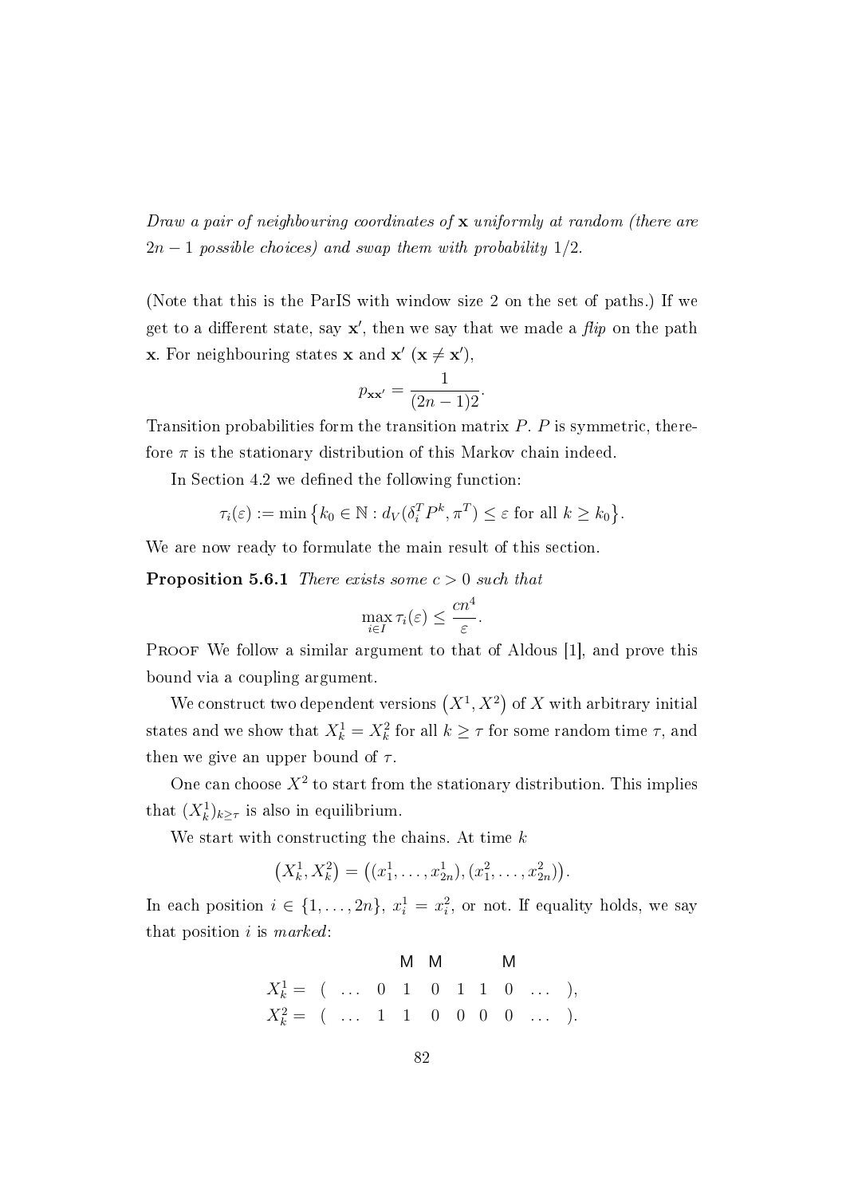*Draw a pair of neighbouring coordinates of* $\mathbf{x}$ *uniformly at random (there are* $2n-1$ *possible choices) and swap them with probability* $1/2$.

(Note that this is the ParIS with window size 2 on the set of paths.) If we get to a different state, say $\mathbf{x}'$, then we say that we made a *flip* on the path $\mathbf{x}$. For neighbouring states $\mathbf{x}$ and $\mathbf{x}'$ ($\mathbf{x} \neq \mathbf{x}'$),

$$p_{\mathbf{x}\mathbf{x}'} = \frac{1}{(2n-1)2}.$$

Transition probabilities form the transition matrix $P$. $P$ is symmetric, therefore $\pi$ is the stationary distribution of this Markov chain indeed.

In Section 4.2 we defined the following function:

$$\tau_i(\varepsilon) := \min\left\{k_0 \in \mathbb{N} : d_V(\delta_i^T P^k, \pi^T) \leq \varepsilon \text{ for all } k \geq k_0\right\}.$$

We are now ready to formulate the main result of this section.

**Proposition 5.6.1** *There exists some* $c > 0$ *such that*

$$\max_{i \in I} \tau_i(\varepsilon) \leq \frac{cn^4}{\varepsilon}.$$

Proof We follow a similar argument to that of Aldous [1], and prove this bound via a coupling argument.

We construct two dependent versions $\left(X^1, X^2\right)$ of $X$ with arbitrary initial states and we show that $X_k^1 = X_k^2$ for all $k \geq \tau$ for some random time $\tau$, and then we give an upper bound of $\tau$.

One can choose $X^2$ to start from the stationary distribution. This implies that $(X_k^1)_{k \geq \tau}$ is also in equilibrium.

We start with constructing the chains. At time $k$

$$\left(X_k^1, X_k^2\right) = \left((x_1^1, \ldots, x_{2n}^1), (x_1^2, \ldots, x_{2n}^2)\right).$$

In each position $i \in \{1, \ldots, 2n\}$, $x_i^1 = x_i^2$, or not. If equality holds, we say that position $i$ is *marked*:

$$\begin{array}{rccccccccc}
 & & & & \mathsf{M} & \mathsf{M} & & & \mathsf{M} & & \\
X_k^1 = & ( & \ldots & 0 & 1 & 0 & 1 & 1 & 0 & \ldots & ), \\
X_k^2 = & ( & \ldots & 1 & 1 & 0 & 0 & 0 & 0 & \ldots & ).
\end{array}$$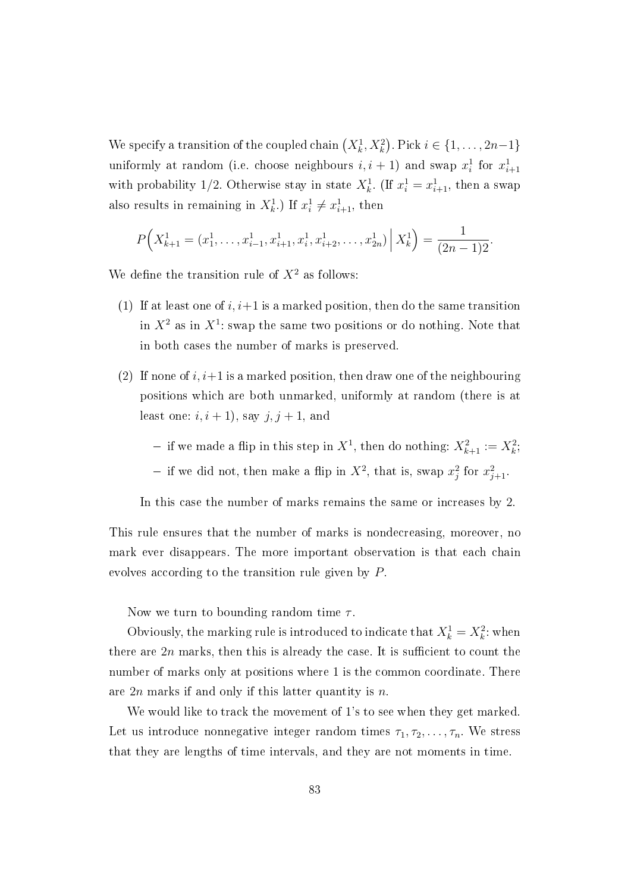We specify a transition of the coupled chain $\left(X_k^1, X_k^2\right)$. Pick $i \in \{1, \ldots, 2n-1\}$ uniformly at random (i.e. choose neighbours $i, i+1$) and swap $x_i^1$ for $x_{i+1}^1$ with probability $1/2$. Otherwise stay in state $X_k^1$. (If $x_i^1 = x_{i+1}^1$, then a swap also results in remaining in $X_k^1$.) If $x_i^1 \neq x_{i+1}^1$, then

$$P\Big(X_{k+1}^1 = (x_1^1, \ldots, x_{i-1}^1, x_{i+1}^1, x_i^1, x_{i+2}^1, \ldots, x_{2n}^1) \,\Big|\, X_k^1\Big) = \frac{1}{(2n-1)2}.$$

We define the transition rule of $X^2$ as follows:

(1) If at least one of $i, i+1$ is a marked position, then do the same transition in $X^2$ as in $X^1$: swap the same two positions or do nothing. Note that in both cases the number of marks is preserved.

(2) If none of $i, i+1$ is a marked position, then draw one of the neighbouring positions which are both unmarked, uniformly at random (there is at least one: $i, i+1$), say $j, j+1$, and

- if we made a flip in this step in $X^1$, then do nothing: $X_{k+1}^2 := X_k^2$;
- if we did not, then make a flip in $X^2$, that is, swap $x_j^2$ for $x_{j+1}^2$.

In this case the number of marks remains the same or increases by 2.

This rule ensures that the number of marks is nondecreasing, moreover, no mark ever disappears. The more important observation is that each chain evolves according to the transition rule given by $P$.

Now we turn to bounding random time $\tau$.

Obviously, the marking rule is introduced to indicate that $X_k^1 = X_k^2$: when there are $2n$ marks, then this is already the case. It is sufficient to count the number of marks only at positions where 1 is the common coordinate. There are $2n$ marks if and only if this latter quantity is $n$.

We would like to track the movement of 1's to see when they get marked. Let us introduce nonnegative integer random times $\tau_1, \tau_2, \ldots, \tau_n$. We stress that they are lengths of time intervals, and they are not moments in time.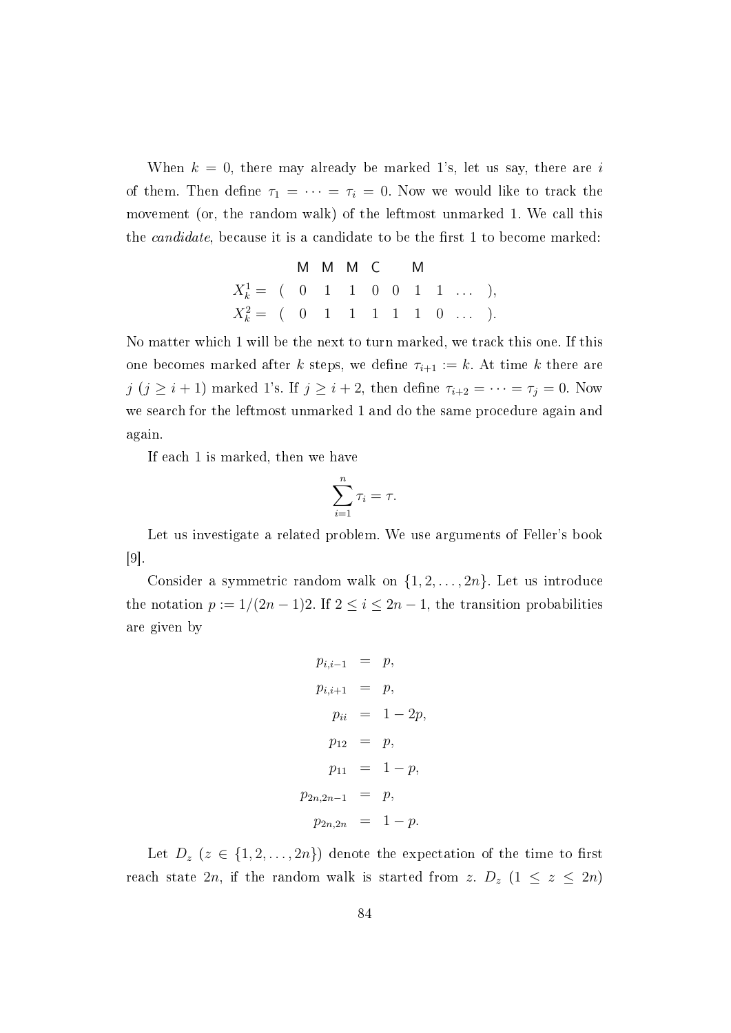When $k = 0$, there may already be marked 1's, let us say, there are $i$ of them. Then define $\tau_1 = \cdots = \tau_i = 0$. Now we would like to track the movement (or, the random walk) of the leftmost unmarked 1. We call this the *candidate*, because it is a candidate to be the first 1 to become marked:

$$
\begin{array}{rcccccccc}
 & & \mathsf{M} & \mathsf{M} & \mathsf{M} & \mathsf{C} & & \mathsf{M} & \\
X_k^1 = & ( & 0 & 1 & 1 & 0 & 0 & 1 & 1 & \ldots & ), \\
X_k^2 = & ( & 0 & 1 & 1 & 1 & 1 & 1 & 0 & \ldots & ).
\end{array}
$$

No matter which 1 will be the next to turn marked, we track this one. If this one becomes marked after $k$ steps, we define $\tau_{i+1} := k$. At time $k$ there are $j$ ($j \geq i+1$) marked 1's. If $j \geq i+2$, then define $\tau_{i+2} = \cdots = \tau_j = 0$. Now we search for the leftmost unmarked 1 and do the same procedure again and again.

If each 1 is marked, then we have

$$\sum_{i=1}^{n} \tau_i = \tau.$$

Let us investigate a related problem. We use arguments of Feller's book [9].

Consider a symmetric random walk on $\{1, 2, \ldots, 2n\}$. Let us introduce the notation $p := 1/(2n-1)2$. If $2 \leq i \leq 2n-1$, the transition probabilities are given by

$$
\begin{aligned}
p_{i,i-1} &= p, \\
p_{i,i+1} &= p, \\
p_{ii} &= 1 - 2p, \\
p_{12} &= p, \\
p_{11} &= 1 - p, \\
p_{2n,2n-1} &= p, \\
p_{2n,2n} &= 1 - p.
\end{aligned}
$$

Let $D_z$ ($z \in \{1, 2, \ldots, 2n\}$) denote the expectation of the time to first reach state $2n$, if the random walk is started from $z$. $D_z$ ($1 \leq z \leq 2n$)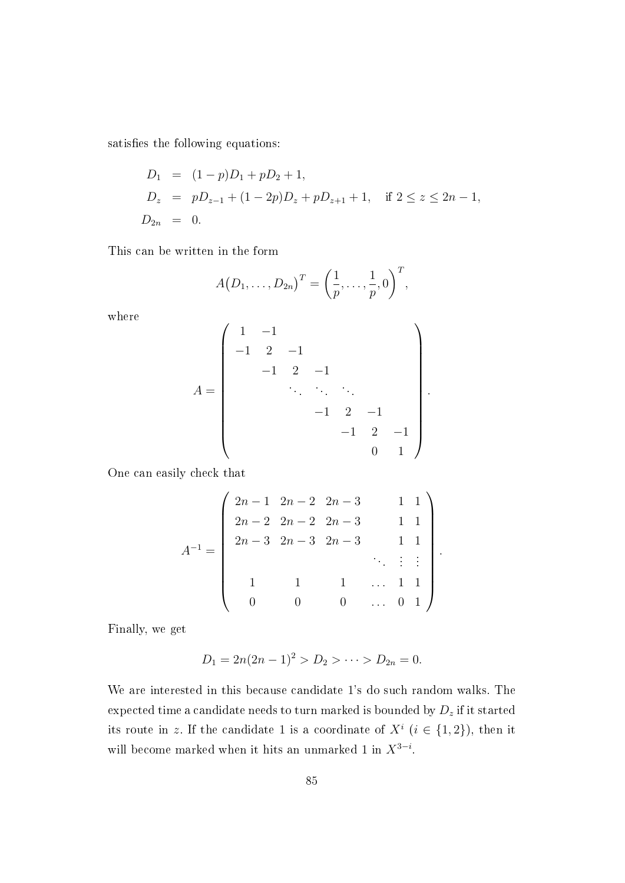satisfies the following equations:

$$
\begin{aligned}
D_1 &= (1-p)D_1 + pD_2 + 1, \\
D_z &= pD_{z-1} + (1-2p)D_z + pD_{z+1} + 1, \quad \text{if } 2 \le z \le 2n-1, \\
D_{2n} &= 0.
\end{aligned}
$$

This can be written in the form

$$
A\big(D_1, \ldots, D_{2n}\big)^T = \left(\frac{1}{p}, \ldots, \frac{1}{p}, 0\right)^T,
$$

where

$$
A = \begin{pmatrix}
1 & -1 & & & & & \\
-1 & 2 & -1 & & & & \\
 & -1 & 2 & -1 & & & \\
 & & \ddots & \ddots & \ddots & & \\
 & & & -1 & 2 & -1 & \\
 & & & & -1 & 2 & -1 \\
 & & & & & 0 & 1
\end{pmatrix}.
$$

One can easily check that

$$
A^{-1} = \begin{pmatrix}
2n-1 & 2n-2 & 2n-3 & & 1 & 1 \\
2n-2 & 2n-2 & 2n-3 & & 1 & 1 \\
2n-3 & 2n-3 & 2n-3 & & 1 & 1 \\
 & & & \ddots & \vdots & \vdots \\
1 & 1 & 1 & \ldots & 1 & 1 \\
0 & 0 & 0 & \ldots & 0 & 1
\end{pmatrix}.
$$

Finally, we get

$$
D_1 = 2n(2n-1)^2 > D_2 > \cdots > D_{2n} = 0.
$$

We are interested in this because candidate 1's do such random walks. The expected time a candidate needs to turn marked is bounded by $D_z$ if it started its route in $z$. If the candidate 1 is a coordinate of $X^i$ ($i \in \{1,2\}$), then it will become marked when it hits an unmarked 1 in $X^{3-i}$.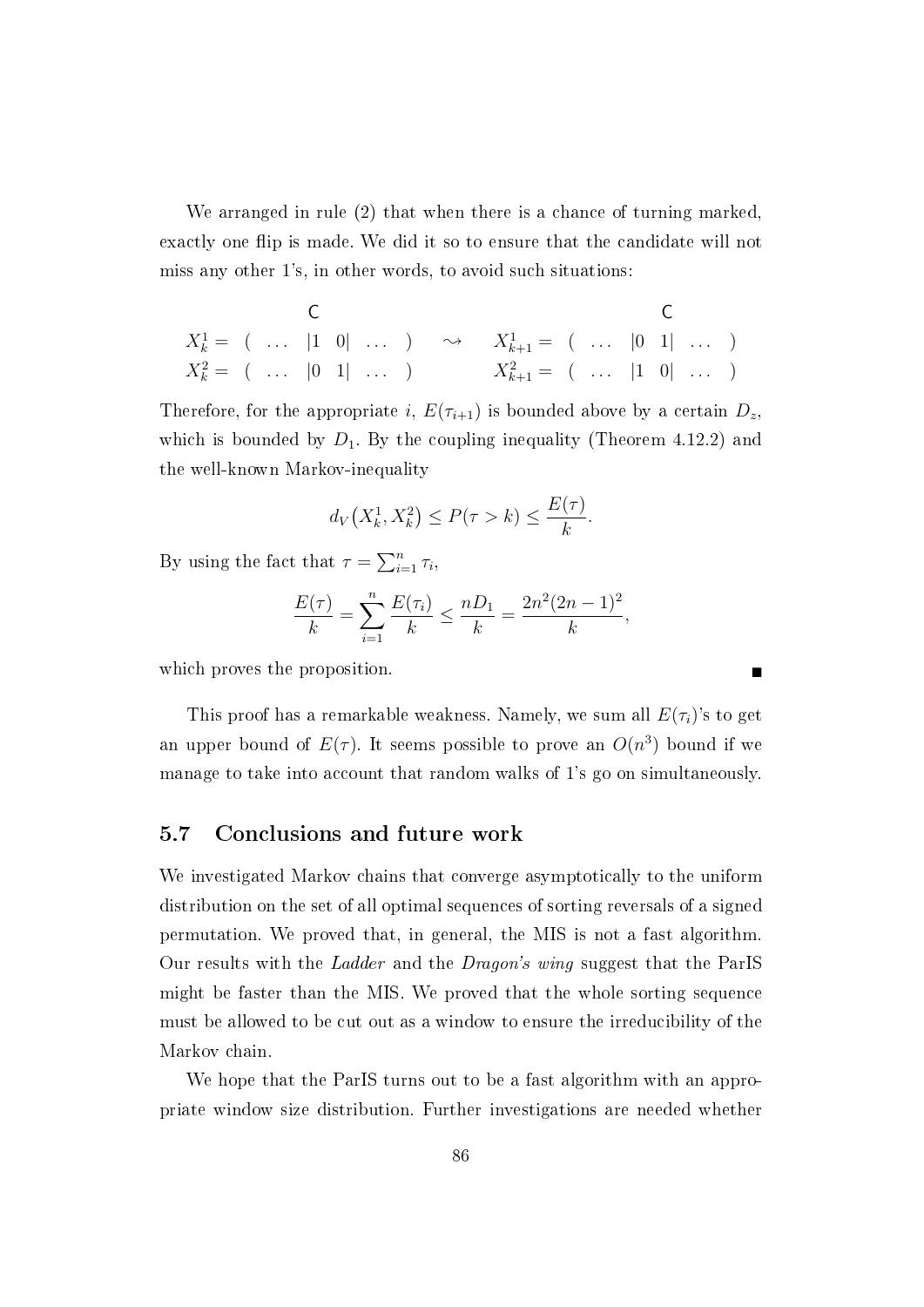We arranged in rule (2) that when there is a chance of turning marked, exactly one flip is made. We did it so to ensure that the candidate will not miss any other 1's, in other words, to avoid such situations:

$$
\begin{array}{llllll}
 & \quad\;\;\mathsf{C} & & & \qquad\qquad\quad\;\;\mathsf{C} & \\
X_k^1 = & ( \;\ldots\; |1 \;\; 0| \;\ldots\; ) & \rightsquigarrow & X_{k+1}^1 = & ( \;\ldots\; |0 \;\; 1| \;\ldots\; ) & \\
X_k^2 = & ( \;\ldots\; |0 \;\; 1| \;\ldots\; ) & & X_{k+1}^2 = & ( \;\ldots\; |1 \;\; 0| \;\ldots\; ) &
\end{array}
$$

Therefore, for the appropriate $i$, $E(\tau_{i+1})$ is bounded above by a certain $D_z$, which is bounded by $D_1$. By the coupling inequality (Theorem 4.12.2) and the well-known Markov-inequality

$$d_V\big(X_k^1, X_k^2\big) \leq P(\tau > k) \leq \frac{E(\tau)}{k}.$$

By using the fact that $\tau = \sum_{i=1}^n \tau_i$,

$$\frac{E(\tau)}{k} = \sum_{i=1}^n \frac{E(\tau_i)}{k} \leq \frac{nD_1}{k} = \frac{2n^2(2n-1)^2}{k},$$

which proves the proposition. ∎

This proof has a remarkable weakness. Namely, we sum all $E(\tau_i)$'s to get an upper bound of $E(\tau)$. It seems possible to prove an $O(n^3)$ bound if we manage to take into account that random walks of 1's go on simultaneously.

## 5.7 Conclusions and future work

We investigated Markov chains that converge asymptotically to the uniform distribution on the set of all optimal sequences of sorting reversals of a signed permutation. We proved that, in general, the MIS is not a fast algorithm. Our results with the *Ladder* and the *Dragon's wing* suggest that the ParIS might be faster than the MIS. We proved that the whole sorting sequence must be allowed to be cut out as a window to ensure the irreducibility of the Markov chain.

We hope that the ParIS turns out to be a fast algorithm with an appropriate window size distribution. Further investigations are needed whether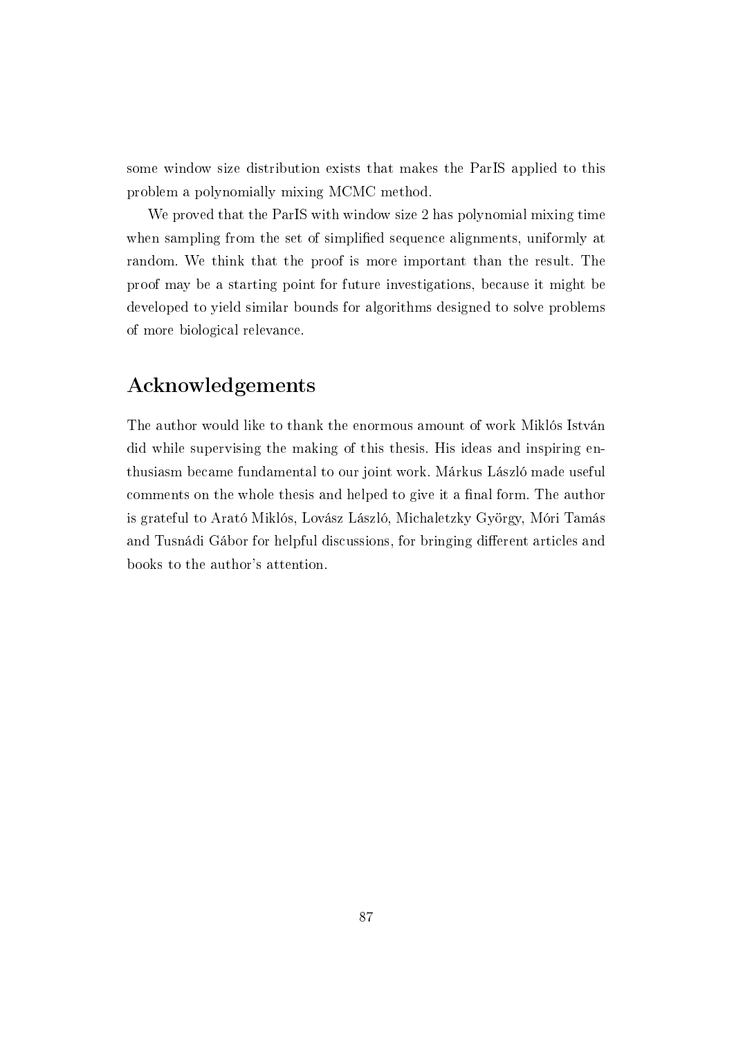some window size distribution exists that makes the ParIS applied to this problem a polynomially mixing MCMC method.

We proved that the ParIS with window size 2 has polynomial mixing time when sampling from the set of simplified sequence alignments, uniformly at random. We think that the proof is more important than the result. The proof may be a starting point for future investigations, because it might be developed to yield similar bounds for algorithms designed to solve problems of more biological relevance.

## Acknowledgements

The author would like to thank the enormous amount of work Miklós István did while supervising the making of this thesis. His ideas and inspiring enthusiasm became fundamental to our joint work. Márkus László made useful comments on the whole thesis and helped to give it a final form. The author is grateful to Arató Miklós, Lovász László, Michaletzky György, Móri Tamás and Tusnádi Gábor for helpful discussions, for bringing different articles and books to the author's attention.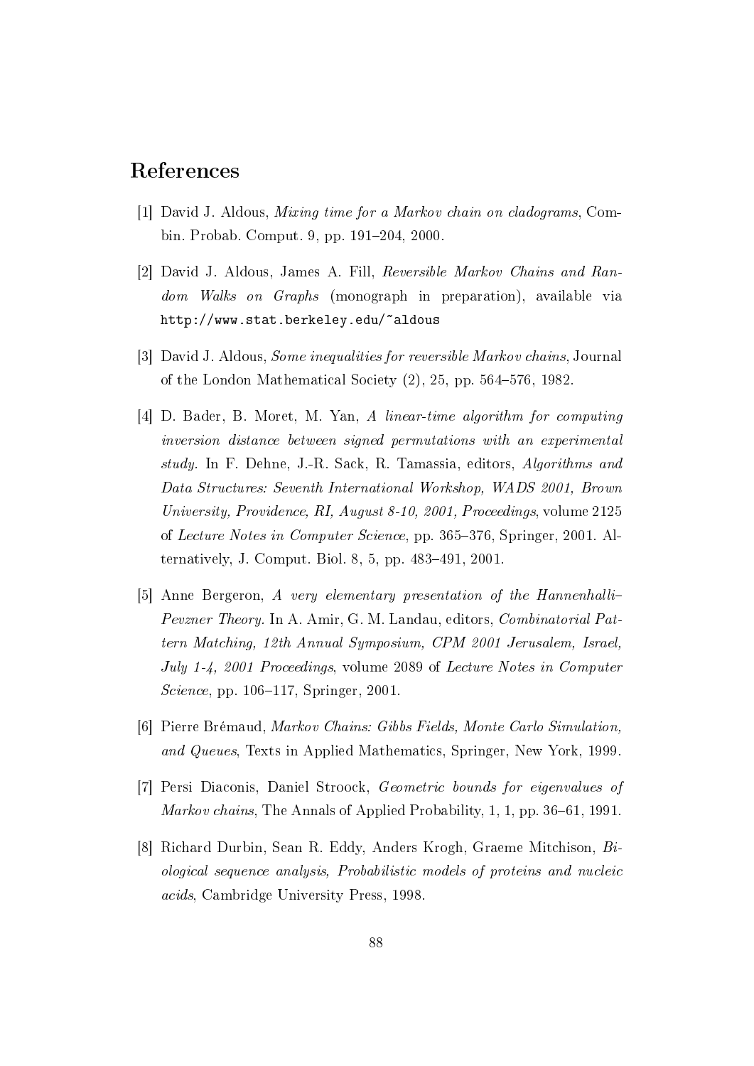# References

[1] David J. Aldous, *Mixing time for a Markov chain on cladograms*, Combin. Probab. Comput. 9, pp. 191–204, 2000.

[2] David J. Aldous, James A. Fill, *Reversible Markov Chains and Random Walks on Graphs* (monograph in preparation), available via `http://www.stat.berkeley.edu/~aldous`

[3] David J. Aldous, *Some inequalities for reversible Markov chains*, Journal of the London Mathematical Society (2), 25, pp. 564–576, 1982.

[4] D. Bader, B. Moret, M. Yan, *A linear-time algorithm for computing inversion distance between signed permutations with an experimental study*. In F. Dehne, J.-R. Sack, R. Tamassia, editors, *Algorithms and Data Structures: Seventh International Workshop, WADS 2001, Brown University, Providence, RI, August 8-10, 2001, Proceedings*, volume 2125 of *Lecture Notes in Computer Science*, pp. 365–376, Springer, 2001. Alternatively, J. Comput. Biol. 8, 5, pp. 483–491, 2001.

[5] Anne Bergeron, *A very elementary presentation of the Hannenhalli–Pevzner Theory*. In A. Amir, G. M. Landau, editors, *Combinatorial Pattern Matching, 12th Annual Symposium, CPM 2001 Jerusalem, Israel, July 1-4, 2001 Proceedings*, volume 2089 of *Lecture Notes in Computer Science*, pp. 106–117, Springer, 2001.

[6] Pierre Brémaud, *Markov Chains: Gibbs Fields, Monte Carlo Simulation, and Queues*, Texts in Applied Mathematics, Springer, New York, 1999.

[7] Persi Diaconis, Daniel Stroock, *Geometric bounds for eigenvalues of Markov chains*, The Annals of Applied Probability, 1, 1, pp. 36–61, 1991.

[8] Richard Durbin, Sean R. Eddy, Anders Krogh, Graeme Mitchison, *Biological sequence analysis, Probabilistic models of proteins and nucleic acids*, Cambridge University Press, 1998.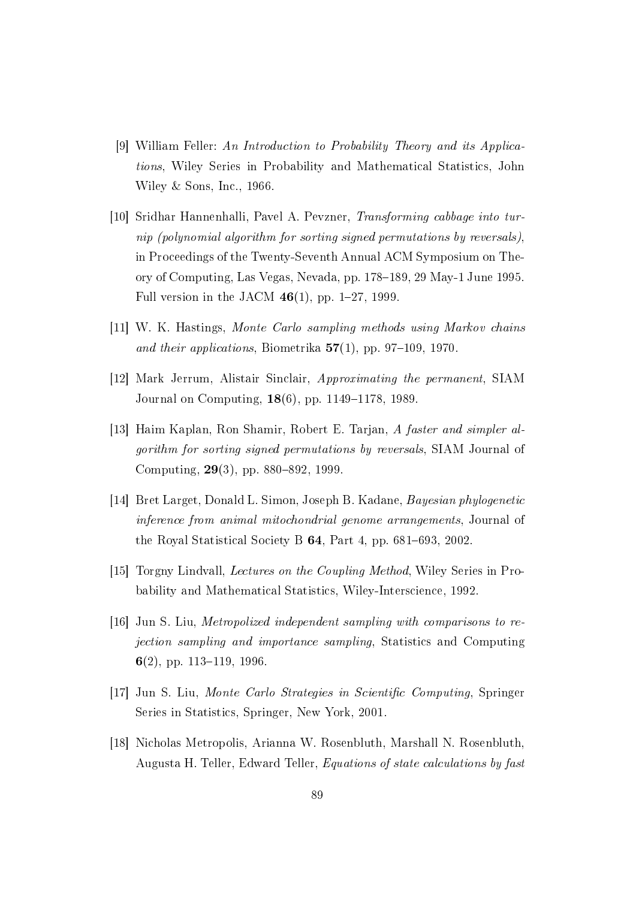[9] William Feller: *An Introduction to Probability Theory and its Applications*, Wiley Series in Probability and Mathematical Statistics, John Wiley & Sons, Inc., 1966.

[10] Sridhar Hannenhalli, Pavel A. Pevzner, *Transforming cabbage into turnip (polynomial algorithm for sorting signed permutations by reversals)*, in Proceedings of the Twenty-Seventh Annual ACM Symposium on Theory of Computing, Las Vegas, Nevada, pp. 178–189, 29 May-1 June 1995. Full version in the JACM **46**(1), pp. 1–27, 1999.

[11] W. K. Hastings, *Monte Carlo sampling methods using Markov chains and their applications*, Biometrika **57**(1), pp. 97–109, 1970.

[12] Mark Jerrum, Alistair Sinclair, *Approximating the permanent*, SIAM Journal on Computing, **18**(6), pp. 1149–1178, 1989.

[13] Haim Kaplan, Ron Shamir, Robert E. Tarjan, *A faster and simpler algorithm for sorting signed permutations by reversals*, SIAM Journal of Computing, **29**(3), pp. 880–892, 1999.

[14] Bret Larget, Donald L. Simon, Joseph B. Kadane, *Bayesian phylogenetic inference from animal mitochondrial genome arrangements*, Journal of the Royal Statistical Society B **64**, Part 4, pp. 681–693, 2002.

[15] Torgny Lindvall, *Lectures on the Coupling Method*, Wiley Series in Probability and Mathematical Statistics, Wiley-Interscience, 1992.

[16] Jun S. Liu, *Metropolized independent sampling with comparisons to rejection sampling and importance sampling*, Statistics and Computing **6**(2), pp. 113–119, 1996.

[17] Jun S. Liu, *Monte Carlo Strategies in Scientific Computing*, Springer Series in Statistics, Springer, New York, 2001.

[18] Nicholas Metropolis, Arianna W. Rosenbluth, Marshall N. Rosenbluth, Augusta H. Teller, Edward Teller, *Equations of state calculations by fast*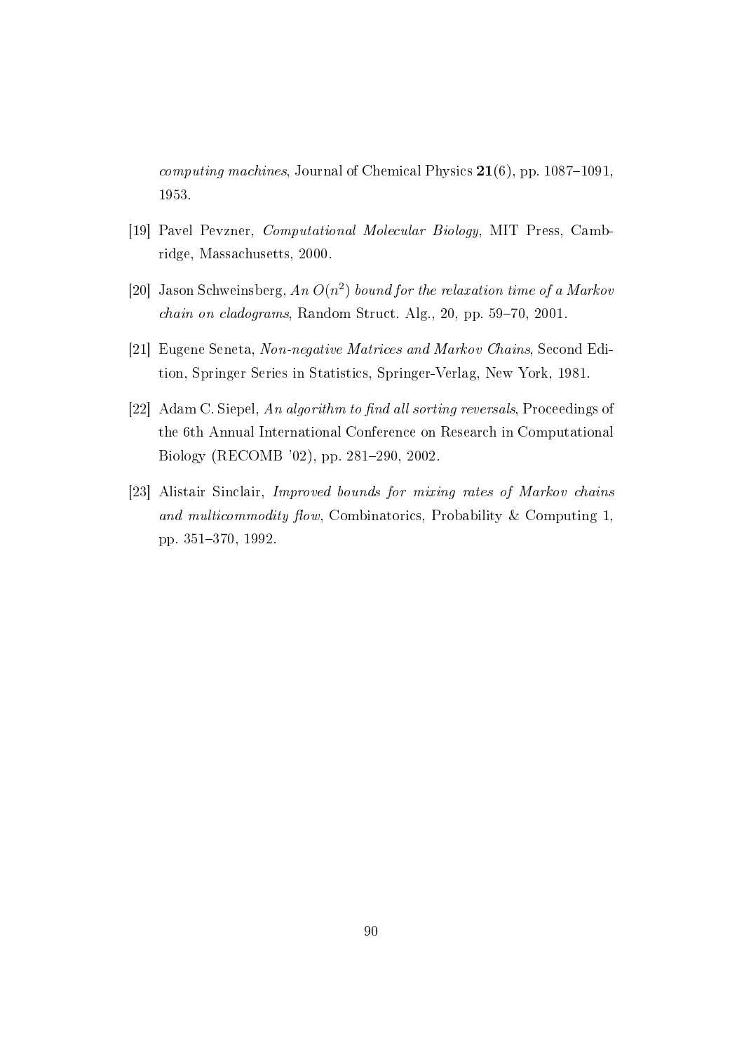*computing machines*, Journal of Chemical Physics **21**(6), pp. 1087–1091, 1953.

[19] Pavel Pevzner, *Computational Molecular Biology*, MIT Press, Cambridge, Massachusetts, 2000.

[20] Jason Schweinsberg, *An $O(n^2)$ bound for the relaxation time of a Markov chain on cladograms*, Random Struct. Alg., 20, pp. 59–70, 2001.

[21] Eugene Seneta, *Non-negative Matrices and Markov Chains*, Second Edition, Springer Series in Statistics, Springer-Verlag, New York, 1981.

[22] Adam C. Siepel, *An algorithm to find all sorting reversals*, Proceedings of the 6th Annual International Conference on Research in Computational Biology (RECOMB '02), pp. 281–290, 2002.

[23] Alistair Sinclair, *Improved bounds for mixing rates of Markov chains and multicommodity flow*, Combinatorics, Probability & Computing 1, pp. 351–370, 1992.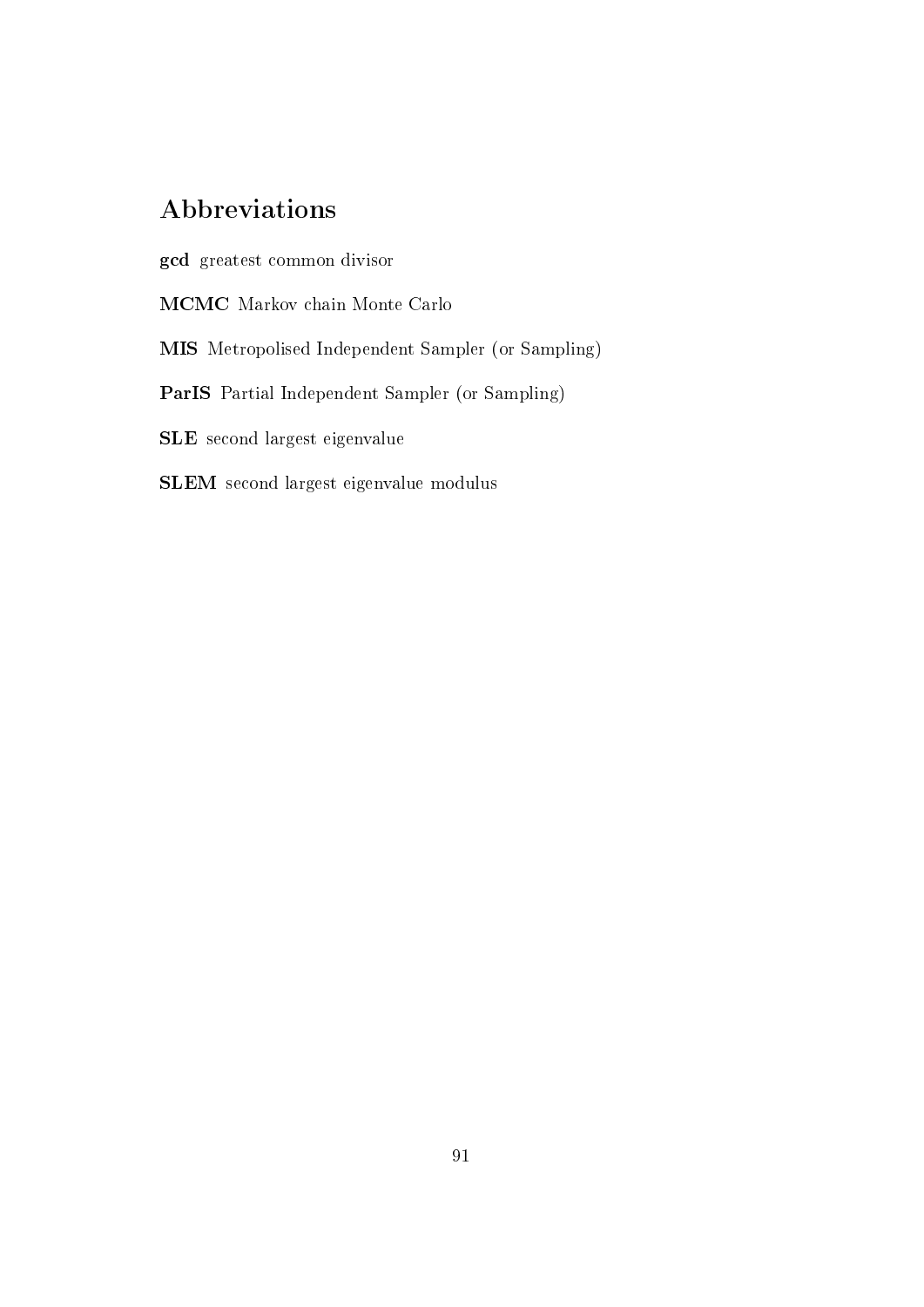# Abbreviations

**gcd** greatest common divisor

**MCMC** Markov chain Monte Carlo

**MIS** Metropolised Independent Sampler (or Sampling)

**ParIS** Partial Independent Sampler (or Sampling)

**SLE** second largest eigenvalue

**SLEM** second largest eigenvalue modulus